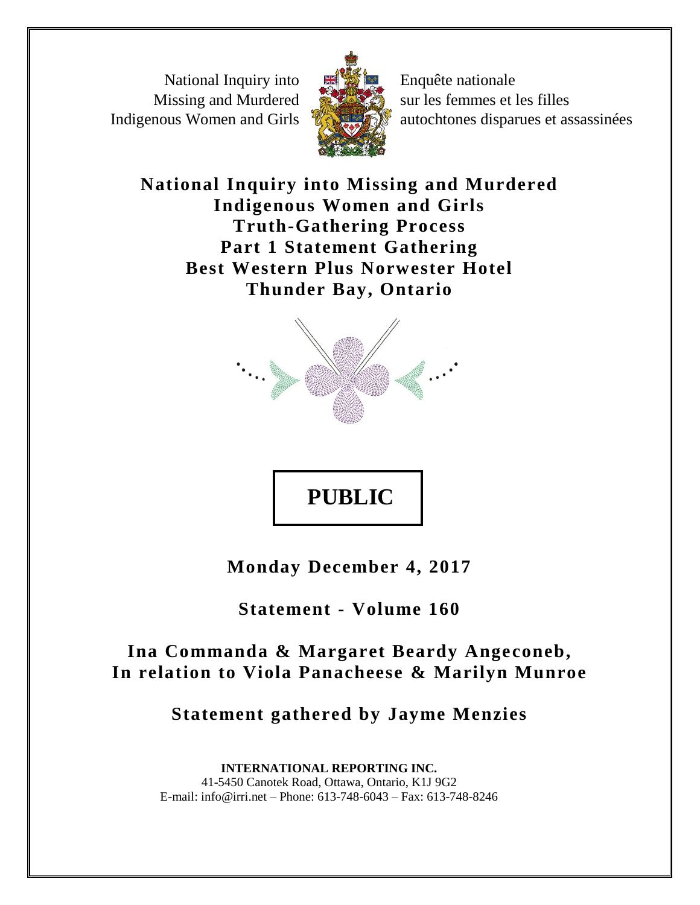National Inquiry into Missing and Murdered Indigenous Women and Girls

Enquête nationale sur les femmes et les filles autochtones disparues et assassinées

# National Inquiry into Missing and Murdered Indigenous Women and Girls
# Truth-Gathering Process
# Part 1 Statement Gathering
# Best Western Plus Norwester Hotel
# Thunder Bay, Ontario

**PUBLIC**

**Monday December 4, 2017**

**Statement - Volume 160**

**Ina Commanda & Margaret Beardy Angeconeb,**
**In relation to Viola Panacheese & Marilyn Munroe**

**Statement gathered by Jayme Menzies**

**INTERNATIONAL REPORTING INC.**
41-5450 Canotek Road, Ottawa, Ontario, K1J 9G2
E-mail: info@irri.net – Phone: 613-748-6043 – Fax: 613-748-8246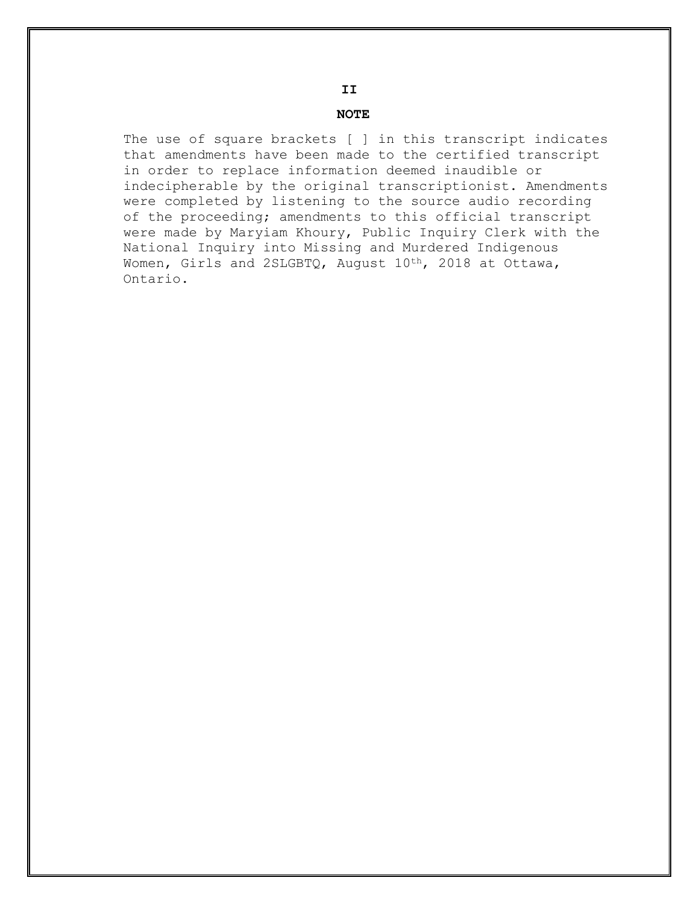## NOTE

The use of square brackets [ ] in this transcript indicates that amendments have been made to the certified transcript in order to replace information deemed inaudible or indecipherable by the original transcriptionist. Amendments were completed by listening to the source audio recording of the proceeding; amendments to this official transcript were made by Maryiam Khoury, Public Inquiry Clerk with the National Inquiry into Missing and Murdered Indigenous Women, Girls and 2SLGBTQ, August 10th, 2018 at Ottawa, Ontario.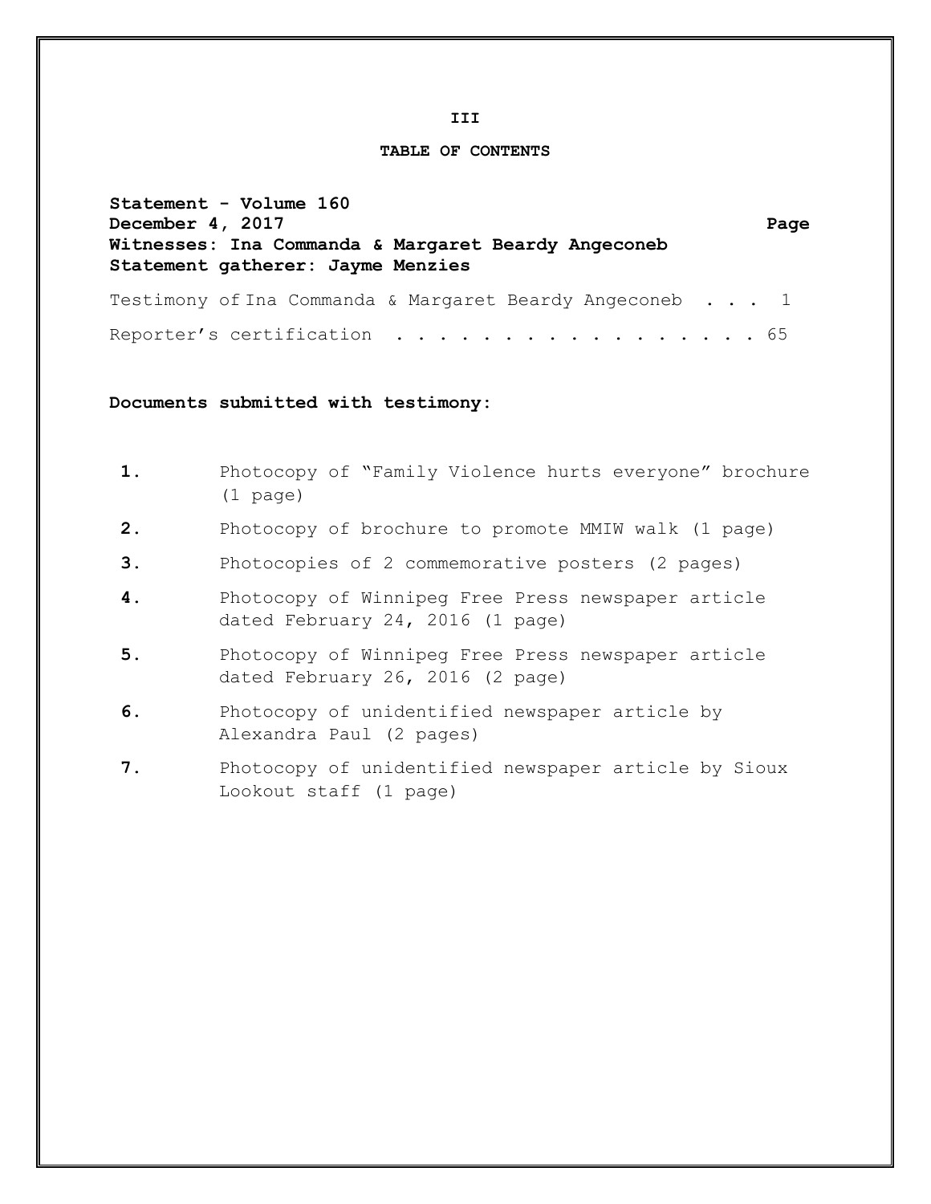# TABLE OF CONTENTS

**Statement - Volume 160**
**December 4, 2017** **Page**
**Witnesses: Ina Commanda & Margaret Beardy Angeconeb**
**Statement gatherer: Jayme Menzies**

Testimony of Ina Commanda & Margaret Beardy Angeconeb . . . 1

Reporter's certification . . . . . . . . . . . . . . . . . 65

**Documents submitted with testimony:**

**1.** Photocopy of "Family Violence hurts everyone" brochure (1 page)

**2.** Photocopy of brochure to promote MMIW walk (1 page)

**3.** Photocopies of 2 commemorative posters (2 pages)

**4.** Photocopy of Winnipeg Free Press newspaper article dated February 24, 2016 (1 page)

**5.** Photocopy of Winnipeg Free Press newspaper article dated February 26, 2016 (2 page)

**6.** Photocopy of unidentified newspaper article by Alexandra Paul (2 pages)

**7.** Photocopy of unidentified newspaper article by Sioux Lookout staff (1 page)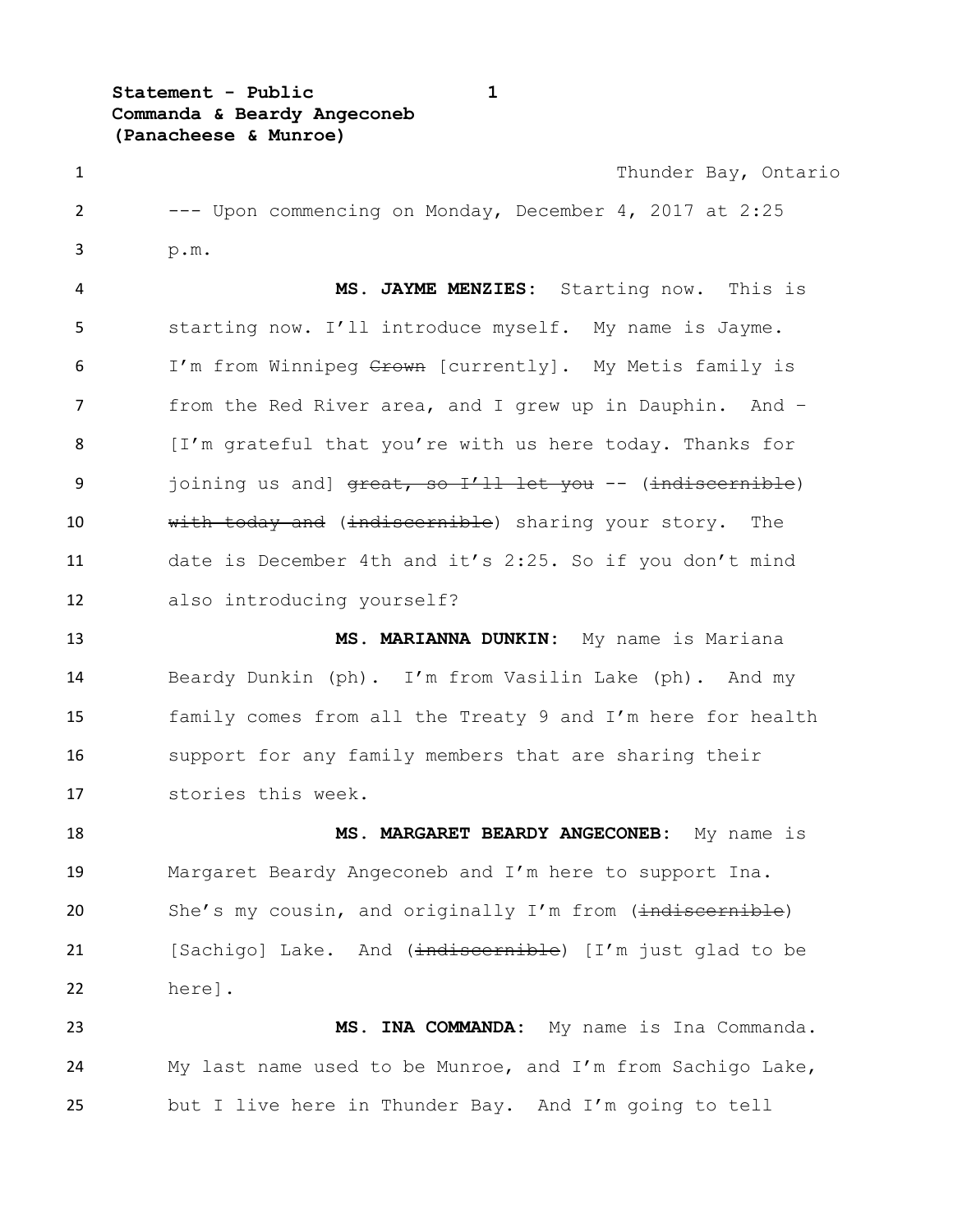Thunder Bay, Ontario

--- Upon commencing on Monday, December 4, 2017 at 2:25 p.m.

**MS. JAYME MENZIES:** Starting now. This is starting now. I'll introduce myself. My name is Jayme. I'm from Winnipeg ~~Crown~~ [currently]. My Metis family is from the Red River area, and I grew up in Dauphin. And – [I'm grateful that you're with us here today. Thanks for joining us and] ~~great, so I'll let you~~ -- (~~indiscernible~~) ~~with today and~~ (~~indiscernible~~) sharing your story. The date is December 4th and it's 2:25. So if you don't mind also introducing yourself?

**MS. MARIANNA DUNKIN:** My name is Mariana Beardy Dunkin (ph). I'm from Vasilin Lake (ph). And my family comes from all the Treaty 9 and I'm here for health support for any family members that are sharing their stories this week.

**MS. MARGARET BEARDY ANGECONEB:** My name is Margaret Beardy Angeconeb and I'm here to support Ina. She's my cousin, and originally I'm from (~~indiscernible~~) [Sachigo] Lake. And (~~indiscernible~~) [I'm just glad to be here].

**MS. INA COMMANDA:** My name is Ina Commanda. My last name used to be Munroe, and I'm from Sachigo Lake, but I live here in Thunder Bay. And I'm going to tell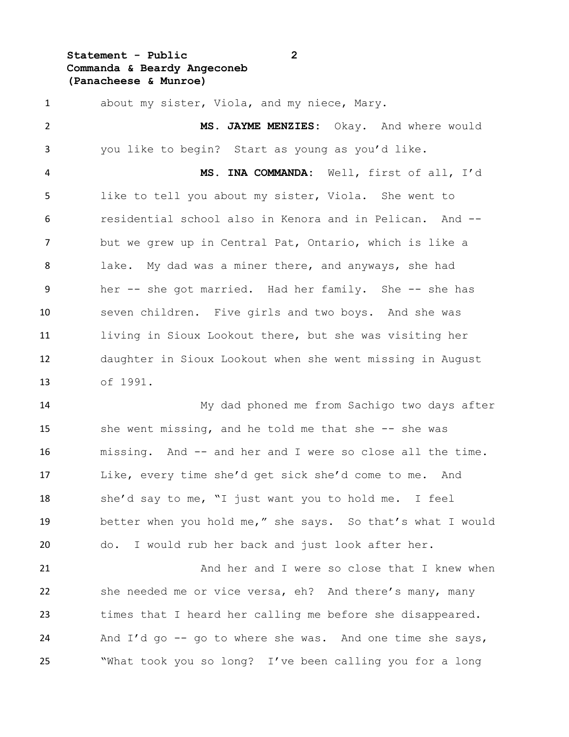about my sister, Viola, and my niece, Mary.

**MS. JAYME MENZIES:** Okay. And where would you like to begin? Start as young as you'd like.

**MS. INA COMMANDA:** Well, first of all, I'd like to tell you about my sister, Viola. She went to residential school also in Kenora and in Pelican. And -- but we grew up in Central Pat, Ontario, which is like a lake. My dad was a miner there, and anyways, she had her -- she got married. Had her family. She -- she has seven children. Five girls and two boys. And she was living in Sioux Lookout there, but she was visiting her daughter in Sioux Lookout when she went missing in August of 1991.

My dad phoned me from Sachigo two days after she went missing, and he told me that she -- she was missing. And -- and her and I were so close all the time. Like, every time she'd get sick she'd come to me. And she'd say to me, "I just want you to hold me. I feel better when you hold me," she says. So that's what I would do. I would rub her back and just look after her.

And her and I were so close that I knew when she needed me or vice versa, eh? And there's many, many times that I heard her calling me before she disappeared. And I'd go -- go to where she was. And one time she says, "What took you so long? I've been calling you for a long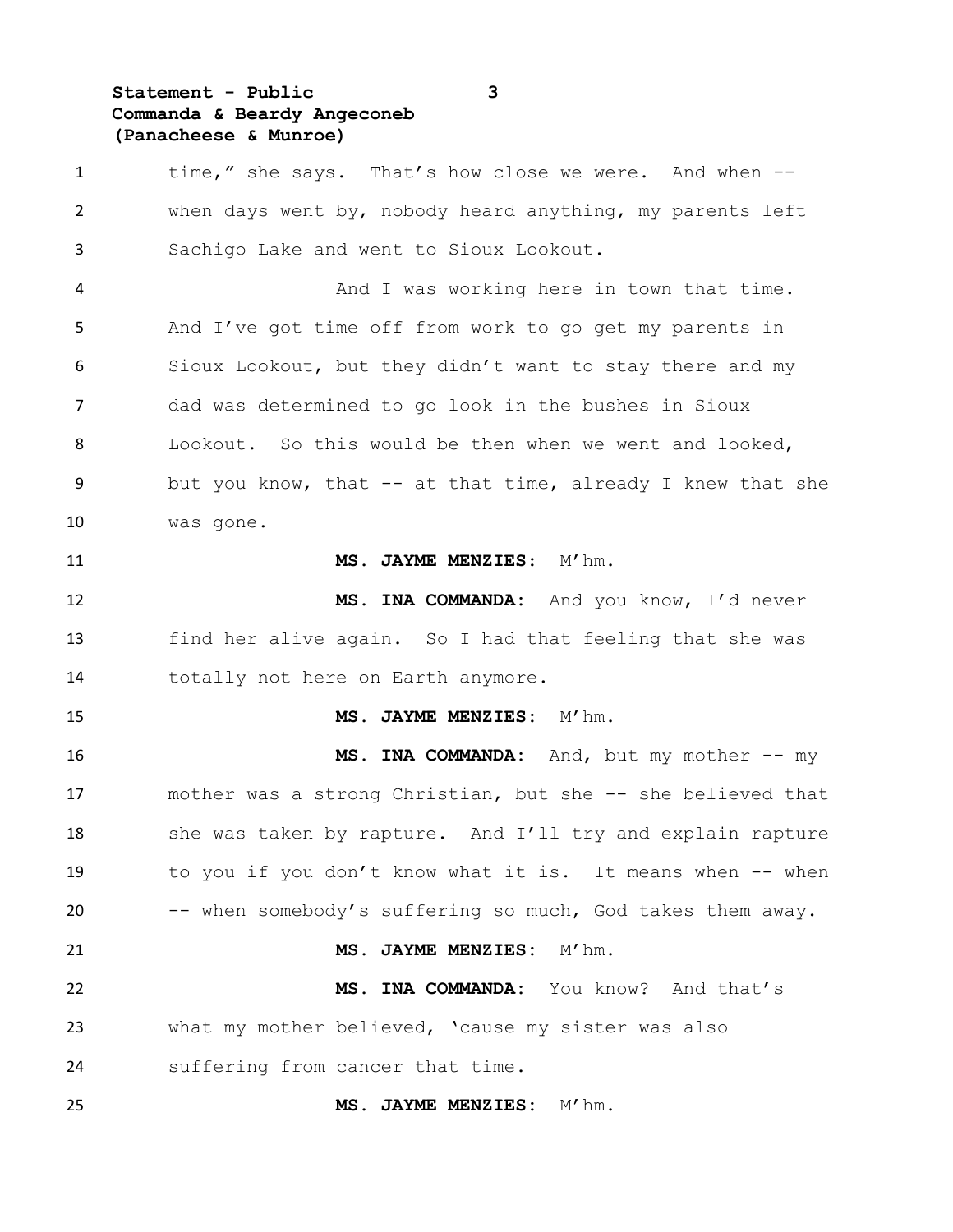time," she says. That's how close we were. And when -- when days went by, nobody heard anything, my parents left Sachigo Lake and went to Sioux Lookout.

And I was working here in town that time. And I've got time off from work to go get my parents in Sioux Lookout, but they didn't want to stay there and my dad was determined to go look in the bushes in Sioux Lookout. So this would be then when we went and looked, but you know, that -- at that time, already I knew that she was gone.

**MS. JAYME MENZIES:** M'hm.

**MS. INA COMMANDA:** And you know, I'd never find her alive again. So I had that feeling that she was totally not here on Earth anymore.

**MS. JAYME MENZIES:** M'hm.

**MS. INA COMMANDA:** And, but my mother -- my mother was a strong Christian, but she -- she believed that she was taken by rapture. And I'll try and explain rapture to you if you don't know what it is. It means when -- when -- when somebody's suffering so much, God takes them away.

**MS. JAYME MENZIES:** M'hm.

**MS. INA COMMANDA:** You know? And that's what my mother believed, 'cause my sister was also suffering from cancer that time.

**MS. JAYME MENZIES:** M'hm.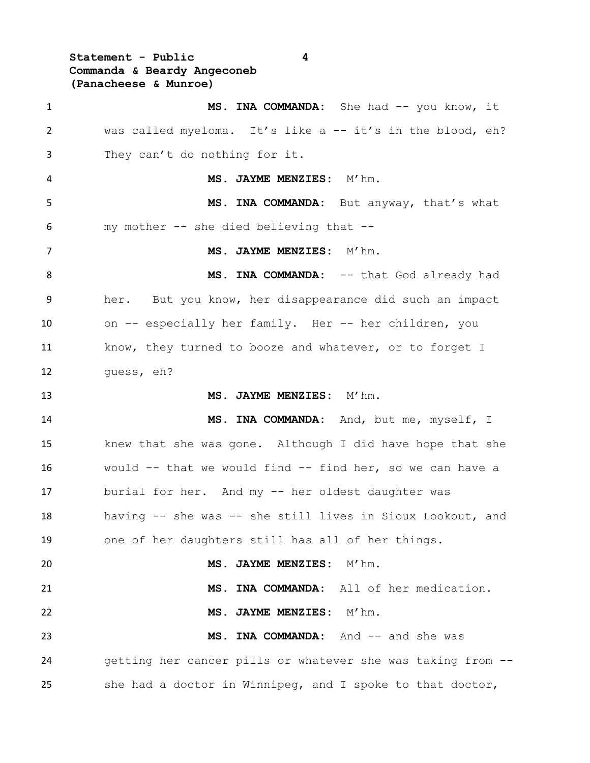**MS. INA COMMANDA:** She had -- you know, it was called myeloma. It's like a -- it's in the blood, eh? They can't do nothing for it.

**MS. JAYME MENZIES:** M'hm.

**MS. INA COMMANDA:** But anyway, that's what my mother -- she died believing that --

**MS. JAYME MENZIES:** M'hm.

**MS. INA COMMANDA:** -- that God already had her. But you know, her disappearance did such an impact on -- especially her family. Her -- her children, you know, they turned to booze and whatever, or to forget I guess, eh?

**MS. JAYME MENZIES:** M'hm.

**MS. INA COMMANDA:** And, but me, myself, I knew that she was gone. Although I did have hope that she would -- that we would find -- find her, so we can have a burial for her. And my -- her oldest daughter was having -- she was -- she still lives in Sioux Lookout, and one of her daughters still has all of her things.

**MS. JAYME MENZIES:** M'hm.

**MS. INA COMMANDA:** All of her medication.

**MS. JAYME MENZIES:** M'hm.

**MS. INA COMMANDA:** And -- and she was getting her cancer pills or whatever she was taking from -- she had a doctor in Winnipeg, and I spoke to that doctor,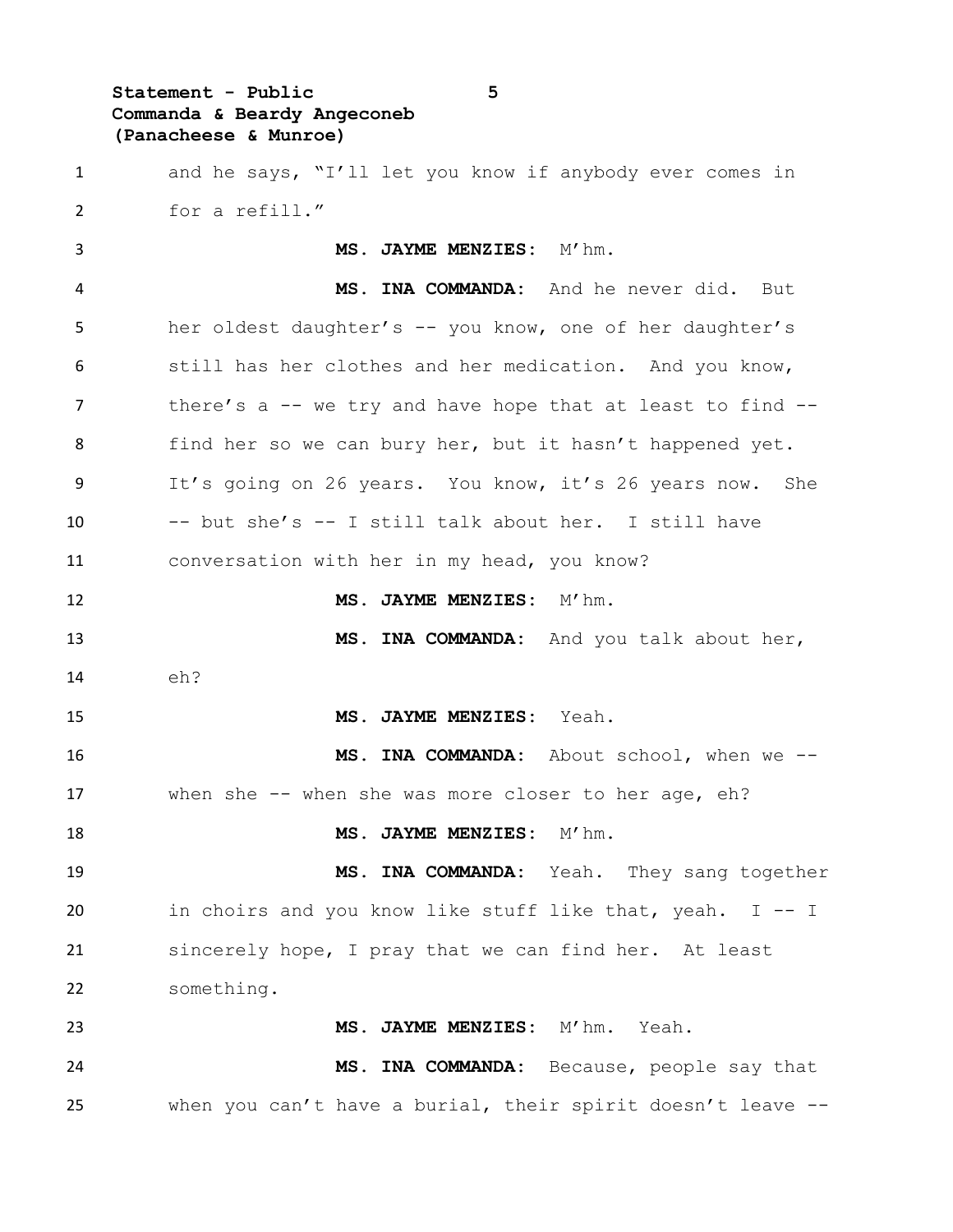and he says, "I'll let you know if anybody ever comes in for a refill."

**MS. JAYME MENZIES:** M'hm.

**MS. INA COMMANDA:** And he never did. But her oldest daughter's -- you know, one of her daughter's still has her clothes and her medication. And you know, there's a -- we try and have hope that at least to find -- find her so we can bury her, but it hasn't happened yet. It's going on 26 years. You know, it's 26 years now. She -- but she's -- I still talk about her. I still have conversation with her in my head, you know?

**MS. JAYME MENZIES:** M'hm.

**MS. INA COMMANDA:** And you talk about her, eh?

**MS. JAYME MENZIES:** Yeah.

**MS. INA COMMANDA:** About school, when we -- when she -- when she was more closer to her age, eh?

**MS. JAYME MENZIES:** M'hm.

**MS. INA COMMANDA:** Yeah. They sang together in choirs and you know like stuff like that, yeah. I -- I sincerely hope, I pray that we can find her. At least something.

**MS. JAYME MENZIES:** M'hm. Yeah.

**MS. INA COMMANDA:** Because, people say that when you can't have a burial, their spirit doesn't leave --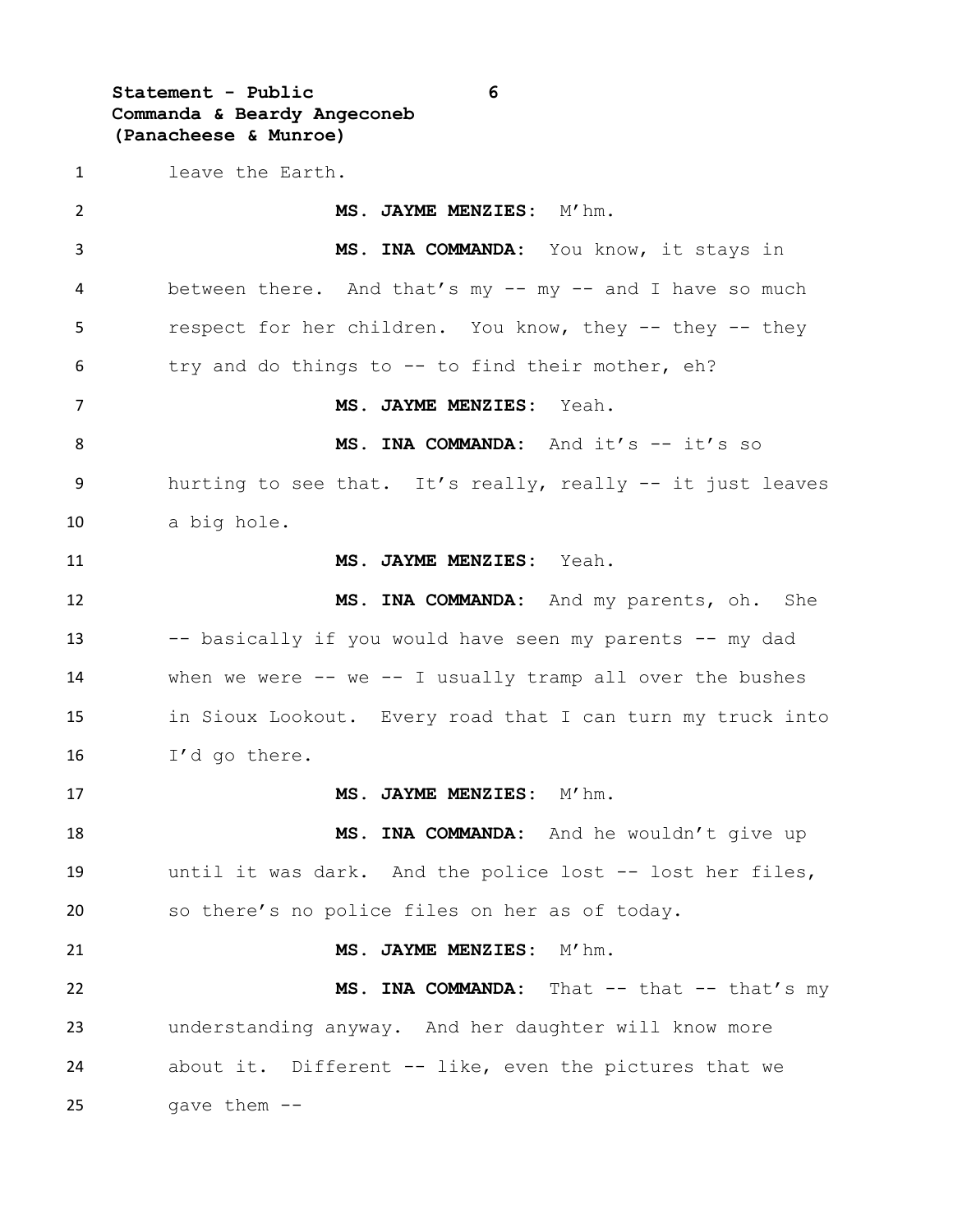leave the Earth.

**MS. JAYME MENZIES:** M'hm.

**MS. INA COMMANDA:** You know, it stays in between there. And that's my -- my -- and I have so much respect for her children. You know, they -- they -- they try and do things to -- to find their mother, eh?

**MS. JAYME MENZIES:** Yeah.

**MS. INA COMMANDA:** And it's -- it's so hurting to see that. It's really, really -- it just leaves a big hole.

**MS. JAYME MENZIES:** Yeah.

**MS. INA COMMANDA:** And my parents, oh. She -- basically if you would have seen my parents -- my dad when we were -- we -- I usually tramp all over the bushes in Sioux Lookout. Every road that I can turn my truck into I'd go there.

**MS. JAYME MENZIES:** M'hm.

**MS. INA COMMANDA:** And he wouldn't give up until it was dark. And the police lost -- lost her files, so there's no police files on her as of today.

**MS. JAYME MENZIES:** M'hm.

**MS. INA COMMANDA:** That -- that -- that's my understanding anyway. And her daughter will know more about it. Different -- like, even the pictures that we gave them --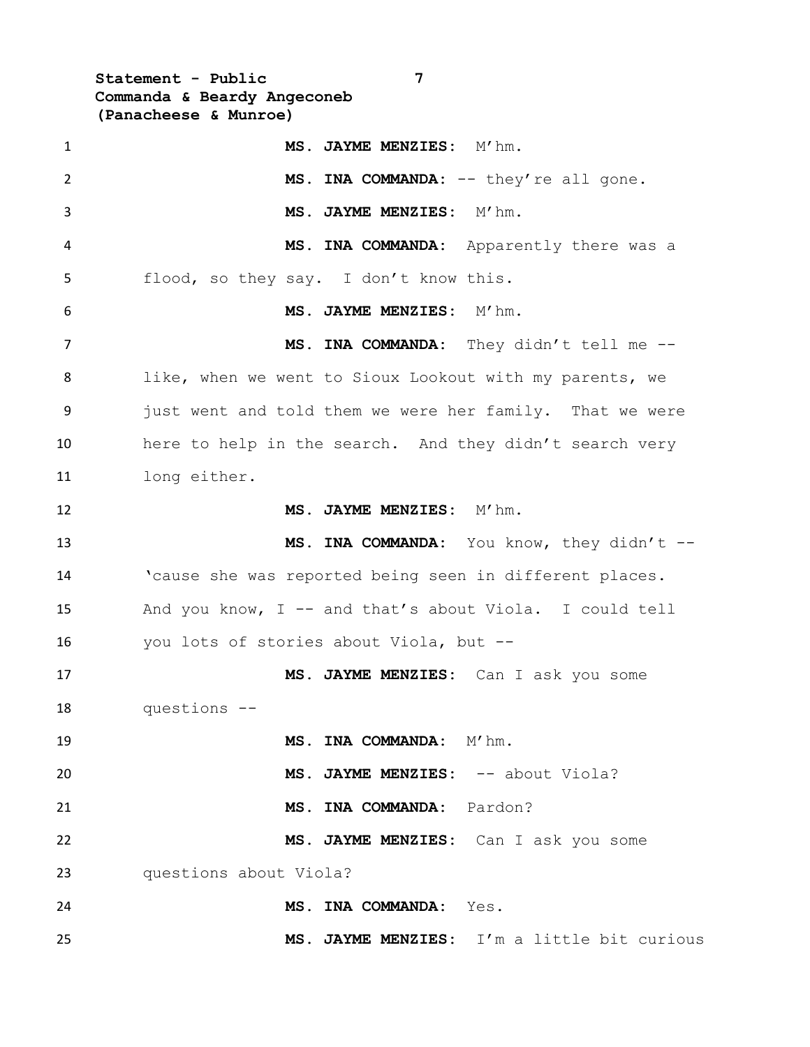**MS. JAYME MENZIES:** M'hm.

**MS. INA COMMANDA:** -- they're all gone.

**MS. JAYME MENZIES:** M'hm.

**MS. INA COMMANDA:** Apparently there was a flood, so they say. I don't know this.

**MS. JAYME MENZIES:** M'hm.

**MS. INA COMMANDA:** They didn't tell me -- like, when we went to Sioux Lookout with my parents, we just went and told them we were her family. That we were here to help in the search. And they didn't search very long either.

**MS. JAYME MENZIES:** M'hm.

**MS. INA COMMANDA:** You know, they didn't -- 'cause she was reported being seen in different places. And you know, I -- and that's about Viola. I could tell you lots of stories about Viola, but --

**MS. JAYME MENZIES:** Can I ask you some questions --

**MS. INA COMMANDA:** M'hm.

**MS. JAYME MENZIES:** -- about Viola?

**MS. INA COMMANDA:** Pardon?

**MS. JAYME MENZIES:** Can I ask you some questions about Viola?

**MS. INA COMMANDA:** Yes.

**MS. JAYME MENZIES:** I'm a little bit curious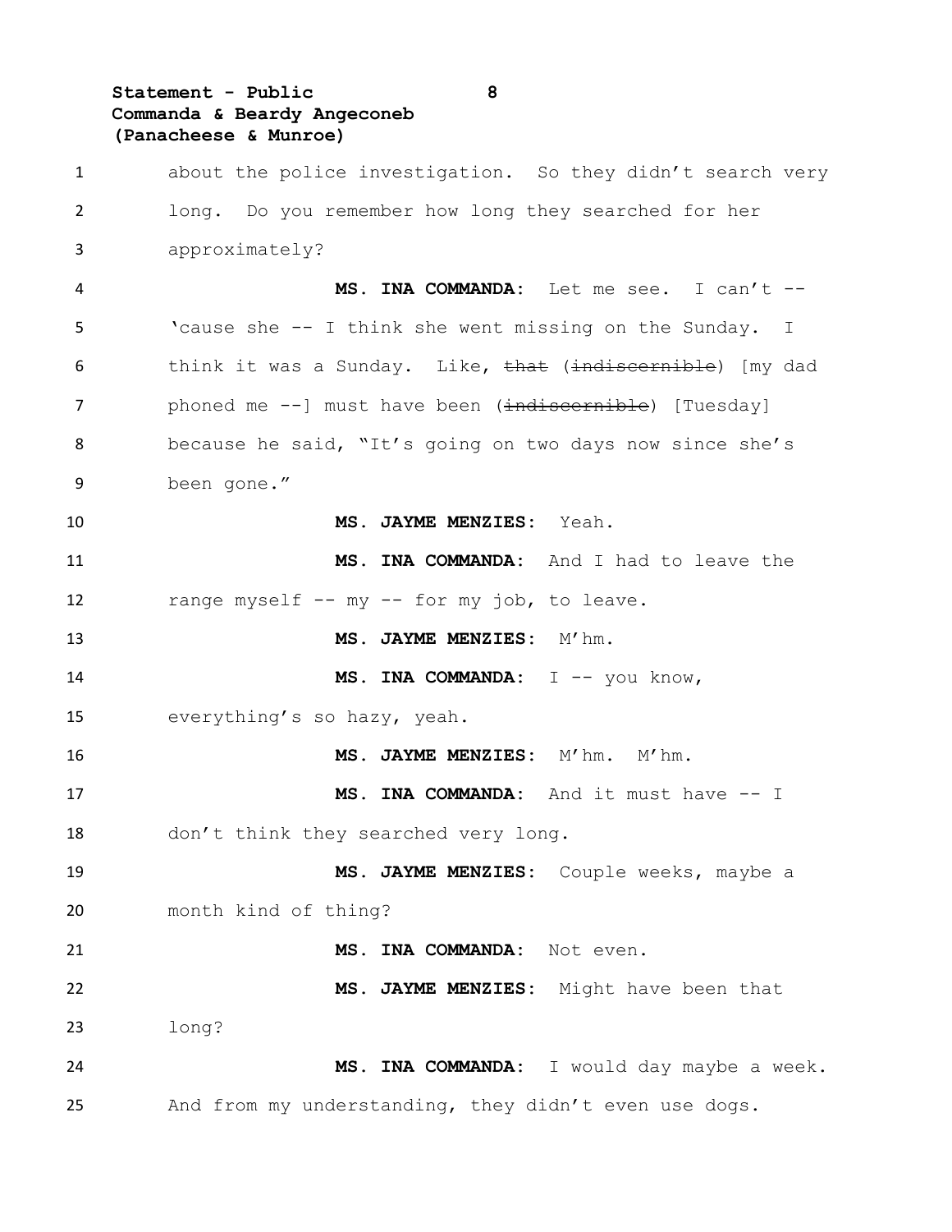about the police investigation. So they didn't search very long. Do you remember how long they searched for her approximately?

**MS. INA COMMANDA:** Let me see. I can't -- 'cause she -- I think she went missing on the Sunday. I think it was a Sunday. Like, ~~that~~ (~~indiscernible~~) [my dad phoned me --] must have been (~~indiscernible~~) [Tuesday] because he said, "It's going on two days now since she's been gone."

**MS. JAYME MENZIES:** Yeah.

**MS. INA COMMANDA:** And I had to leave the range myself -- my -- for my job, to leave.

**MS. JAYME MENZIES:** M'hm.

**MS. INA COMMANDA:** I -- you know, everything's so hazy, yeah.

**MS. JAYME MENZIES:** M'hm. M'hm.

**MS. INA COMMANDA:** And it must have -- I don't think they searched very long.

**MS. JAYME MENZIES:** Couple weeks, maybe a month kind of thing?

**MS. INA COMMANDA:** Not even.

**MS. JAYME MENZIES:** Might have been that long?

**MS. INA COMMANDA:** I would day maybe a week. And from my understanding, they didn't even use dogs.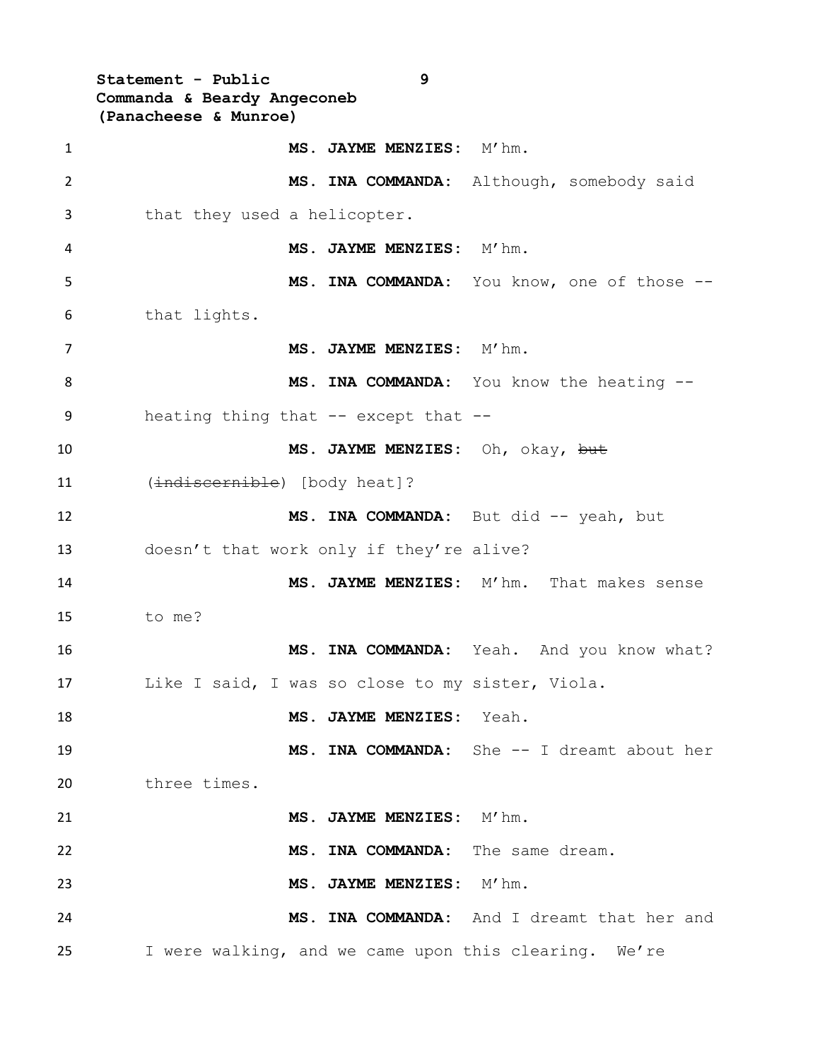**MS. JAYME MENZIES:** M'hm.

**MS. INA COMMANDA:** Although, somebody said that they used a helicopter.

**MS. JAYME MENZIES:** M'hm.

**MS. INA COMMANDA:** You know, one of those -- that lights.

**MS. JAYME MENZIES:** M'hm.

**MS. INA COMMANDA:** You know the heating -- heating thing that -- except that --

**MS. JAYME MENZIES:** Oh, okay, ~~but~~ (~~indiscernible~~) [body heat]?

**MS. INA COMMANDA:** But did -- yeah, but doesn't that work only if they're alive?

**MS. JAYME MENZIES:** M'hm. That makes sense to me?

**MS. INA COMMANDA:** Yeah. And you know what? Like I said, I was so close to my sister, Viola.

**MS. JAYME MENZIES:** Yeah.

**MS. INA COMMANDA:** She -- I dreamt about her three times.

**MS. JAYME MENZIES:** M'hm.

**MS. INA COMMANDA:** The same dream.

**MS. JAYME MENZIES:** M'hm.

**MS. INA COMMANDA:** And I dreamt that her and I were walking, and we came upon this clearing. We're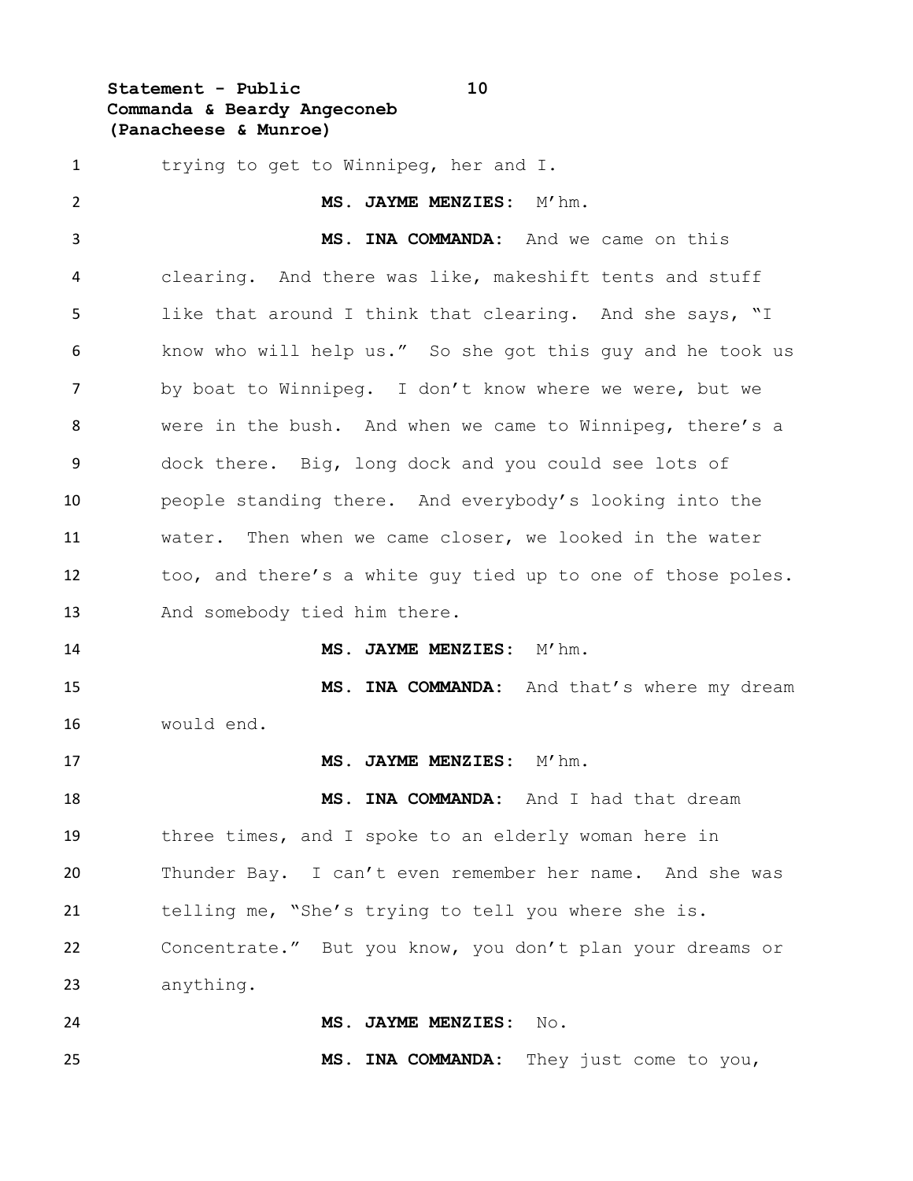trying to get to Winnipeg, her and I.

**MS. JAYME MENZIES:** M'hm.

**MS. INA COMMANDA:** And we came on this clearing. And there was like, makeshift tents and stuff like that around I think that clearing. And she says, "I know who will help us." So she got this guy and he took us by boat to Winnipeg. I don't know where we were, but we were in the bush. And when we came to Winnipeg, there's a dock there. Big, long dock and you could see lots of people standing there. And everybody's looking into the water. Then when we came closer, we looked in the water too, and there's a white guy tied up to one of those poles. And somebody tied him there.

**MS. JAYME MENZIES:** M'hm.

**MS. INA COMMANDA:** And that's where my dream would end.

**MS. JAYME MENZIES:** M'hm.

**MS. INA COMMANDA:** And I had that dream three times, and I spoke to an elderly woman here in Thunder Bay. I can't even remember her name. And she was telling me, "She's trying to tell you where she is. Concentrate." But you know, you don't plan your dreams or anything.

**MS. JAYME MENZIES:** No.

**MS. INA COMMANDA:** They just come to you,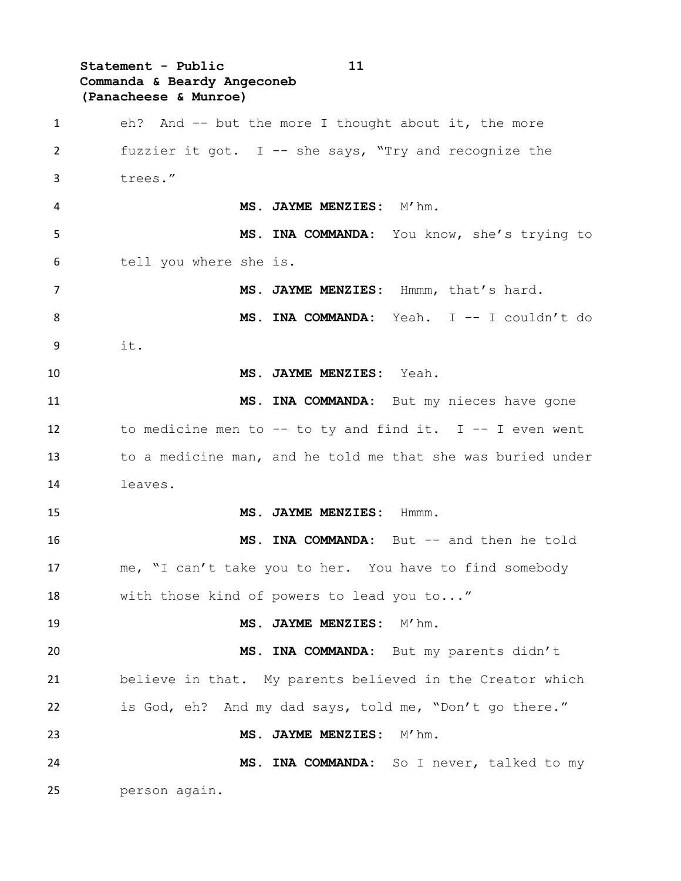eh? And -- but the more I thought about it, the more fuzzier it got. I -- she says, "Try and recognize the trees."

**MS. JAYME MENZIES:** M'hm.

**MS. INA COMMANDA:** You know, she's trying to tell you where she is.

**MS. JAYME MENZIES:** Hmmm, that's hard.

**MS. INA COMMANDA:** Yeah. I -- I couldn't do it.

**MS. JAYME MENZIES:** Yeah.

**MS. INA COMMANDA:** But my nieces have gone to medicine men to -- to ty and find it. I -- I even went to a medicine man, and he told me that she was buried under leaves.

**MS. JAYME MENZIES:** Hmmm.

**MS. INA COMMANDA:** But -- and then he told me, "I can't take you to her. You have to find somebody with those kind of powers to lead you to..."

**MS. JAYME MENZIES:** M'hm.

**MS. INA COMMANDA:** But my parents didn't believe in that. My parents believed in the Creator which is God, eh? And my dad says, told me, "Don't go there."

**MS. JAYME MENZIES:** M'hm.

**MS. INA COMMANDA:** So I never, talked to my person again.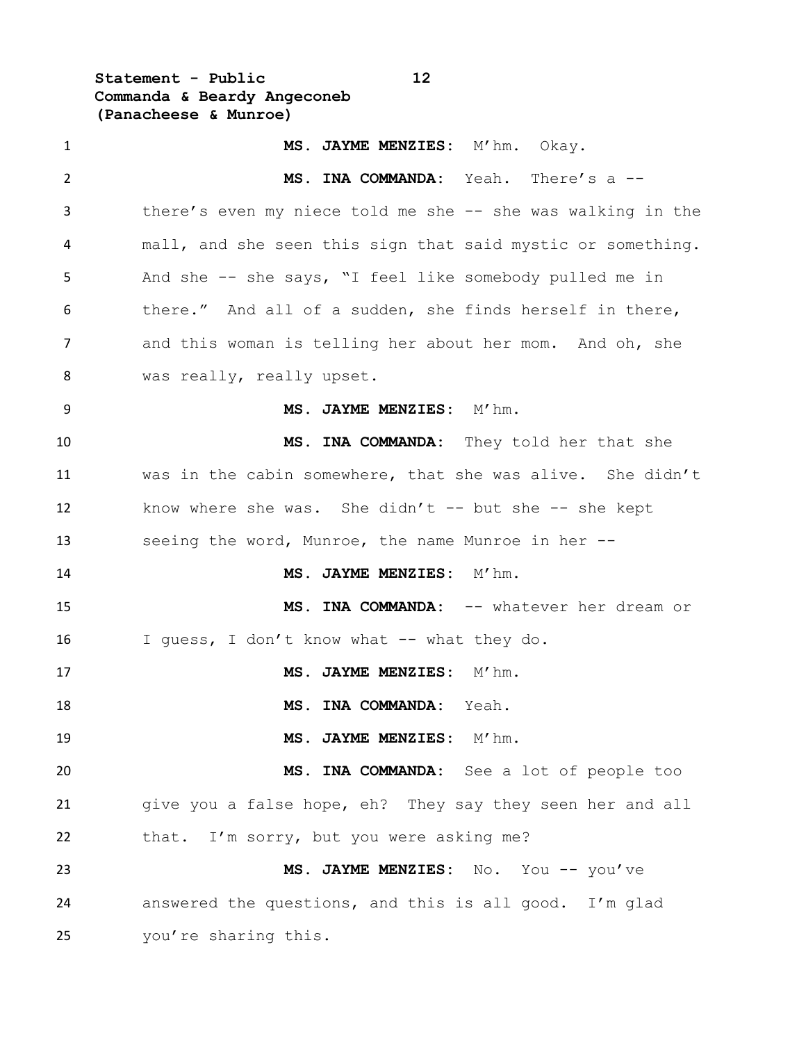**MS. JAYME MENZIES:** M'hm. Okay.

**MS. INA COMMANDA:** Yeah. There's a -- there's even my niece told me she -- she was walking in the mall, and she seen this sign that said mystic or something. And she -- she says, "I feel like somebody pulled me in there." And all of a sudden, she finds herself in there, and this woman is telling her about her mom. And oh, she was really, really upset.

**MS. JAYME MENZIES:** M'hm.

**MS. INA COMMANDA:** They told her that she was in the cabin somewhere, that she was alive. She didn't know where she was. She didn't -- but she -- she kept seeing the word, Munroe, the name Munroe in her --

**MS. JAYME MENZIES:** M'hm.

**MS. INA COMMANDA:** -- whatever her dream or I guess, I don't know what -- what they do.

**MS. JAYME MENZIES:** M'hm.

**MS. INA COMMANDA:** Yeah.

**MS. JAYME MENZIES:** M'hm.

**MS. INA COMMANDA:** See a lot of people too give you a false hope, eh? They say they seen her and all that. I'm sorry, but you were asking me?

**MS. JAYME MENZIES:** No. You -- you've answered the questions, and this is all good. I'm glad you're sharing this.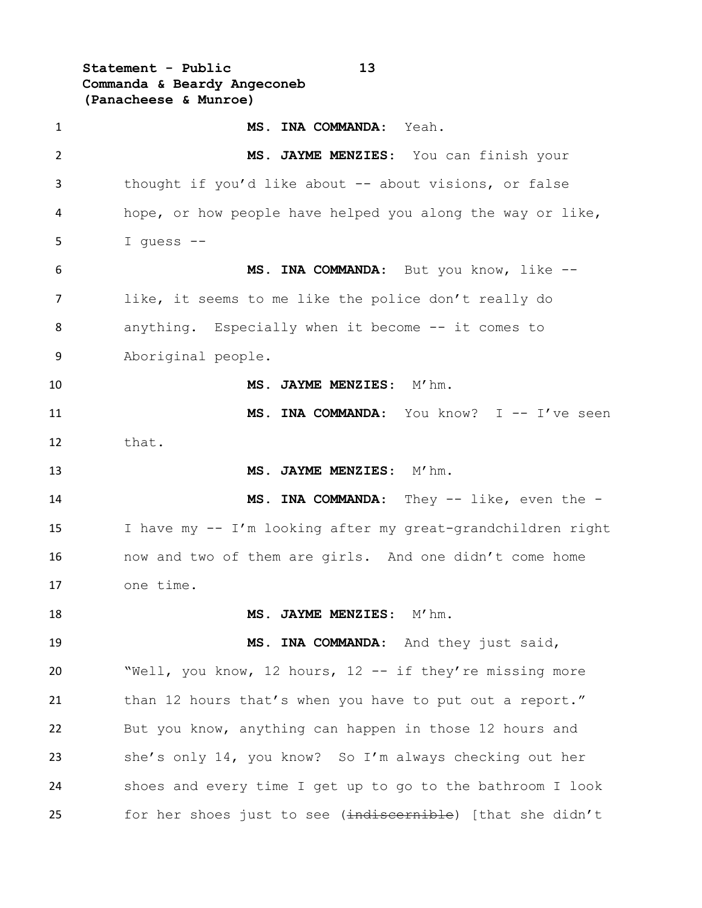**MS. INA COMMANDA:** Yeah.

**MS. JAYME MENZIES:** You can finish your thought if you'd like about -- about visions, or false hope, or how people have helped you along the way or like, I guess --

**MS. INA COMMANDA:** But you know, like -- like, it seems to me like the police don't really do anything. Especially when it become -- it comes to Aboriginal people.

**MS. JAYME MENZIES:** M'hm.

**MS. INA COMMANDA:** You know? I -- I've seen that.

**MS. JAYME MENZIES:** M'hm.

**MS. INA COMMANDA:** They -- like, even the - I have my -- I'm looking after my great-grandchildren right now and two of them are girls. And one didn't come home one time.

**MS. JAYME MENZIES:** M'hm.

**MS. INA COMMANDA:** And they just said, "Well, you know, 12 hours, 12 -- if they're missing more than 12 hours that's when you have to put out a report." But you know, anything can happen in those 12 hours and she's only 14, you know? So I'm always checking out her shoes and every time I get up to go to the bathroom I look for her shoes just to see (~~indiscernible~~) [that she didn't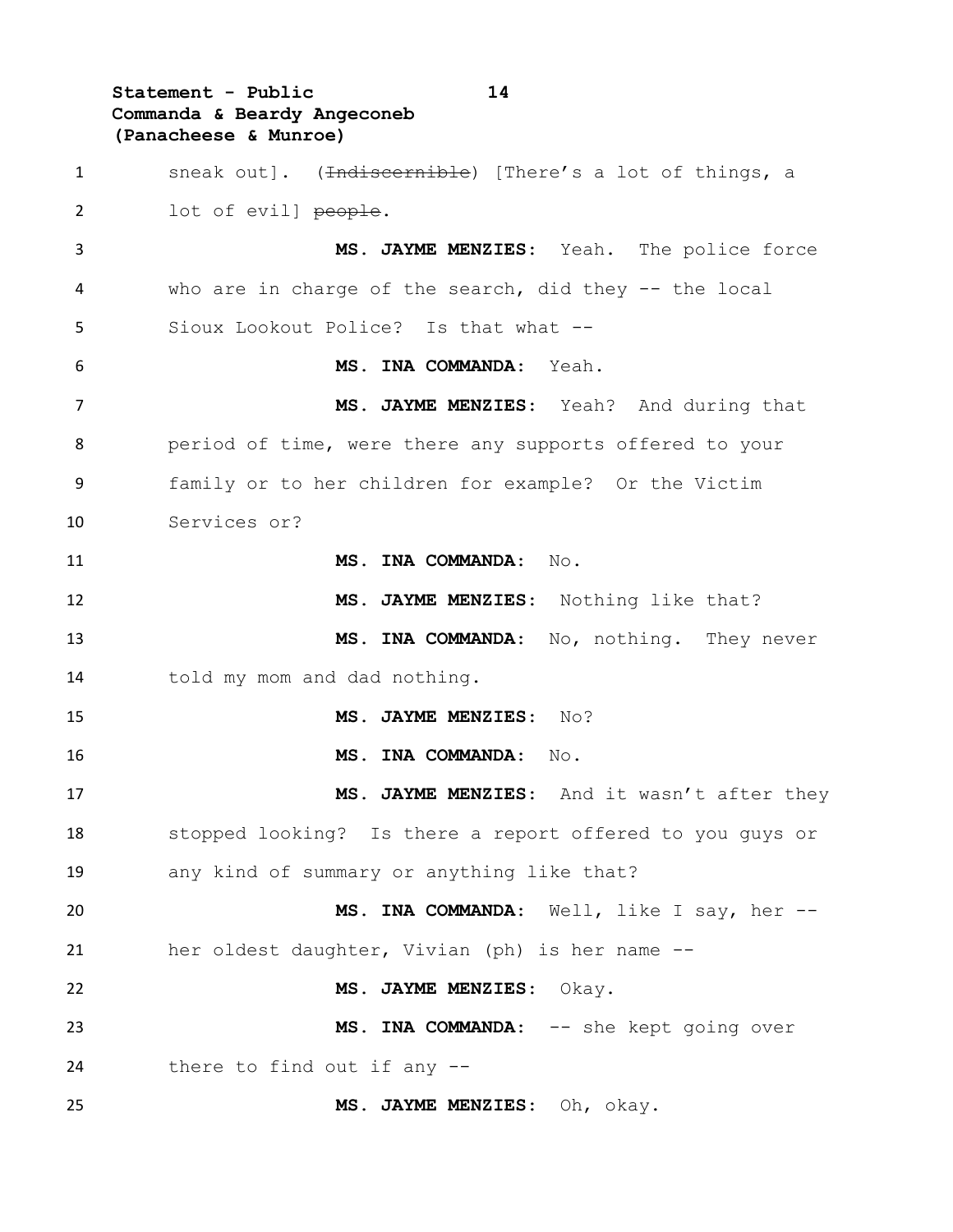sneak out]. (~~Indiscernible~~) [There's a lot of things, a lot of evil] ~~people~~.

**MS. JAYME MENZIES:** Yeah. The police force who are in charge of the search, did they -- the local Sioux Lookout Police? Is that what --

**MS. INA COMMANDA:** Yeah.

**MS. JAYME MENZIES:** Yeah? And during that period of time, were there any supports offered to your family or to her children for example? Or the Victim Services or?

**MS. INA COMMANDA:** No.

**MS. JAYME MENZIES:** Nothing like that?

**MS. INA COMMANDA:** No, nothing. They never told my mom and dad nothing.

**MS. JAYME MENZIES:** No?

**MS. INA COMMANDA:** No.

**MS. JAYME MENZIES:** And it wasn't after they stopped looking? Is there a report offered to you guys or any kind of summary or anything like that?

**MS. INA COMMANDA:** Well, like I say, her -- her oldest daughter, Vivian (ph) is her name --

**MS. JAYME MENZIES:** Okay.

**MS. INA COMMANDA:** -- she kept going over there to find out if any --

**MS. JAYME MENZIES:** Oh, okay.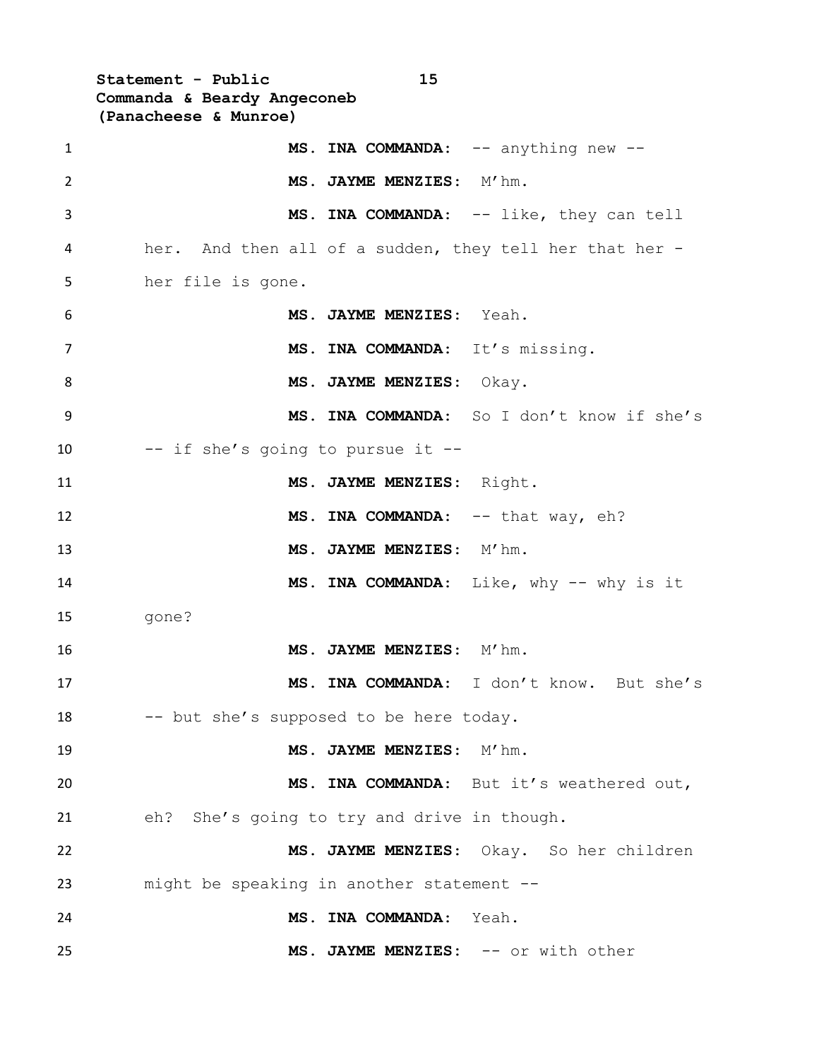**MS. INA COMMANDA:** -- anything new --

**MS. JAYME MENZIES:** M'hm.

**MS. INA COMMANDA:** -- like, they can tell her. And then all of a sudden, they tell her that her - her file is gone.

**MS. JAYME MENZIES:** Yeah.

**MS. INA COMMANDA:** It's missing.

**MS. JAYME MENZIES:** Okay.

**MS. INA COMMANDA:** So I don't know if she's -- if she's going to pursue it --

**MS. JAYME MENZIES:** Right.

**MS. INA COMMANDA:** -- that way, eh?

**MS. JAYME MENZIES:** M'hm.

**MS. INA COMMANDA:** Like, why -- why is it gone?

**MS. JAYME MENZIES:** M'hm.

**MS. INA COMMANDA:** I don't know. But she's -- but she's supposed to be here today.

**MS. JAYME MENZIES:** M'hm.

**MS. INA COMMANDA:** But it's weathered out, eh? She's going to try and drive in though.

**MS. JAYME MENZIES:** Okay. So her children might be speaking in another statement --

**MS. INA COMMANDA:** Yeah.

**MS. JAYME MENZIES:** -- or with other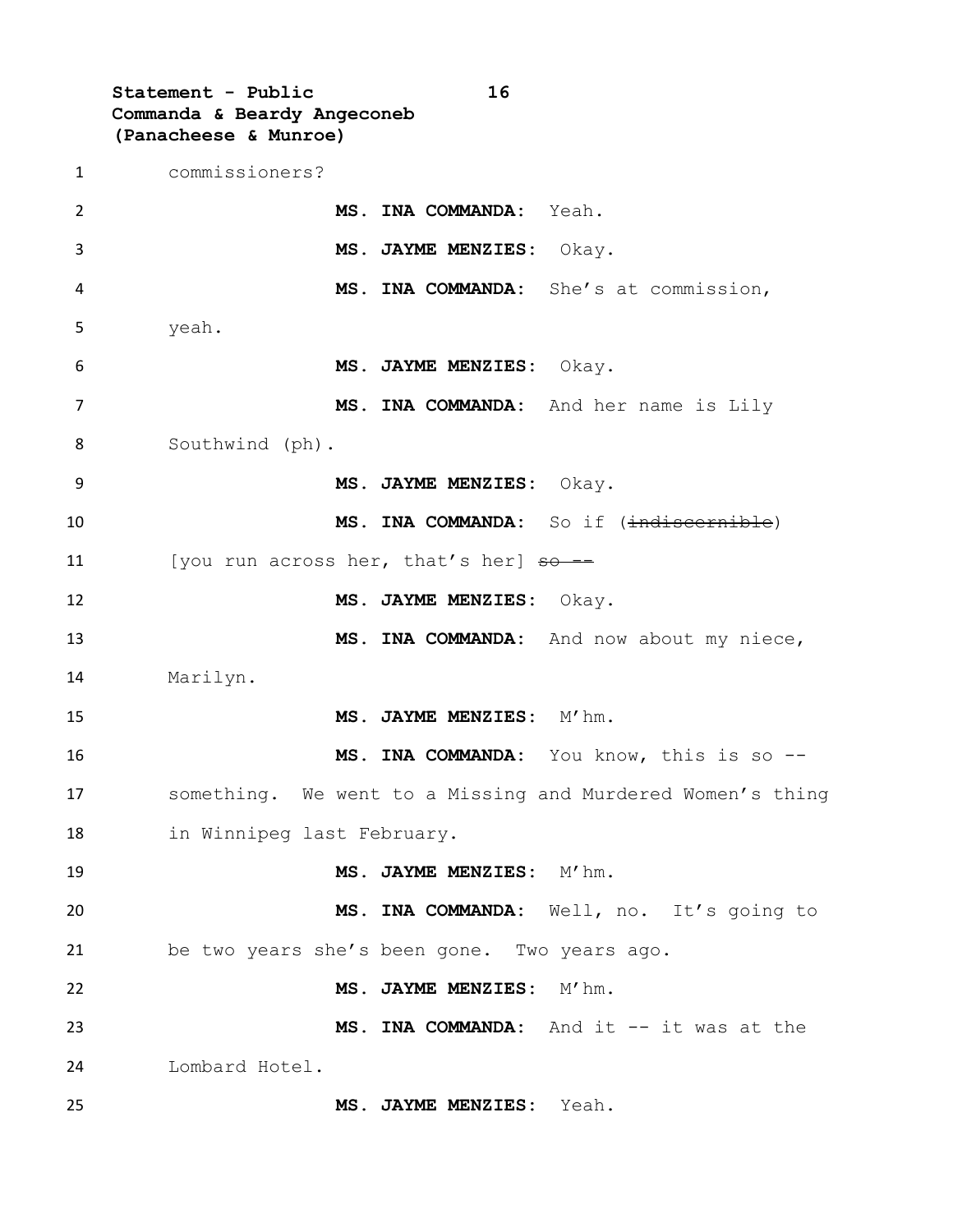commissioners?

**MS. INA COMMANDA:** Yeah.

**MS. JAYME MENZIES:** Okay.

**MS. INA COMMANDA:** She's at commission, yeah.

**MS. JAYME MENZIES:** Okay.

**MS. INA COMMANDA:** And her name is Lily Southwind (ph).

**MS. JAYME MENZIES:** Okay.

**MS. INA COMMANDA:** So if (~~indiscernible~~) [you run across her, that's her] ~~so --~~

**MS. JAYME MENZIES:** Okay.

**MS. INA COMMANDA:** And now about my niece, Marilyn.

**MS. JAYME MENZIES:** M'hm.

**MS. INA COMMANDA:** You know, this is so -- something. We went to a Missing and Murdered Women's thing in Winnipeg last February.

**MS. JAYME MENZIES:** M'hm.

**MS. INA COMMANDA:** Well, no. It's going to be two years she's been gone. Two years ago.

**MS. JAYME MENZIES:** M'hm.

**MS. INA COMMANDA:** And it -- it was at the Lombard Hotel.

**MS. JAYME MENZIES:** Yeah.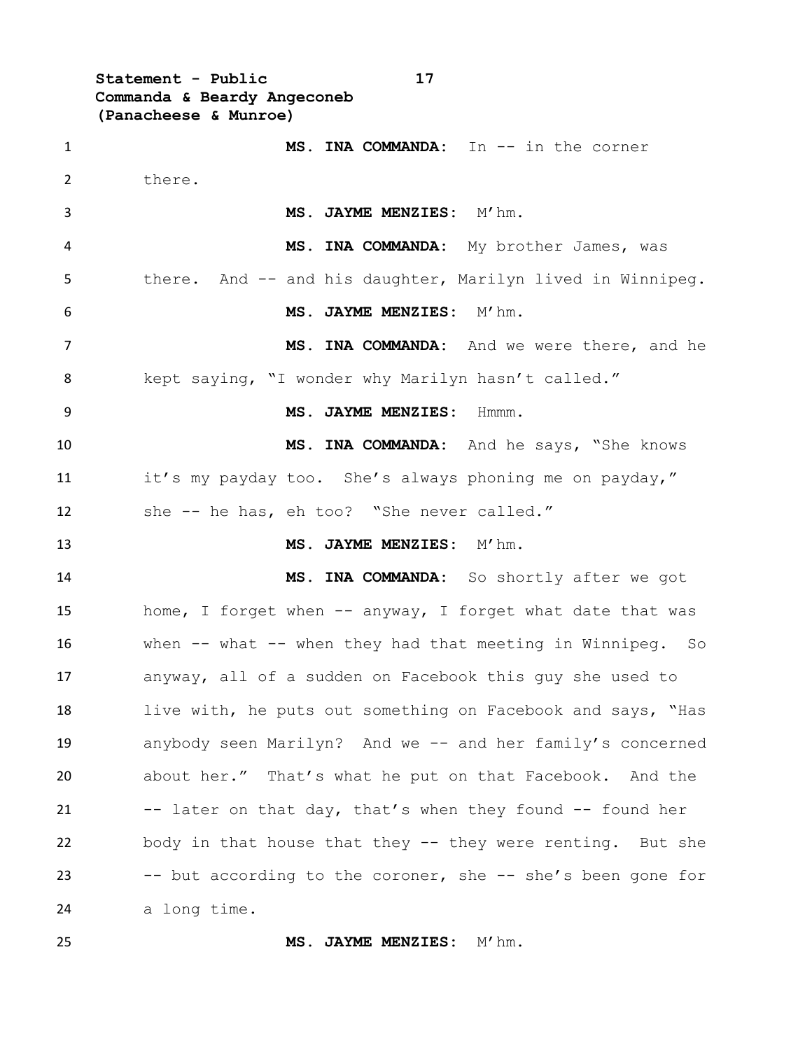**MS. INA COMMANDA:** In -- in the corner there.

**MS. JAYME MENZIES:** M'hm.

**MS. INA COMMANDA:** My brother James, was there. And -- and his daughter, Marilyn lived in Winnipeg.

**MS. JAYME MENZIES:** M'hm.

**MS. INA COMMANDA:** And we were there, and he kept saying, "I wonder why Marilyn hasn't called."

**MS. JAYME MENZIES:** Hmmm.

**MS. INA COMMANDA:** And he says, "She knows it's my payday too. She's always phoning me on payday," she -- he has, eh too? "She never called."

**MS. JAYME MENZIES:** M'hm.

**MS. INA COMMANDA:** So shortly after we got home, I forget when -- anyway, I forget what date that was when -- what -- when they had that meeting in Winnipeg. So anyway, all of a sudden on Facebook this guy she used to live with, he puts out something on Facebook and says, "Has anybody seen Marilyn? And we -- and her family's concerned about her." That's what he put on that Facebook. And the -- later on that day, that's when they found -- found her body in that house that they -- they were renting. But she -- but according to the coroner, she -- she's been gone for a long time.

**MS. JAYME MENZIES:** M'hm.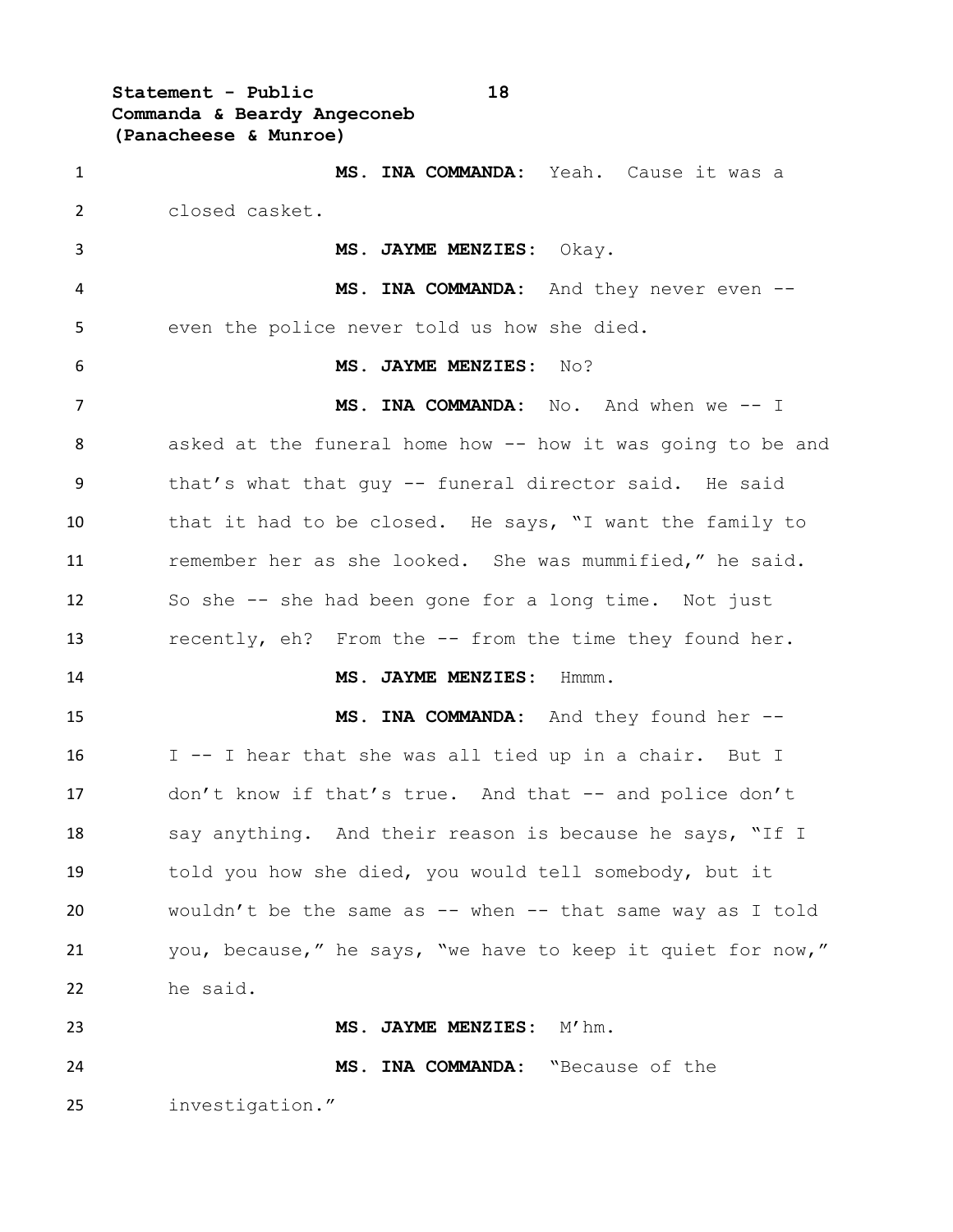**MS. INA COMMANDA:** Yeah. Cause it was a closed casket.

**MS. JAYME MENZIES:** Okay.

**MS. INA COMMANDA:** And they never even -- even the police never told us how she died.

**MS. JAYME MENZIES:** No?

**MS. INA COMMANDA:** No. And when we -- I asked at the funeral home how -- how it was going to be and that's what that guy -- funeral director said. He said that it had to be closed. He says, "I want the family to remember her as she looked. She was mummified," he said. So she -- she had been gone for a long time. Not just recently, eh? From the -- from the time they found her.

**MS. JAYME MENZIES:** Hmmm.

**MS. INA COMMANDA:** And they found her -- I -- I hear that she was all tied up in a chair. But I don't know if that's true. And that -- and police don't say anything. And their reason is because he says, "If I told you how she died, you would tell somebody, but it wouldn't be the same as -- when -- that same way as I told you, because," he says, "we have to keep it quiet for now," he said.

**MS. JAYME MENZIES:** M'hm.

**MS. INA COMMANDA:** "Because of the investigation."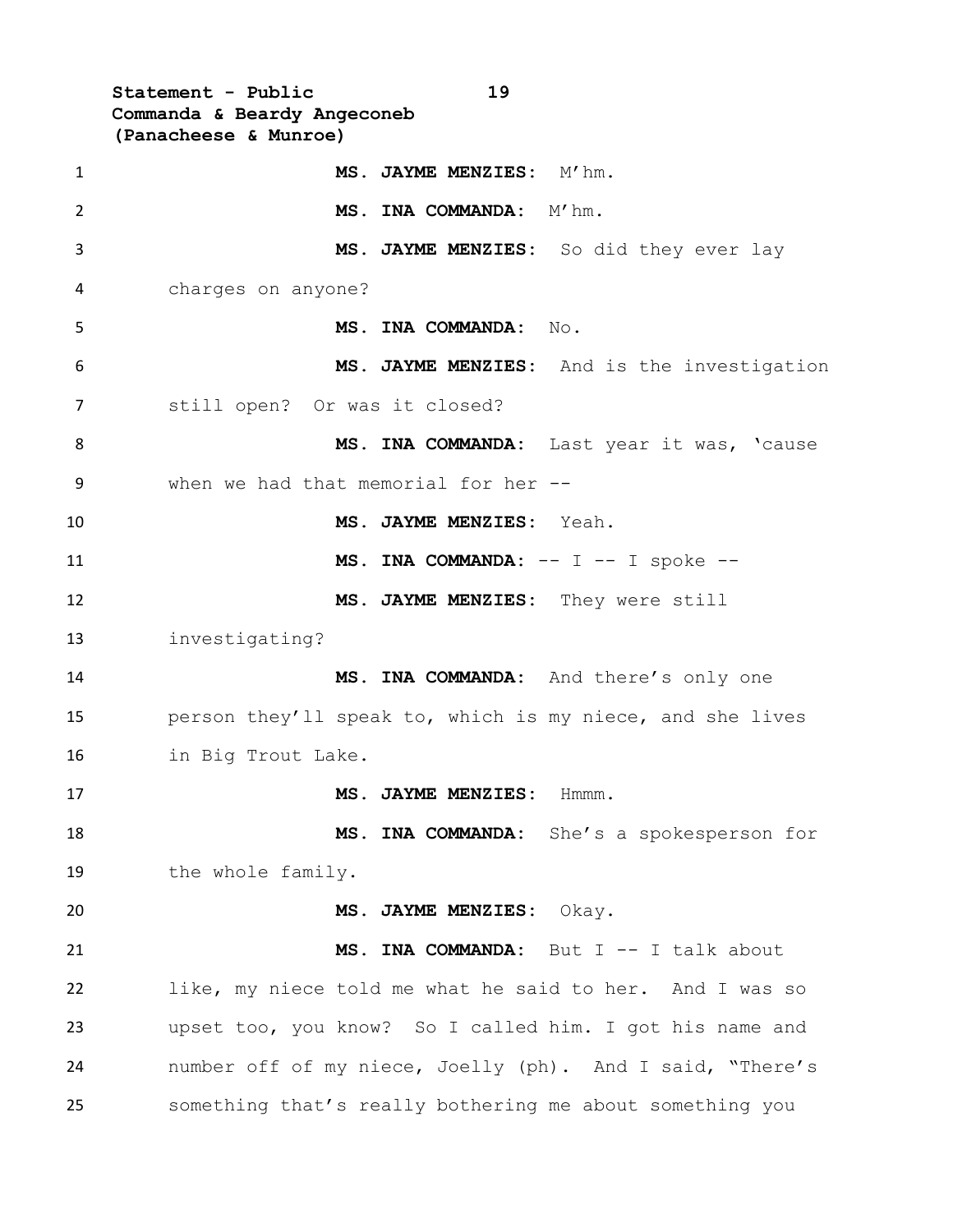**MS. JAYME MENZIES:** M'hm.

**MS. INA COMMANDA:** M'hm.

**MS. JAYME MENZIES:** So did they ever lay charges on anyone?

**MS. INA COMMANDA:** No.

**MS. JAYME MENZIES:** And is the investigation still open? Or was it closed?

**MS. INA COMMANDA:** Last year it was, 'cause when we had that memorial for her --

**MS. JAYME MENZIES:** Yeah.

**MS. INA COMMANDA:** -- I -- I spoke --

**MS. JAYME MENZIES:** They were still investigating?

**MS. INA COMMANDA:** And there's only one person they'll speak to, which is my niece, and she lives in Big Trout Lake.

**MS. JAYME MENZIES:** Hmmm.

**MS. INA COMMANDA:** She's a spokesperson for the whole family.

**MS. JAYME MENZIES:** Okay.

**MS. INA COMMANDA:** But I -- I talk about like, my niece told me what he said to her. And I was so upset too, you know? So I called him. I got his name and number off of my niece, Joelly (ph). And I said, "There's something that's really bothering me about something you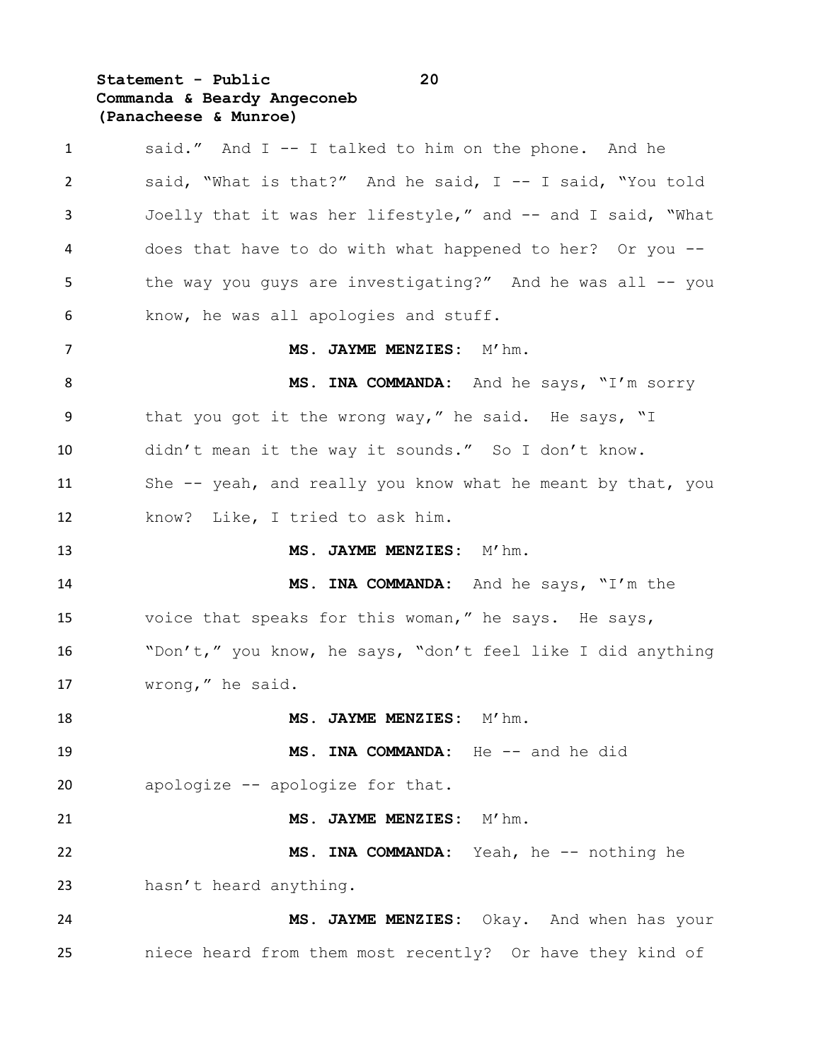said." And I -- I talked to him on the phone. And he said, "What is that?" And he said, I -- I said, "You told Joelly that it was her lifestyle," and -- and I said, "What does that have to do with what happened to her? Or you -- the way you guys are investigating?" And he was all -- you know, he was all apologies and stuff.

**MS. JAYME MENZIES:** M'hm.

**MS. INA COMMANDA:** And he says, "I'm sorry that you got it the wrong way," he said. He says, "I didn't mean it the way it sounds." So I don't know. She -- yeah, and really you know what he meant by that, you know? Like, I tried to ask him.

**MS. JAYME MENZIES:** M'hm.

**MS. INA COMMANDA:** And he says, "I'm the voice that speaks for this woman," he says. He says, "Don't," you know, he says, "don't feel like I did anything wrong," he said.

**MS. JAYME MENZIES:** M'hm.

**MS. INA COMMANDA:** He -- and he did apologize -- apologize for that.

**MS. JAYME MENZIES:** M'hm.

**MS. INA COMMANDA:** Yeah, he -- nothing he hasn't heard anything.

**MS. JAYME MENZIES:** Okay. And when has your niece heard from them most recently? Or have they kind of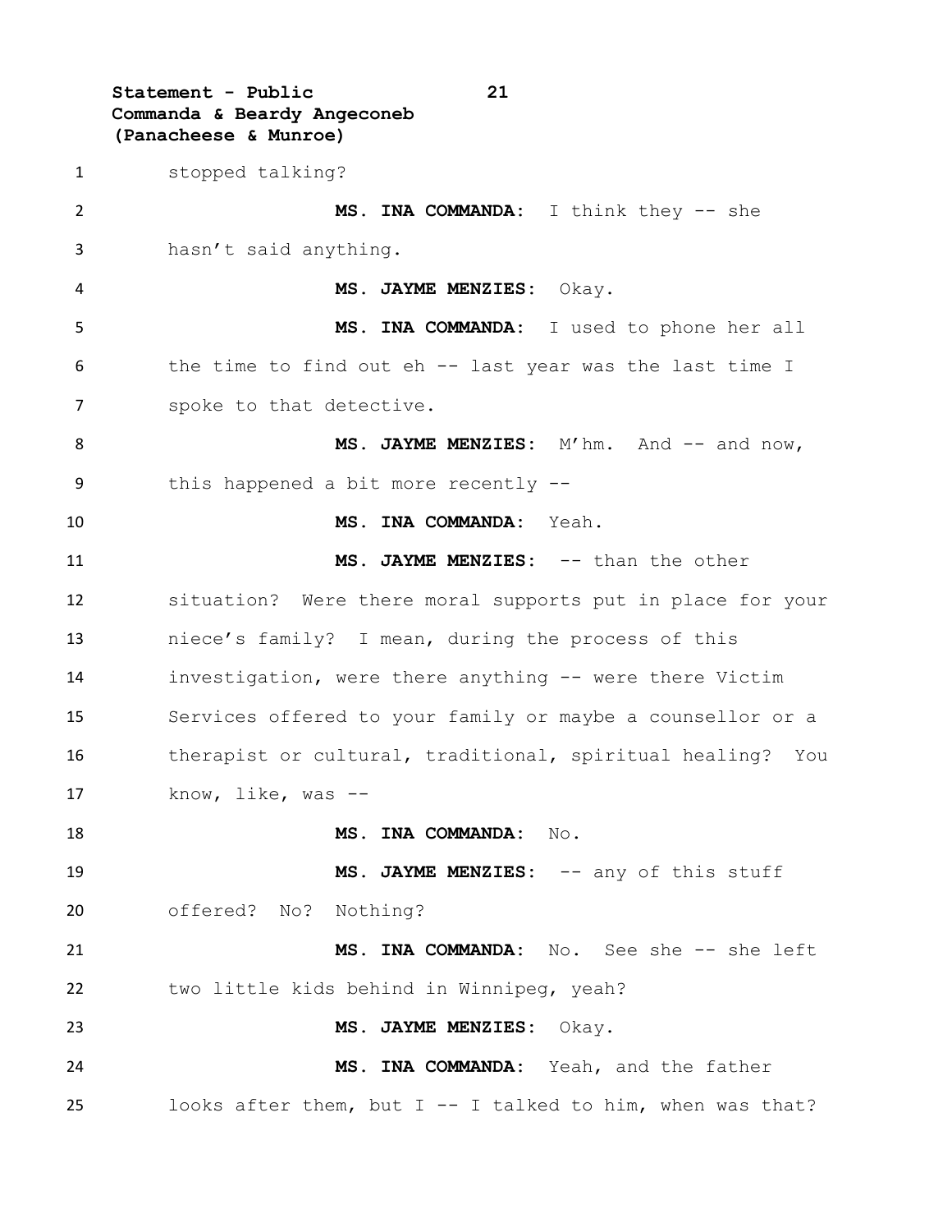stopped talking?

**MS. INA COMMANDA:** I think they -- she hasn't said anything.

**MS. JAYME MENZIES:** Okay.

**MS. INA COMMANDA:** I used to phone her all the time to find out eh -- last year was the last time I spoke to that detective.

**MS. JAYME MENZIES:** M'hm. And -- and now, this happened a bit more recently --

**MS. INA COMMANDA:** Yeah.

**MS. JAYME MENZIES:** -- than the other situation? Were there moral supports put in place for your niece's family? I mean, during the process of this investigation, were there anything -- were there Victim Services offered to your family or maybe a counsellor or a therapist or cultural, traditional, spiritual healing? You know, like, was --

**MS. INA COMMANDA:** No.

**MS. JAYME MENZIES:** -- any of this stuff offered? No? Nothing?

**MS. INA COMMANDA:** No. See she -- she left two little kids behind in Winnipeg, yeah?

**MS. JAYME MENZIES:** Okay.

**MS. INA COMMANDA:** Yeah, and the father looks after them, but I -- I talked to him, when was that?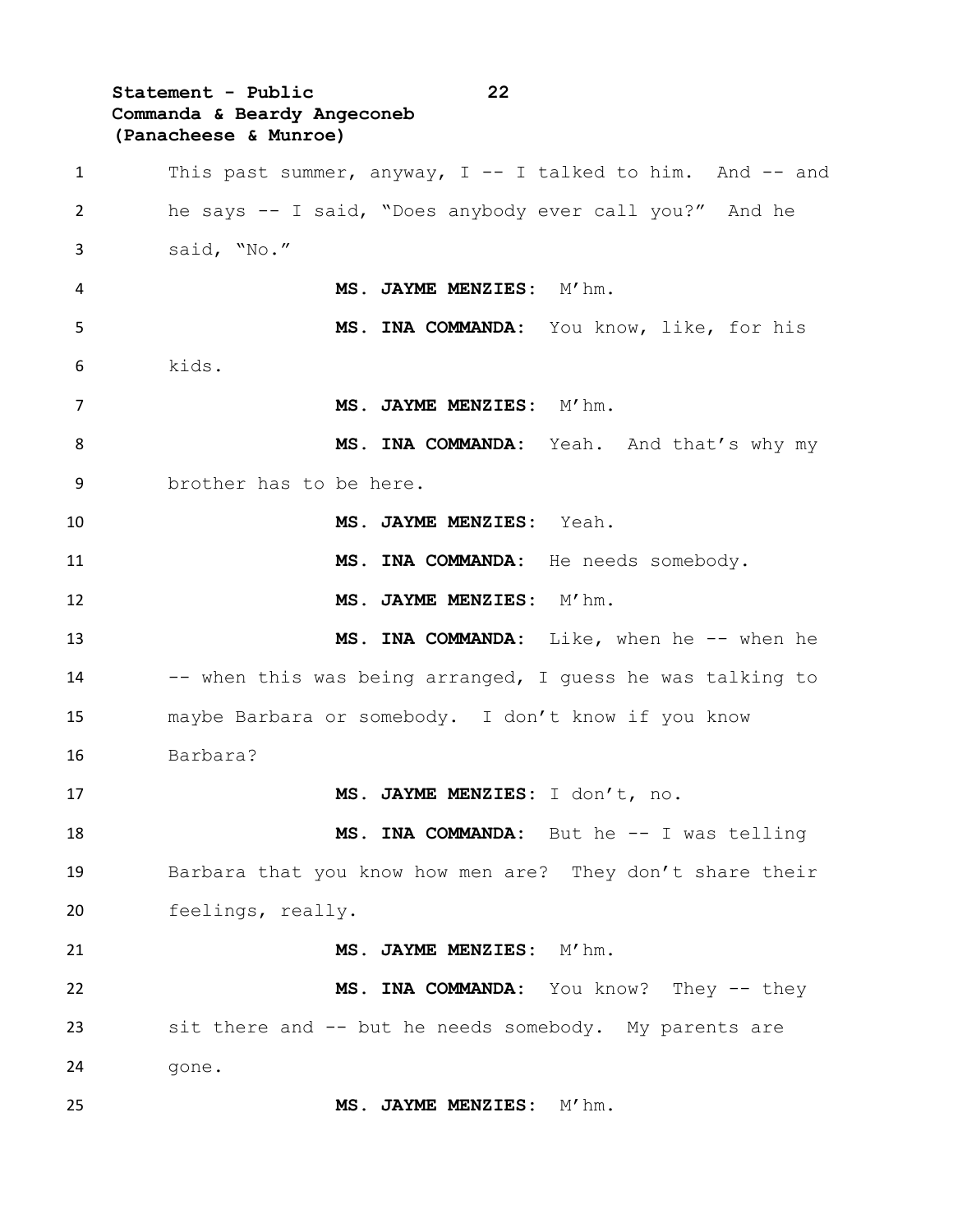This past summer, anyway, I -- I talked to him. And -- and he says -- I said, "Does anybody ever call you?" And he said, "No."

**MS. JAYME MENZIES:** M'hm.

**MS. INA COMMANDA:** You know, like, for his kids.

**MS. JAYME MENZIES:** M'hm.

**MS. INA COMMANDA:** Yeah. And that's why my brother has to be here.

**MS. JAYME MENZIES:** Yeah.

**MS. INA COMMANDA:** He needs somebody.

**MS. JAYME MENZIES:** M'hm.

**MS. INA COMMANDA:** Like, when he -- when he -- when this was being arranged, I guess he was talking to maybe Barbara or somebody. I don't know if you know Barbara?

**MS. JAYME MENZIES:** I don't, no.

**MS. INA COMMANDA:** But he -- I was telling Barbara that you know how men are? They don't share their feelings, really.

**MS. JAYME MENZIES:** M'hm.

**MS. INA COMMANDA:** You know? They -- they sit there and -- but he needs somebody. My parents are gone.

**MS. JAYME MENZIES:** M'hm.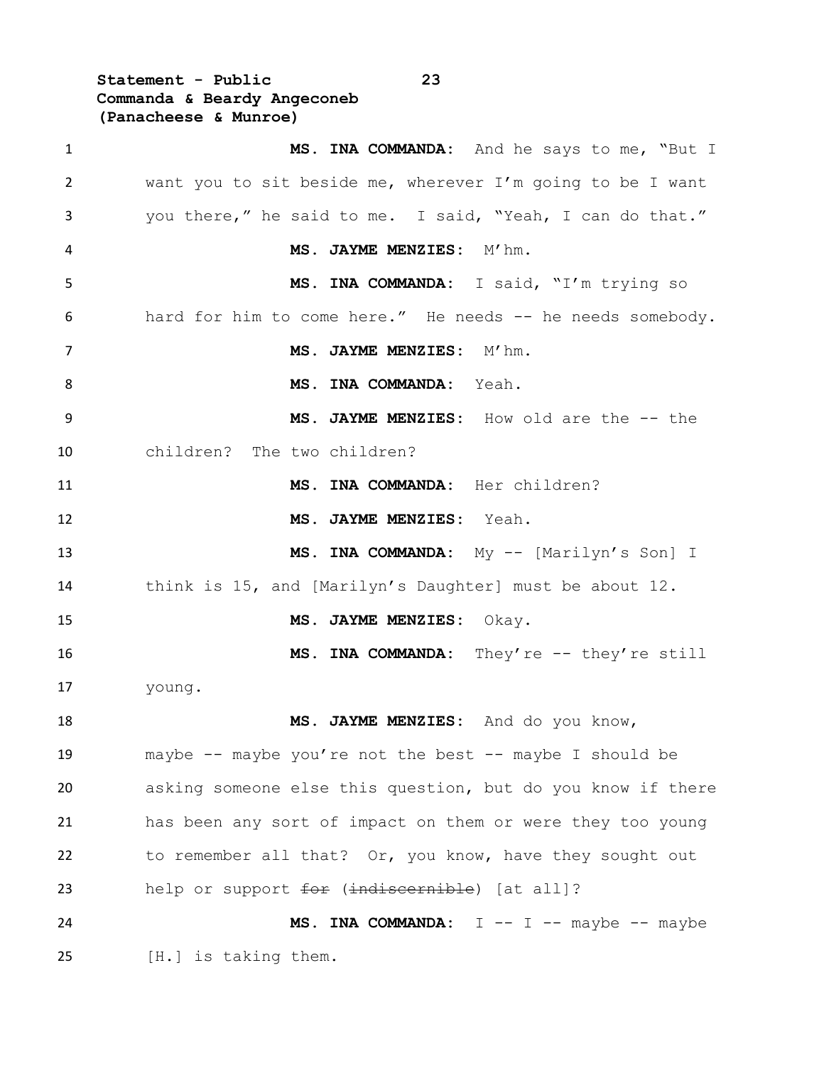**MS. INA COMMANDA:** And he says to me, "But I want you to sit beside me, wherever I'm going to be I want you there," he said to me. I said, "Yeah, I can do that."

**MS. JAYME MENZIES:** M'hm.

**MS. INA COMMANDA:** I said, "I'm trying so hard for him to come here." He needs -- he needs somebody.

**MS. JAYME MENZIES:** M'hm.

**MS. INA COMMANDA:** Yeah.

**MS. JAYME MENZIES:** How old are the -- the children? The two children?

**MS. INA COMMANDA:** Her children?

**MS. JAYME MENZIES:** Yeah.

**MS. INA COMMANDA:** My -- [Marilyn's Son] I think is 15, and [Marilyn's Daughter] must be about 12.

**MS. JAYME MENZIES:** Okay.

**MS. INA COMMANDA:** They're -- they're still young.

**MS. JAYME MENZIES:** And do you know, maybe -- maybe you're not the best -- maybe I should be asking someone else this question, but do you know if there has been any sort of impact on them or were they too young to remember all that? Or, you know, have they sought out help or support ~~for~~ (~~indiscernible~~) [at all]?

**MS. INA COMMANDA:** I -- I -- maybe -- maybe [H.] is taking them.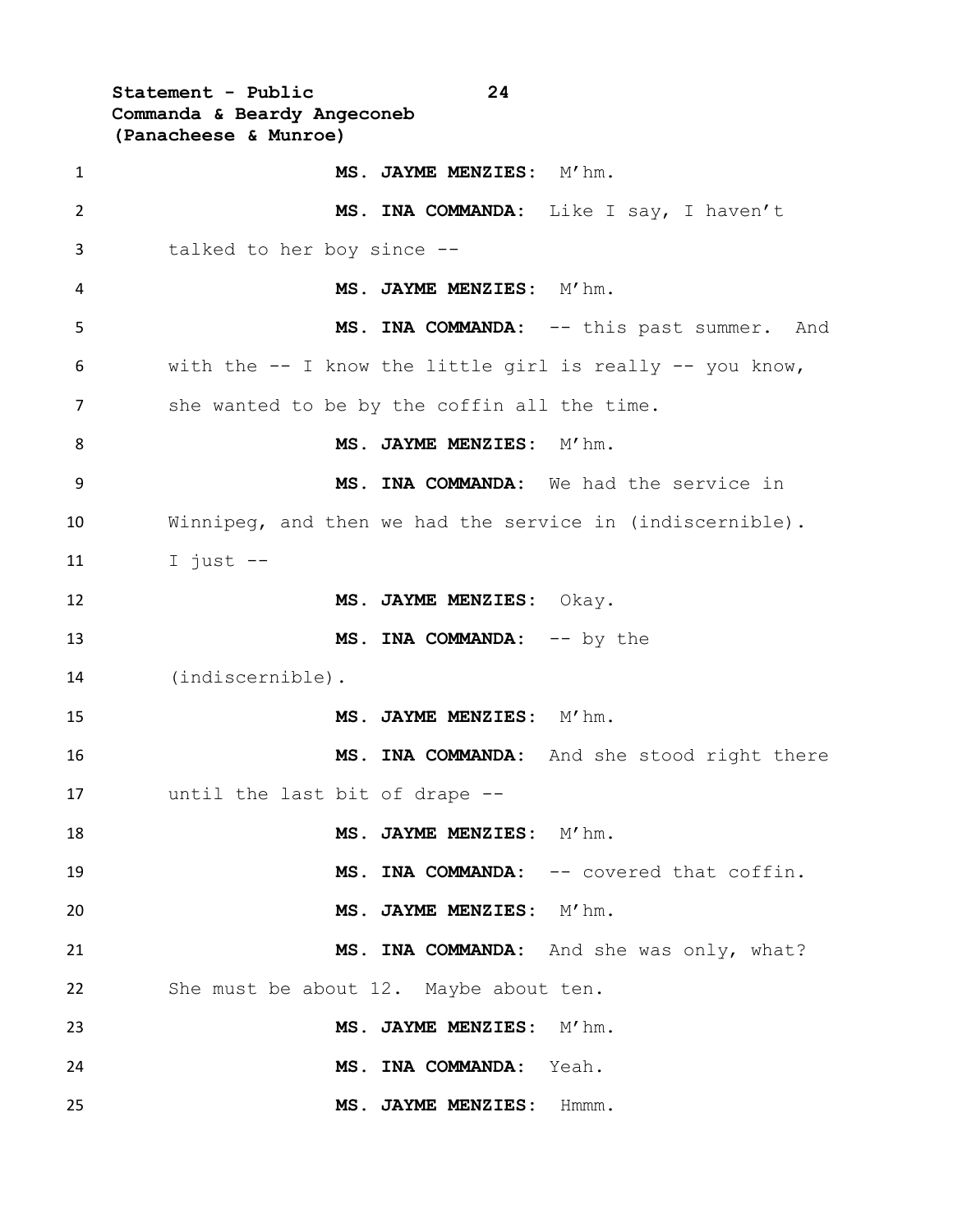**MS. JAYME MENZIES:** M'hm.

**MS. INA COMMANDA:** Like I say, I haven't talked to her boy since --

**MS. JAYME MENZIES:** M'hm.

**MS. INA COMMANDA:** -- this past summer. And with the -- I know the little girl is really -- you know, she wanted to be by the coffin all the time.

**MS. JAYME MENZIES:** M'hm.

**MS. INA COMMANDA:** We had the service in Winnipeg, and then we had the service in (indiscernible). I just --

**MS. JAYME MENZIES:** Okay.

**MS. INA COMMANDA:** -- by the (indiscernible).

**MS. JAYME MENZIES:** M'hm.

**MS. INA COMMANDA:** And she stood right there until the last bit of drape --

**MS. JAYME MENZIES:** M'hm.

**MS. INA COMMANDA:** -- covered that coffin.

**MS. JAYME MENZIES:** M'hm.

**MS. INA COMMANDA:** And she was only, what? She must be about 12. Maybe about ten.

**MS. JAYME MENZIES:** M'hm.

**MS. INA COMMANDA:** Yeah.

**MS. JAYME MENZIES:** Hmmm.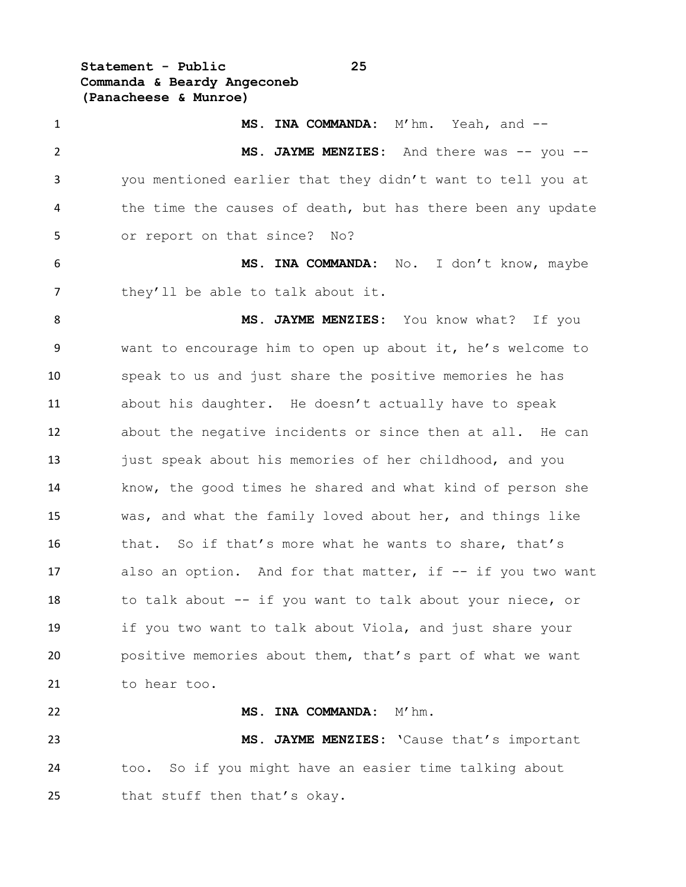**MS. INA COMMANDA:** M'hm. Yeah, and --

**MS. JAYME MENZIES:** And there was -- you -- you mentioned earlier that they didn't want to tell you at the time the causes of death, but has there been any update or report on that since? No?

**MS. INA COMMANDA:** No. I don't know, maybe they'll be able to talk about it.

**MS. JAYME MENZIES:** You know what? If you want to encourage him to open up about it, he's welcome to speak to us and just share the positive memories he has about his daughter. He doesn't actually have to speak about the negative incidents or since then at all. He can just speak about his memories of her childhood, and you know, the good times he shared and what kind of person she was, and what the family loved about her, and things like that. So if that's more what he wants to share, that's also an option. And for that matter, if -- if you two want to talk about -- if you want to talk about your niece, or if you two want to talk about Viola, and just share your positive memories about them, that's part of what we want to hear too.

**MS. INA COMMANDA:** M'hm.

**MS. JAYME MENZIES:** 'Cause that's important too. So if you might have an easier time talking about that stuff then that's okay.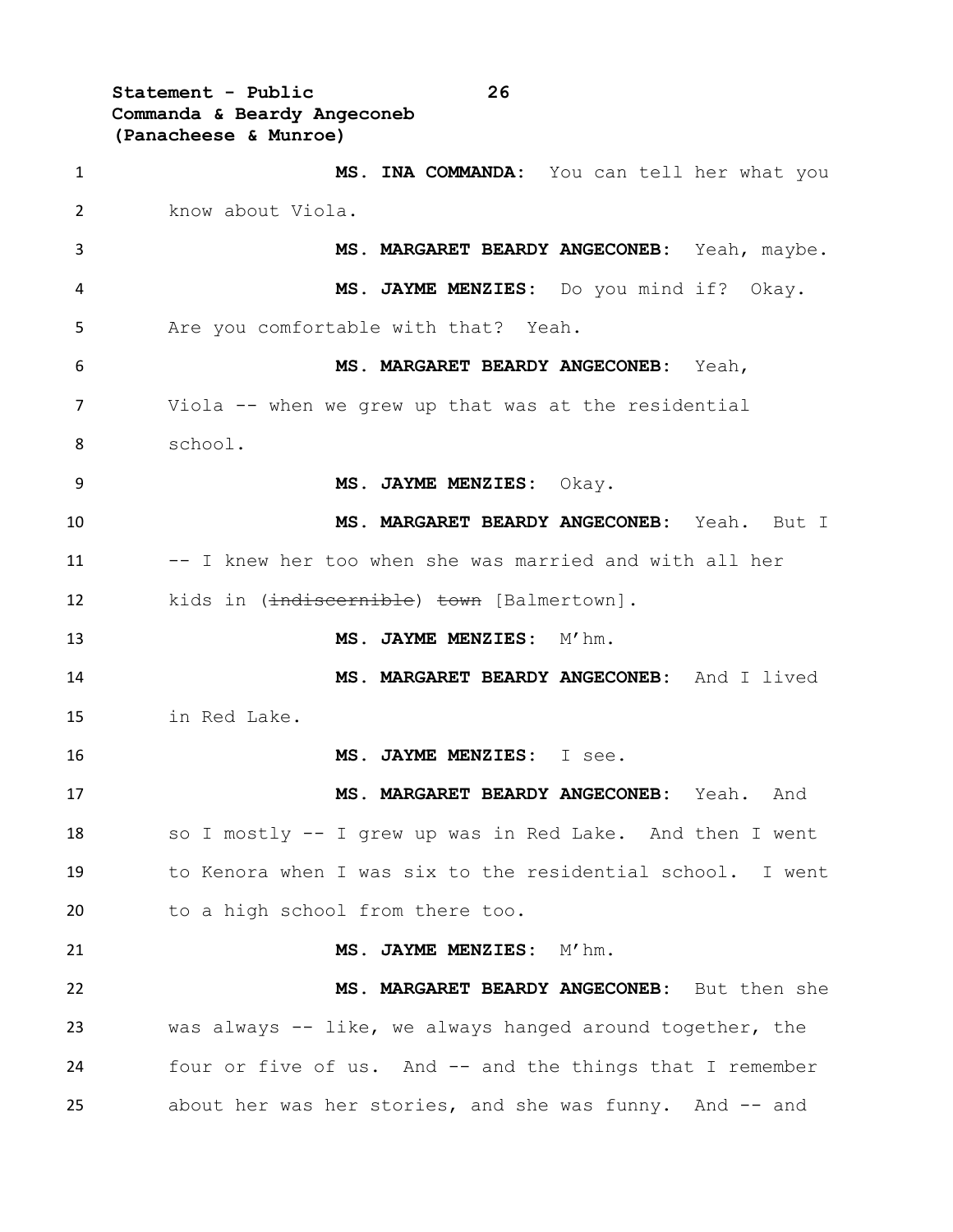**MS. INA COMMANDA:** You can tell her what you know about Viola.

**MS. MARGARET BEARDY ANGECONEB:** Yeah, maybe.

**MS. JAYME MENZIES:** Do you mind if? Okay. Are you comfortable with that? Yeah.

**MS. MARGARET BEARDY ANGECONEB:** Yeah, Viola -- when we grew up that was at the residential school.

**MS. JAYME MENZIES:** Okay.

**MS. MARGARET BEARDY ANGECONEB:** Yeah. But I -- I knew her too when she was married and with all her kids in (~~indiscernible~~) ~~town~~ [Balmertown].

**MS. JAYME MENZIES:** M'hm.

**MS. MARGARET BEARDY ANGECONEB:** And I lived in Red Lake.

**MS. JAYME MENZIES:** I see.

**MS. MARGARET BEARDY ANGECONEB:** Yeah. And so I mostly -- I grew up was in Red Lake. And then I went to Kenora when I was six to the residential school. I went to a high school from there too.

**MS. JAYME MENZIES:** M'hm.

**MS. MARGARET BEARDY ANGECONEB:** But then she was always -- like, we always hanged around together, the four or five of us. And -- and the things that I remember about her was her stories, and she was funny. And -- and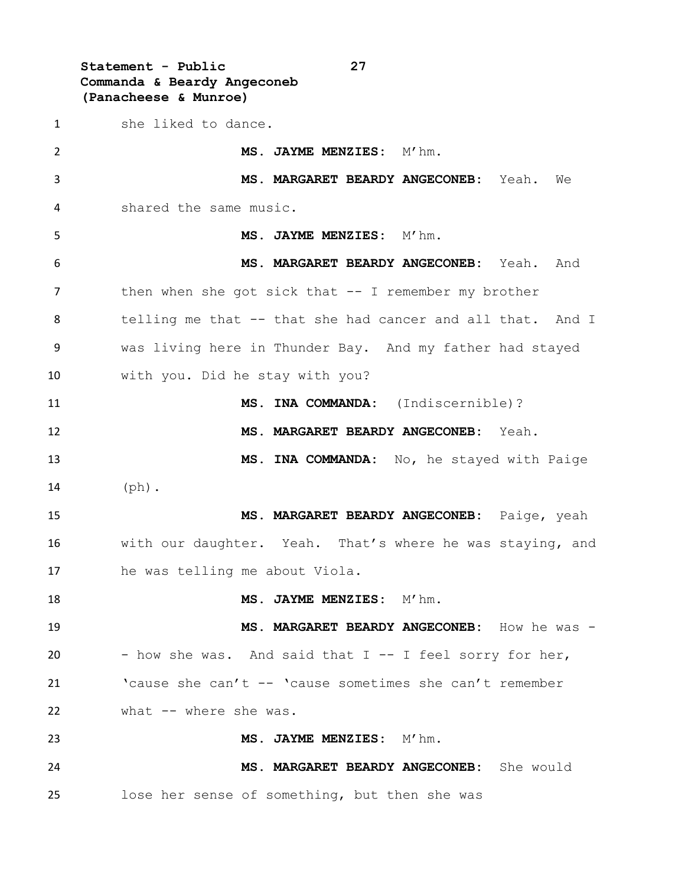she liked to dance.

**MS. JAYME MENZIES:** M'hm.

**MS. MARGARET BEARDY ANGECONEB:** Yeah. We shared the same music.

**MS. JAYME MENZIES:** M'hm.

**MS. MARGARET BEARDY ANGECONEB:** Yeah. And then when she got sick that -- I remember my brother telling me that -- that she had cancer and all that. And I was living here in Thunder Bay. And my father had stayed with you. Did he stay with you?

**MS. INA COMMANDA:** (Indiscernible)?

**MS. MARGARET BEARDY ANGECONEB:** Yeah.

**MS. INA COMMANDA:** No, he stayed with Paige (ph).

**MS. MARGARET BEARDY ANGECONEB:** Paige, yeah with our daughter. Yeah. That's where he was staying, and he was telling me about Viola.

**MS. JAYME MENZIES:** M'hm.

**MS. MARGARET BEARDY ANGECONEB:** How he was -- how she was. And said that I -- I feel sorry for her, 'cause she can't -- 'cause sometimes she can't remember what -- where she was.

**MS. JAYME MENZIES:** M'hm.

**MS. MARGARET BEARDY ANGECONEB:** She would lose her sense of something, but then she was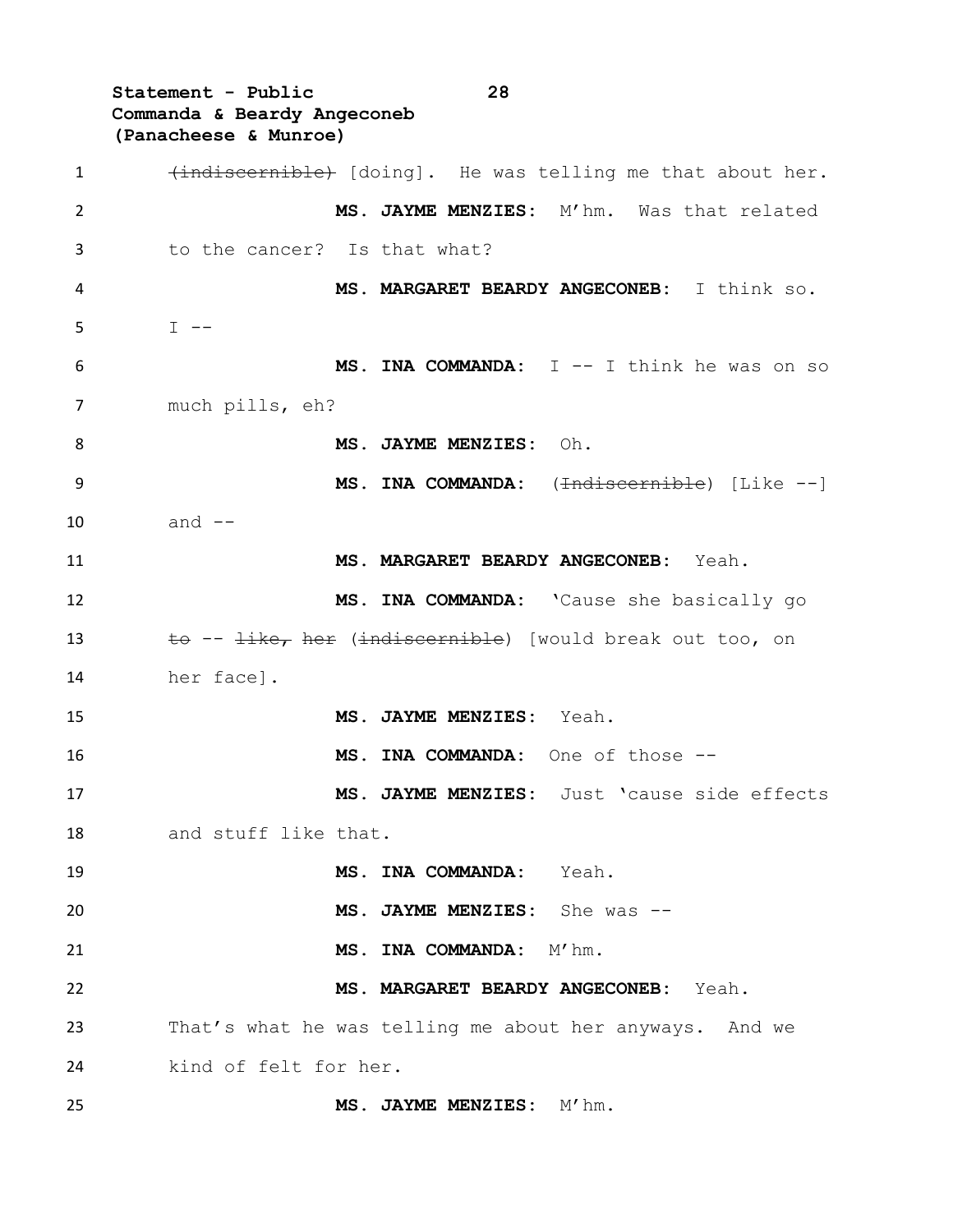~~(indiscernible)~~ [doing]. He was telling me that about her.

**MS. JAYME MENZIES:** M'hm. Was that related to the cancer? Is that what?

**MS. MARGARET BEARDY ANGECONEB:** I think so. I --

**MS. INA COMMANDA:** I -- I think he was on so much pills, eh?

**MS. JAYME MENZIES:** Oh.

**MS. INA COMMANDA:** (~~Indiscernible~~) [Like --] and --

**MS. MARGARET BEARDY ANGECONEB:** Yeah.

**MS. INA COMMANDA:** 'Cause she basically go ~~to~~ -- ~~like, her~~ (~~indiscernible~~) [would break out too, on her face].

**MS. JAYME MENZIES:** Yeah.

**MS. INA COMMANDA:** One of those --

**MS. JAYME MENZIES:** Just 'cause side effects and stuff like that.

**MS. INA COMMANDA:** Yeah.

**MS. JAYME MENZIES:** She was --

**MS. INA COMMANDA:** M'hm.

**MS. MARGARET BEARDY ANGECONEB:** Yeah. That's what he was telling me about her anyways. And we kind of felt for her.

**MS. JAYME MENZIES:** M'hm.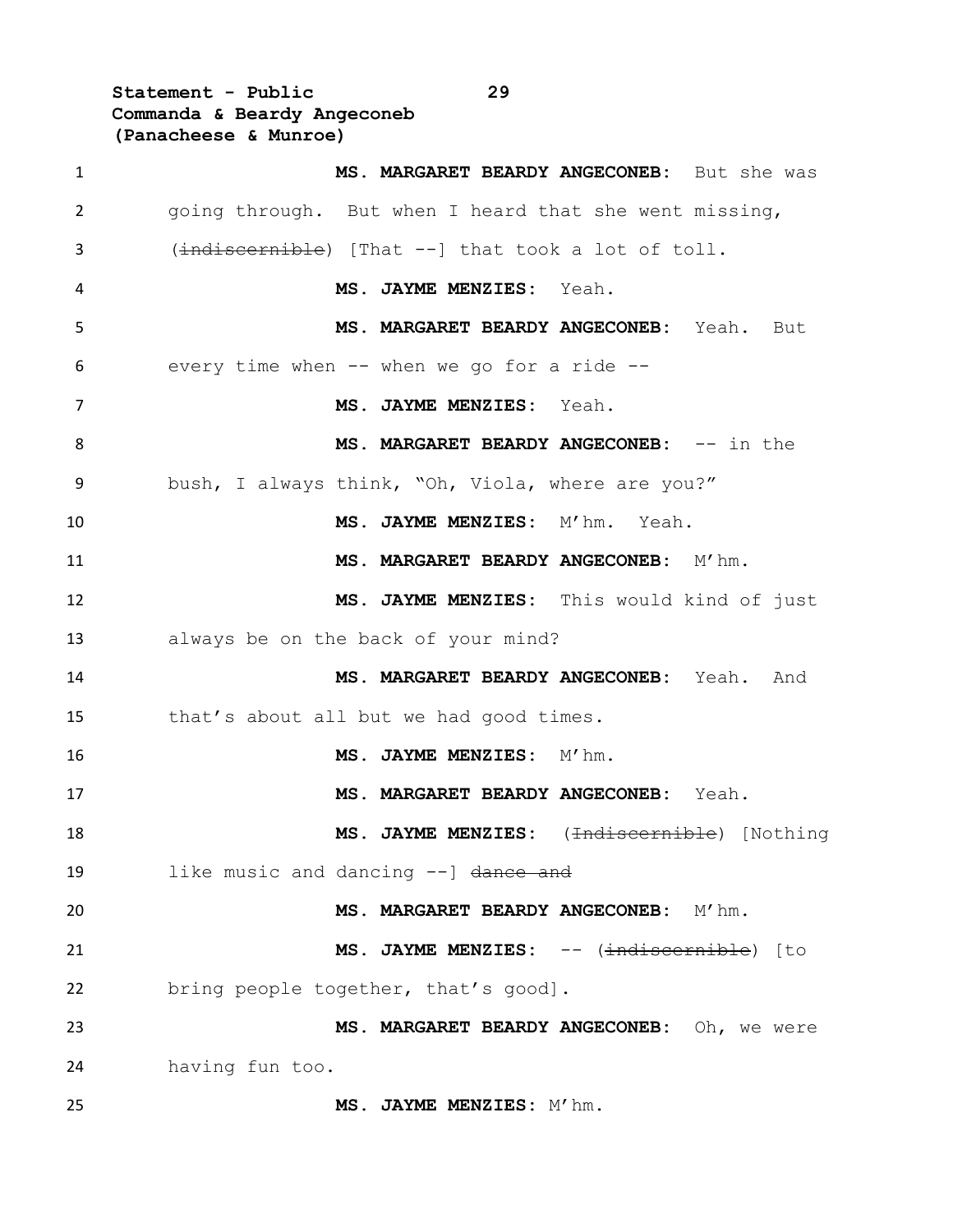**MS. MARGARET BEARDY ANGECONEB:** But she was going through. But when I heard that she went missing, (~~indiscernible~~) [That --] that took a lot of toll.

**MS. JAYME MENZIES:** Yeah.

**MS. MARGARET BEARDY ANGECONEB:** Yeah. But every time when -- when we go for a ride --

**MS. JAYME MENZIES:** Yeah.

**MS. MARGARET BEARDY ANGECONEB:** -- in the bush, I always think, "Oh, Viola, where are you?"

**MS. JAYME MENZIES:** M'hm. Yeah.

**MS. MARGARET BEARDY ANGECONEB:** M'hm.

**MS. JAYME MENZIES:** This would kind of just always be on the back of your mind?

**MS. MARGARET BEARDY ANGECONEB:** Yeah. And that's about all but we had good times.

**MS. JAYME MENZIES:** M'hm.

**MS. MARGARET BEARDY ANGECONEB:** Yeah.

**MS. JAYME MENZIES:** (~~Indiscernible~~) [Nothing like music and dancing --] ~~dance and~~

**MS. MARGARET BEARDY ANGECONEB:** M'hm.

**MS. JAYME MENZIES:** -- (~~indiscernible~~) [to bring people together, that's good].

**MS. MARGARET BEARDY ANGECONEB:** Oh, we were having fun too.

**MS. JAYME MENZIES:** M'hm.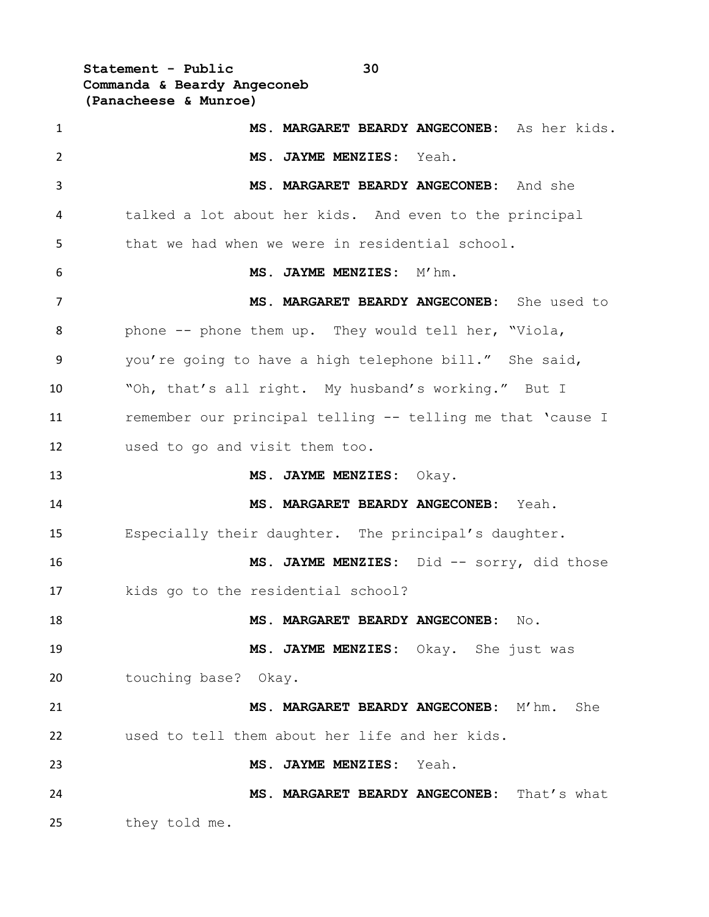**MS. MARGARET BEARDY ANGECONEB:** As her kids.

**MS. JAYME MENZIES:** Yeah.

**MS. MARGARET BEARDY ANGECONEB:** And she talked a lot about her kids. And even to the principal that we had when we were in residential school.

**MS. JAYME MENZIES:** M'hm.

**MS. MARGARET BEARDY ANGECONEB:** She used to phone -- phone them up. They would tell her, "Viola, you're going to have a high telephone bill." She said, "Oh, that's all right. My husband's working." But I remember our principal telling -- telling me that 'cause I used to go and visit them too.

**MS. JAYME MENZIES:** Okay.

**MS. MARGARET BEARDY ANGECONEB:** Yeah. Especially their daughter. The principal's daughter.

**MS. JAYME MENZIES:** Did -- sorry, did those kids go to the residential school?

**MS. MARGARET BEARDY ANGECONEB:** No.

**MS. JAYME MENZIES:** Okay. She just was touching base? Okay.

**MS. MARGARET BEARDY ANGECONEB:** M'hm. She used to tell them about her life and her kids.

**MS. JAYME MENZIES:** Yeah.

**MS. MARGARET BEARDY ANGECONEB:** That's what they told me.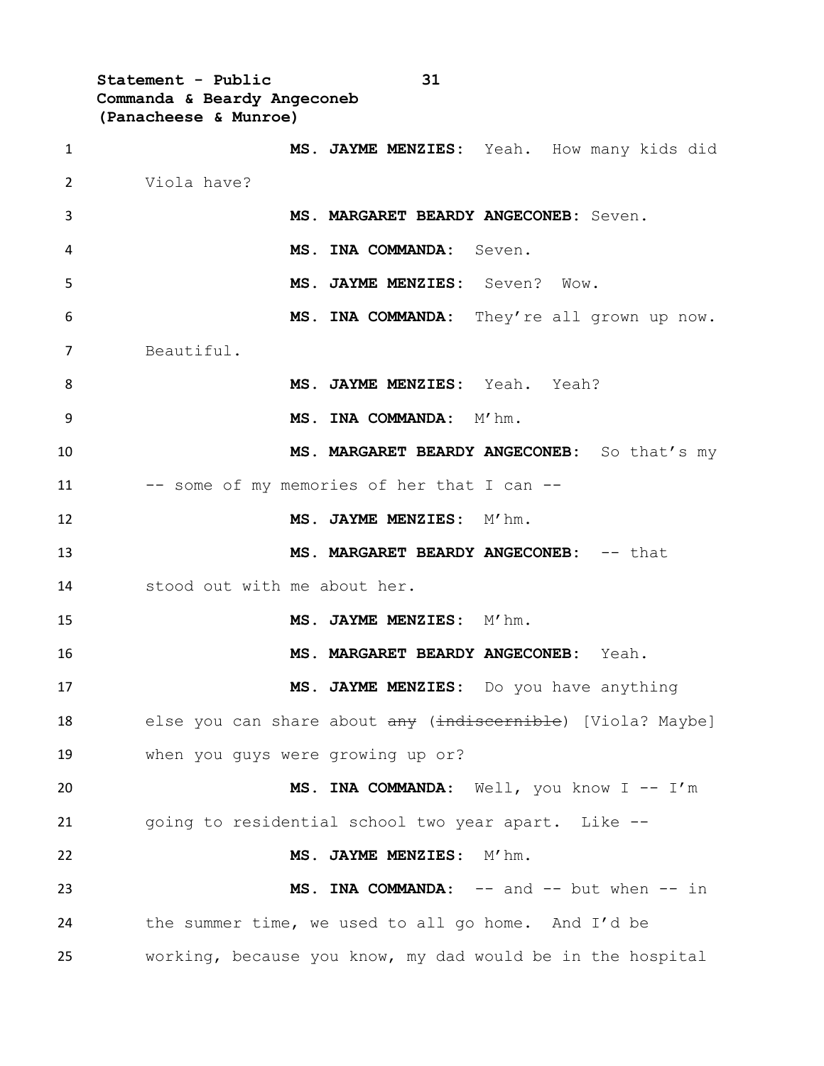**MS. JAYME MENZIES:** Yeah. How many kids did Viola have?

**MS. MARGARET BEARDY ANGECONEB:** Seven.

**MS. INA COMMANDA:** Seven.

**MS. JAYME MENZIES:** Seven? Wow.

**MS. INA COMMANDA:** They're all grown up now. Beautiful.

**MS. JAYME MENZIES:** Yeah. Yeah?

**MS. INA COMMANDA:** M'hm.

**MS. MARGARET BEARDY ANGECONEB:** So that's my -- some of my memories of her that I can --

**MS. JAYME MENZIES:** M'hm.

**MS. MARGARET BEARDY ANGECONEB:** -- that stood out with me about her.

**MS. JAYME MENZIES:** M'hm.

**MS. MARGARET BEARDY ANGECONEB:** Yeah.

**MS. JAYME MENZIES:** Do you have anything else you can share about ~~any~~ (~~indiscernible~~) [Viola? Maybe] when you guys were growing up or?

**MS. INA COMMANDA:** Well, you know I -- I'm going to residential school two year apart. Like --

**MS. JAYME MENZIES:** M'hm.

**MS. INA COMMANDA:** -- and -- but when -- in the summer time, we used to all go home. And I'd be working, because you know, my dad would be in the hospital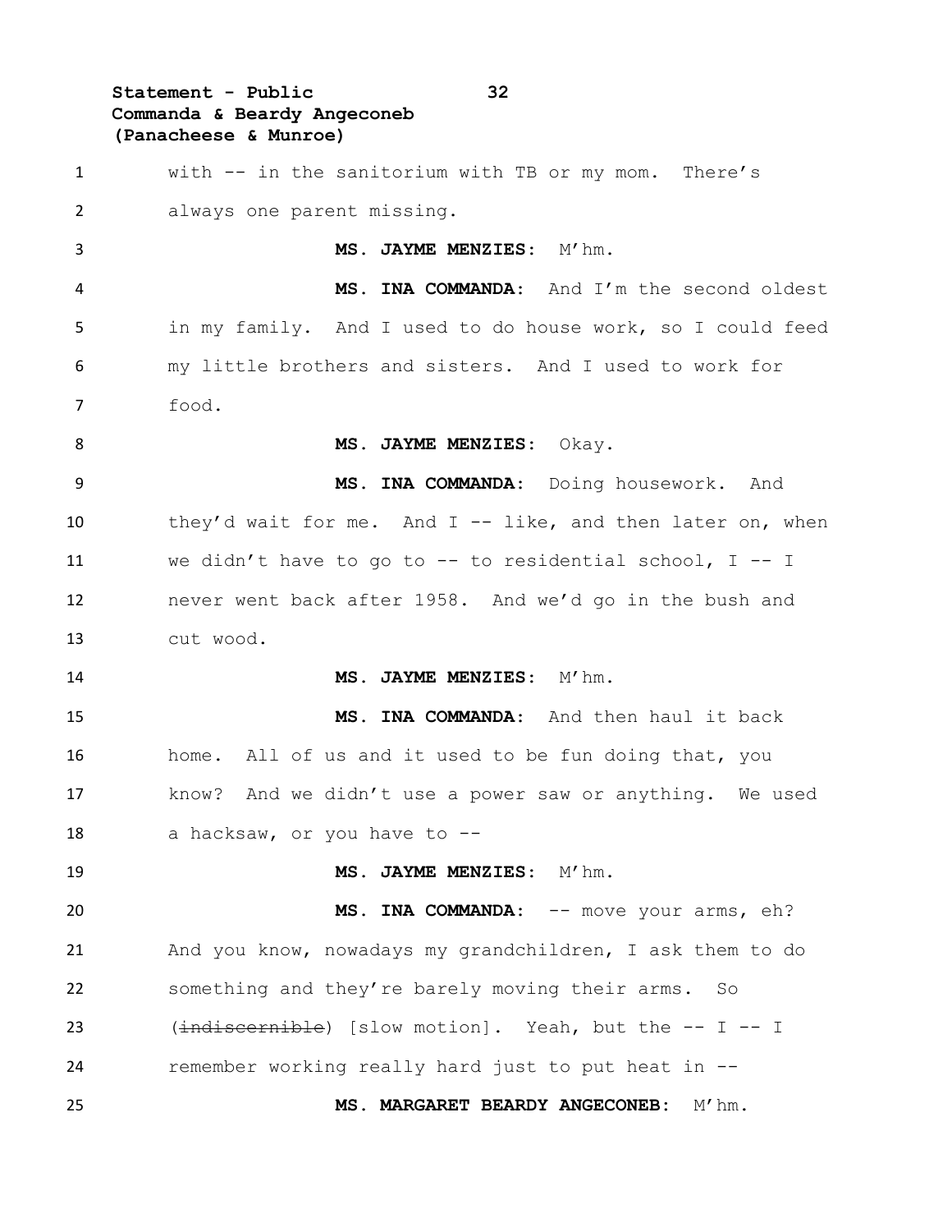with -- in the sanitorium with TB or my mom. There's always one parent missing.

**MS. JAYME MENZIES:** M'hm.

**MS. INA COMMANDA:** And I'm the second oldest in my family. And I used to do house work, so I could feed my little brothers and sisters. And I used to work for food.

**MS. JAYME MENZIES:** Okay.

**MS. INA COMMANDA:** Doing housework. And they'd wait for me. And I -- like, and then later on, when we didn't have to go to -- to residential school, I -- I never went back after 1958. And we'd go in the bush and cut wood.

**MS. JAYME MENZIES:** M'hm.

**MS. INA COMMANDA:** And then haul it back home. All of us and it used to be fun doing that, you know? And we didn't use a power saw or anything. We used a hacksaw, or you have to --

**MS. JAYME MENZIES:** M'hm.

**MS. INA COMMANDA:** -- move your arms, eh? And you know, nowadays my grandchildren, I ask them to do something and they're barely moving their arms. So (~~indiscernible~~) [slow motion]. Yeah, but the -- I -- I remember working really hard just to put heat in --

**MS. MARGARET BEARDY ANGECONEB:** M'hm.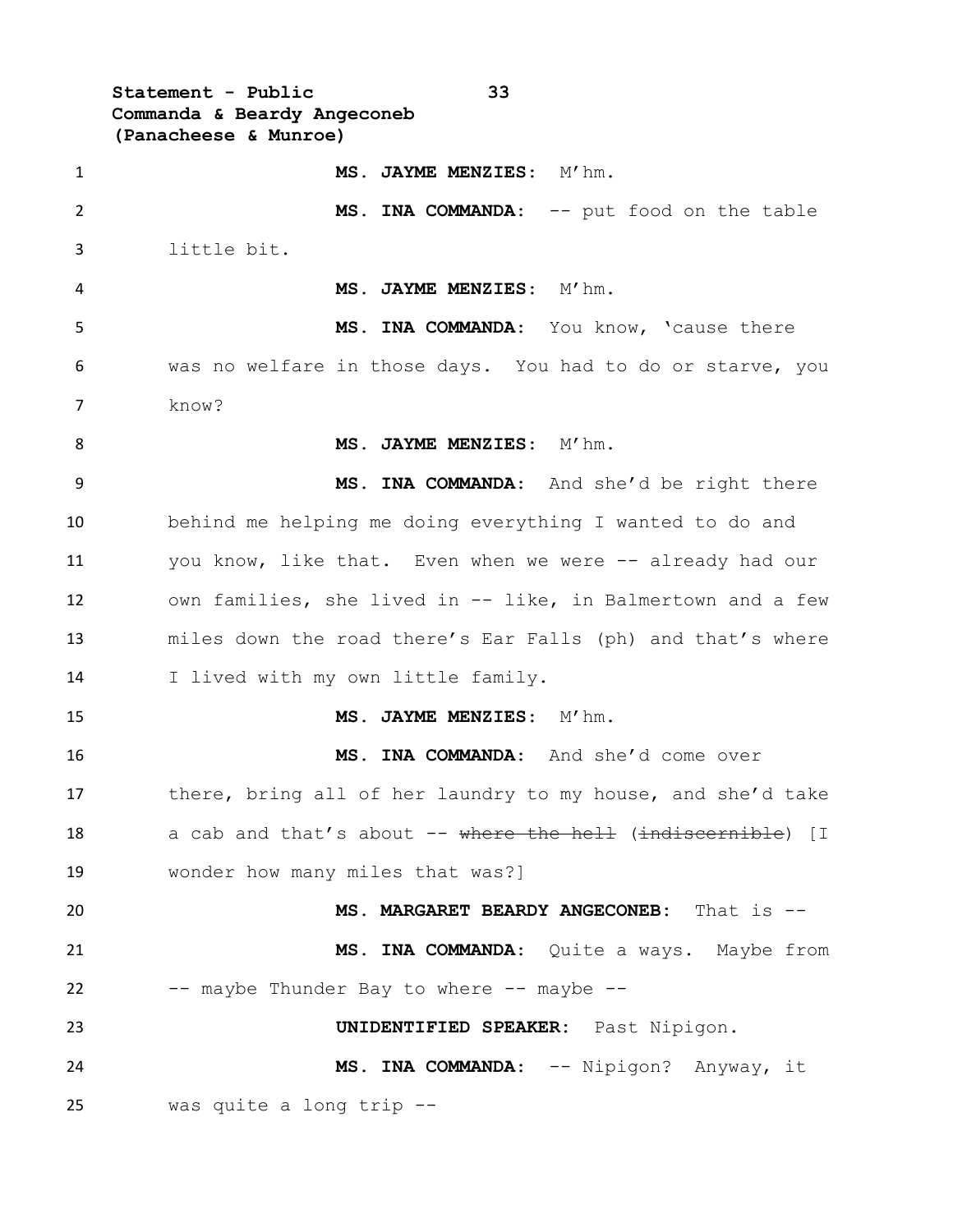**MS. JAYME MENZIES:** M'hm.

**MS. INA COMMANDA:** -- put food on the table little bit.

**MS. JAYME MENZIES:** M'hm.

**MS. INA COMMANDA:** You know, 'cause there was no welfare in those days. You had to do or starve, you know?

**MS. JAYME MENZIES:** M'hm.

**MS. INA COMMANDA:** And she'd be right there behind me helping me doing everything I wanted to do and you know, like that. Even when we were -- already had our own families, she lived in -- like, in Balmertown and a few miles down the road there's Ear Falls (ph) and that's where I lived with my own little family.

**MS. JAYME MENZIES:** M'hm.

**MS. INA COMMANDA:** And she'd come over there, bring all of her laundry to my house, and she'd take a cab and that's about -- ~~where the hell~~ (~~indiscernible~~) [I wonder how many miles that was?]

**MS. MARGARET BEARDY ANGECONEB:** That is --

**MS. INA COMMANDA:** Quite a ways. Maybe from -- maybe Thunder Bay to where -- maybe --

**UNIDENTIFIED SPEAKER:** Past Nipigon.

**MS. INA COMMANDA:** -- Nipigon? Anyway, it was quite a long trip --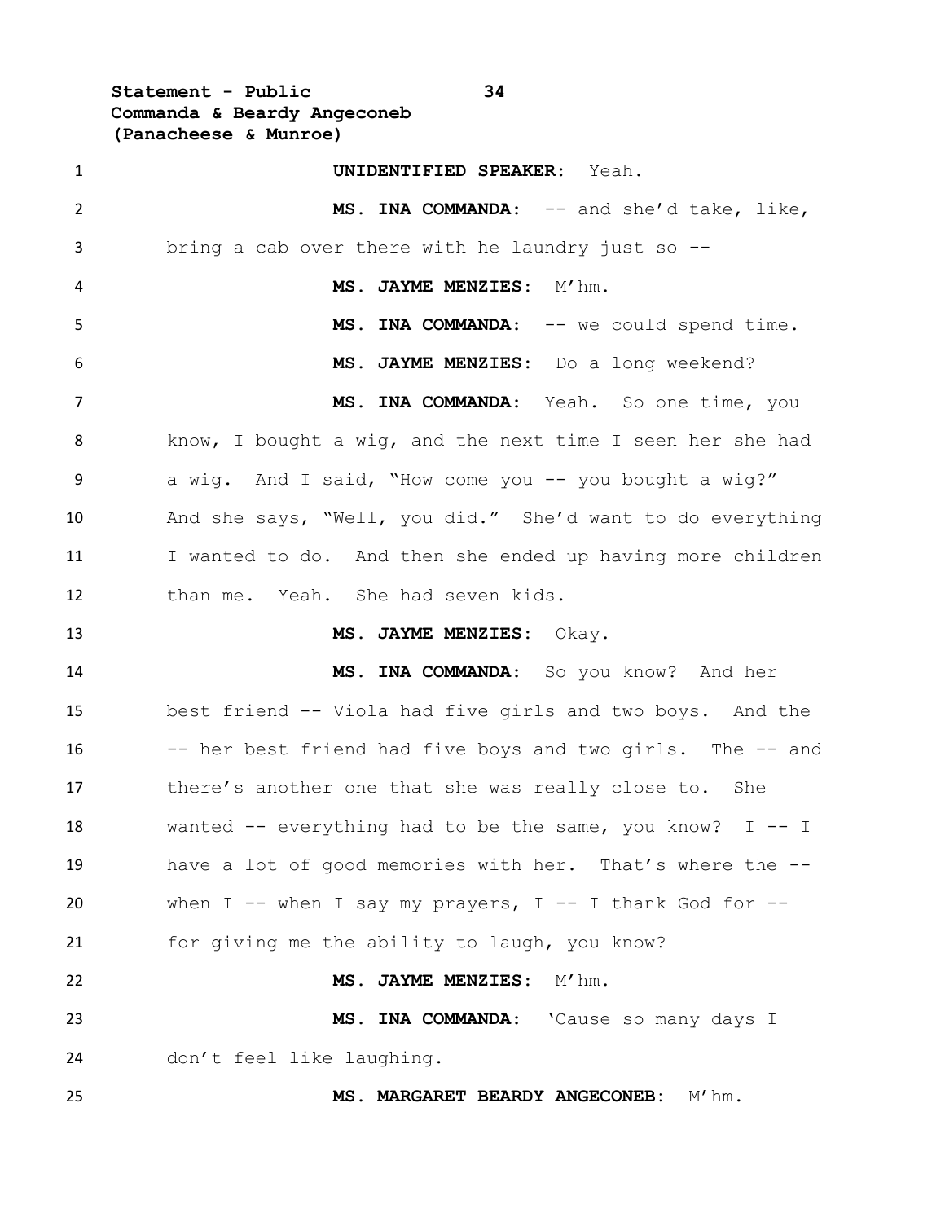**UNIDENTIFIED SPEAKER:** Yeah.

**MS. INA COMMANDA:** -- and she'd take, like, bring a cab over there with he laundry just so --

**MS. JAYME MENZIES:** M'hm.

**MS. INA COMMANDA:** -- we could spend time.

**MS. JAYME MENZIES:** Do a long weekend?

**MS. INA COMMANDA:** Yeah. So one time, you know, I bought a wig, and the next time I seen her she had a wig. And I said, "How come you -- you bought a wig?" And she says, "Well, you did." She'd want to do everything I wanted to do. And then she ended up having more children than me. Yeah. She had seven kids.

**MS. JAYME MENZIES:** Okay.

**MS. INA COMMANDA:** So you know? And her best friend -- Viola had five girls and two boys. And the -- her best friend had five boys and two girls. The -- and there's another one that she was really close to. She wanted -- everything had to be the same, you know? I -- I have a lot of good memories with her. That's where the -- when I -- when I say my prayers, I -- I thank God for -- for giving me the ability to laugh, you know?

**MS. JAYME MENZIES:** M'hm.

**MS. INA COMMANDA:** 'Cause so many days I don't feel like laughing.

**MS. MARGARET BEARDY ANGECONEB:** M'hm.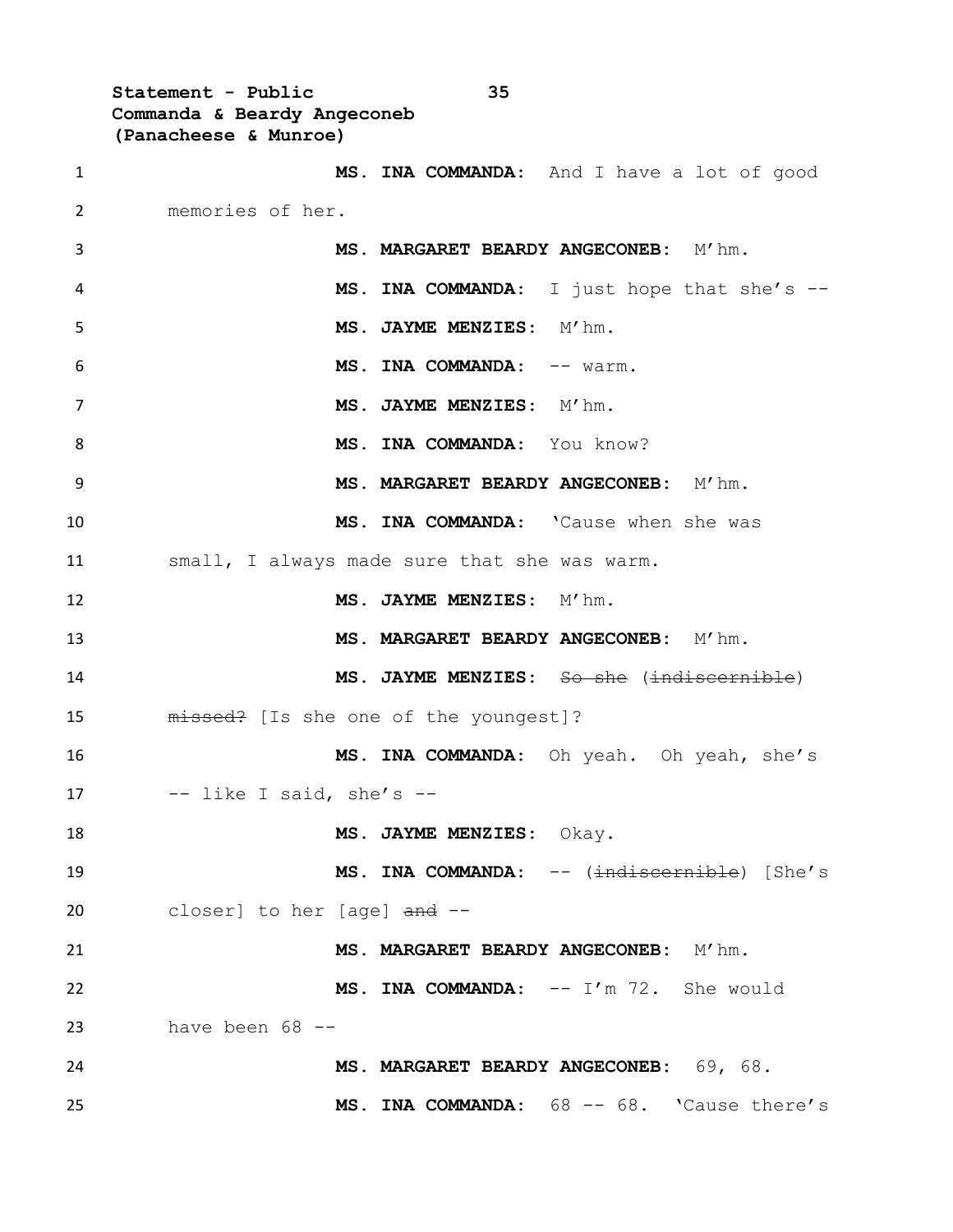**MS. INA COMMANDA:** And I have a lot of good memories of her.

**MS. MARGARET BEARDY ANGECONEB:** M'hm.

**MS. INA COMMANDA:** I just hope that she's --

**MS. JAYME MENZIES:** M'hm.

**MS. INA COMMANDA:** -- warm.

**MS. JAYME MENZIES:** M'hm.

**MS. INA COMMANDA:** You know?

**MS. MARGARET BEARDY ANGECONEB:** M'hm.

**MS. INA COMMANDA:** 'Cause when she was small, I always made sure that she was warm.

**MS. JAYME MENZIES:** M'hm.

**MS. MARGARET BEARDY ANGECONEB:** M'hm.

**MS. JAYME MENZIES:** ~~So she~~ (~~indiscernible~~) ~~missed?~~ [Is she one of the youngest]?

**MS. INA COMMANDA:** Oh yeah. Oh yeah, she's -- like I said, she's --

**MS. JAYME MENZIES:** Okay.

**MS. INA COMMANDA:** -- (~~indiscernible~~) [She's closer] to her [age] ~~and~~ --

**MS. MARGARET BEARDY ANGECONEB:** M'hm.

**MS. INA COMMANDA:** -- I'm 72. She would have been 68 --

**MS. MARGARET BEARDY ANGECONEB:** 69, 68.

**MS. INA COMMANDA:** 68 -- 68. 'Cause there's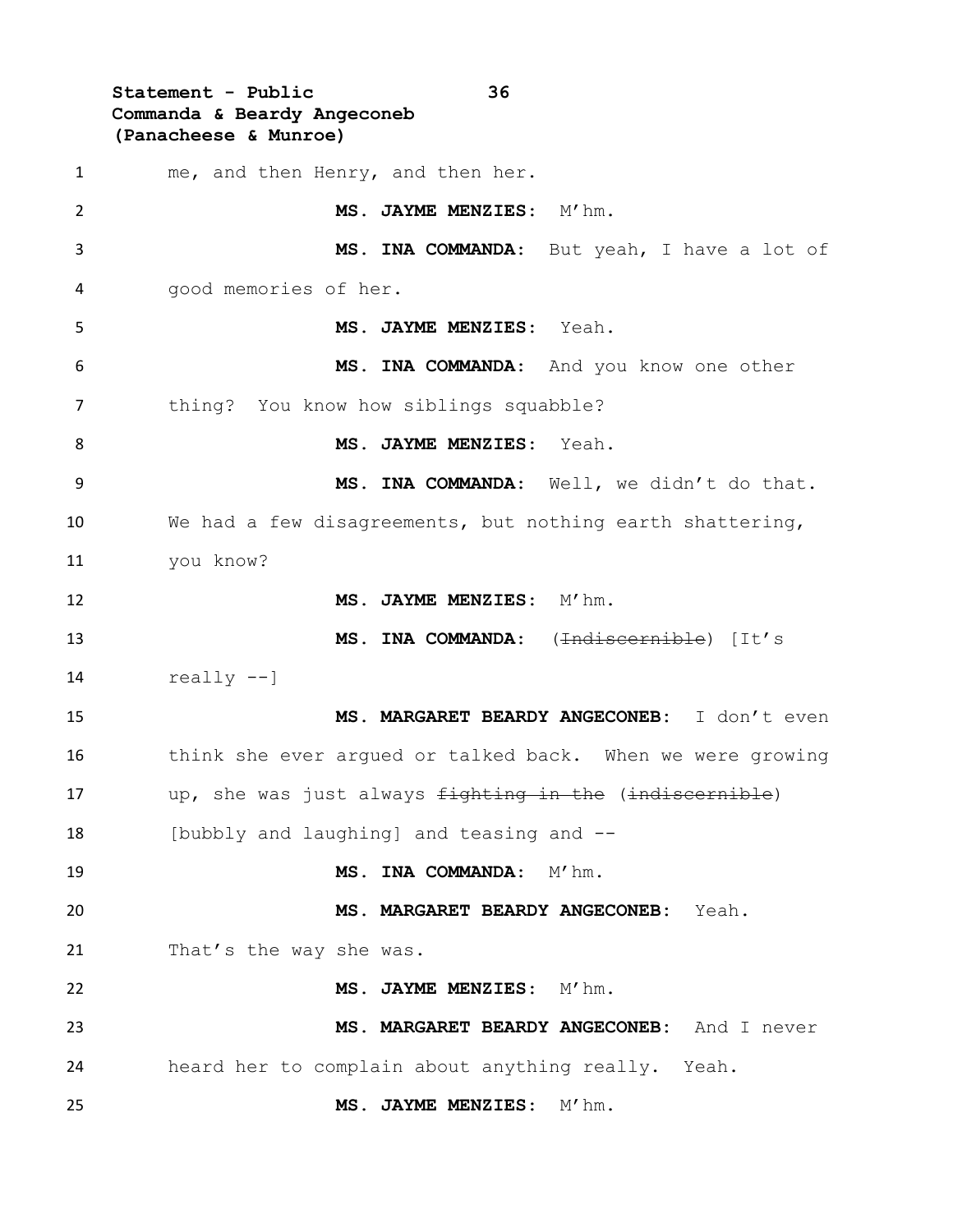me, and then Henry, and then her.

**MS. JAYME MENZIES:** M'hm.

**MS. INA COMMANDA:** But yeah, I have a lot of good memories of her.

**MS. JAYME MENZIES:** Yeah.

**MS. INA COMMANDA:** And you know one other thing? You know how siblings squabble?

**MS. JAYME MENZIES:** Yeah.

**MS. INA COMMANDA:** Well, we didn't do that. We had a few disagreements, but nothing earth shattering, you know?

**MS. JAYME MENZIES:** M'hm.

**MS. INA COMMANDA:** (~~Indiscernible~~) [It's really --]

**MS. MARGARET BEARDY ANGECONEB:** I don't even think she ever argued or talked back. When we were growing up, she was just always ~~fighting in the~~ (~~indiscernible~~) [bubbly and laughing] and teasing and --

**MS. INA COMMANDA:** M'hm.

**MS. MARGARET BEARDY ANGECONEB:** Yeah. That's the way she was.

**MS. JAYME MENZIES:** M'hm.

**MS. MARGARET BEARDY ANGECONEB:** And I never heard her to complain about anything really. Yeah.

**MS. JAYME MENZIES:** M'hm.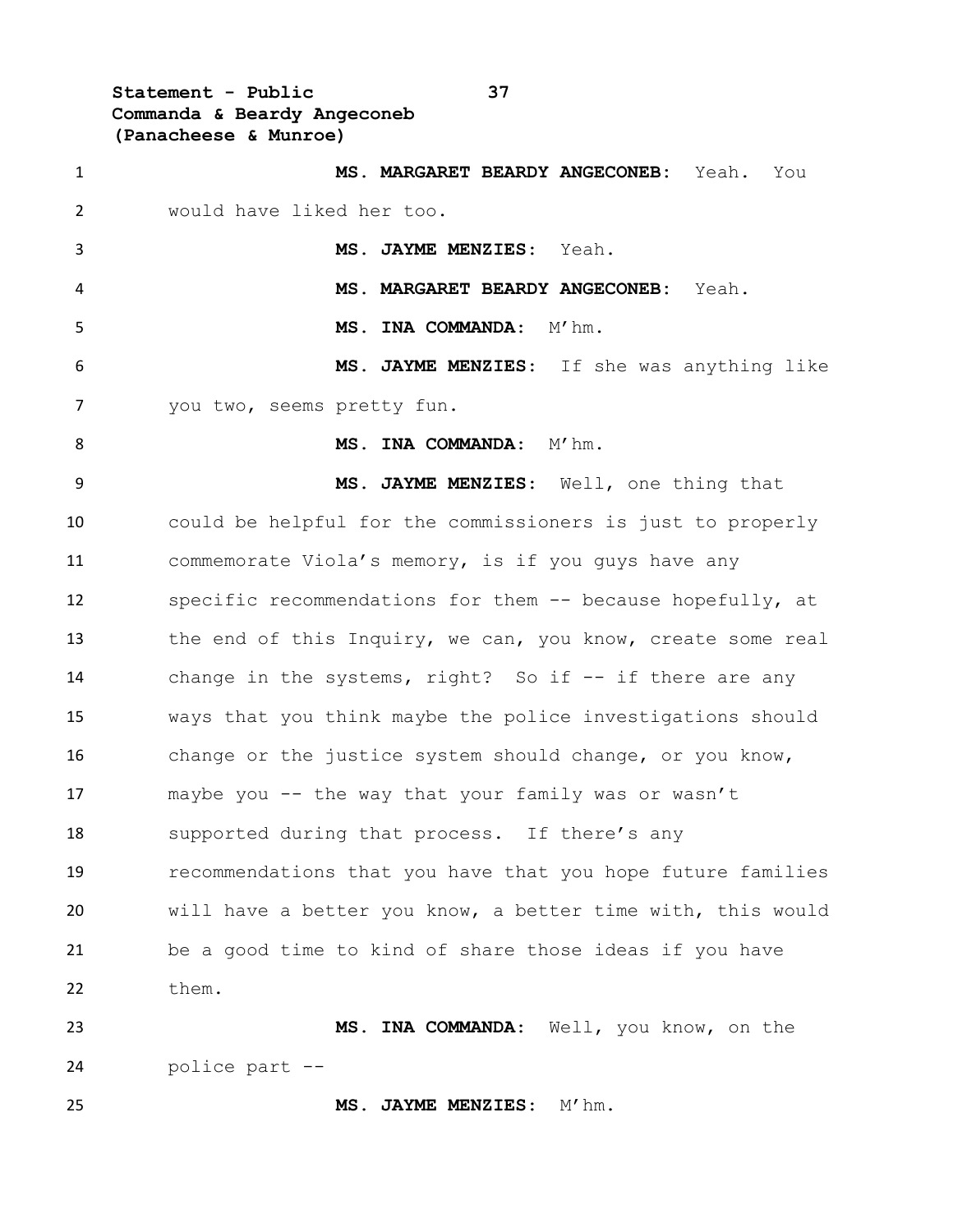**MS. MARGARET BEARDY ANGECONEB:** Yeah. You would have liked her too.

**MS. JAYME MENZIES:** Yeah.

**MS. MARGARET BEARDY ANGECONEB:** Yeah.

**MS. INA COMMANDA:** M'hm.

**MS. JAYME MENZIES:** If she was anything like you two, seems pretty fun.

**MS. INA COMMANDA:** M'hm.

**MS. JAYME MENZIES:** Well, one thing that could be helpful for the commissioners is just to properly commemorate Viola's memory, is if you guys have any specific recommendations for them -- because hopefully, at the end of this Inquiry, we can, you know, create some real change in the systems, right? So if -- if there are any ways that you think maybe the police investigations should change or the justice system should change, or you know, maybe you -- the way that your family was or wasn't supported during that process. If there's any recommendations that you have that you hope future families will have a better you know, a better time with, this would be a good time to kind of share those ideas if you have them.

**MS. INA COMMANDA:** Well, you know, on the police part --

**MS. JAYME MENZIES:** M'hm.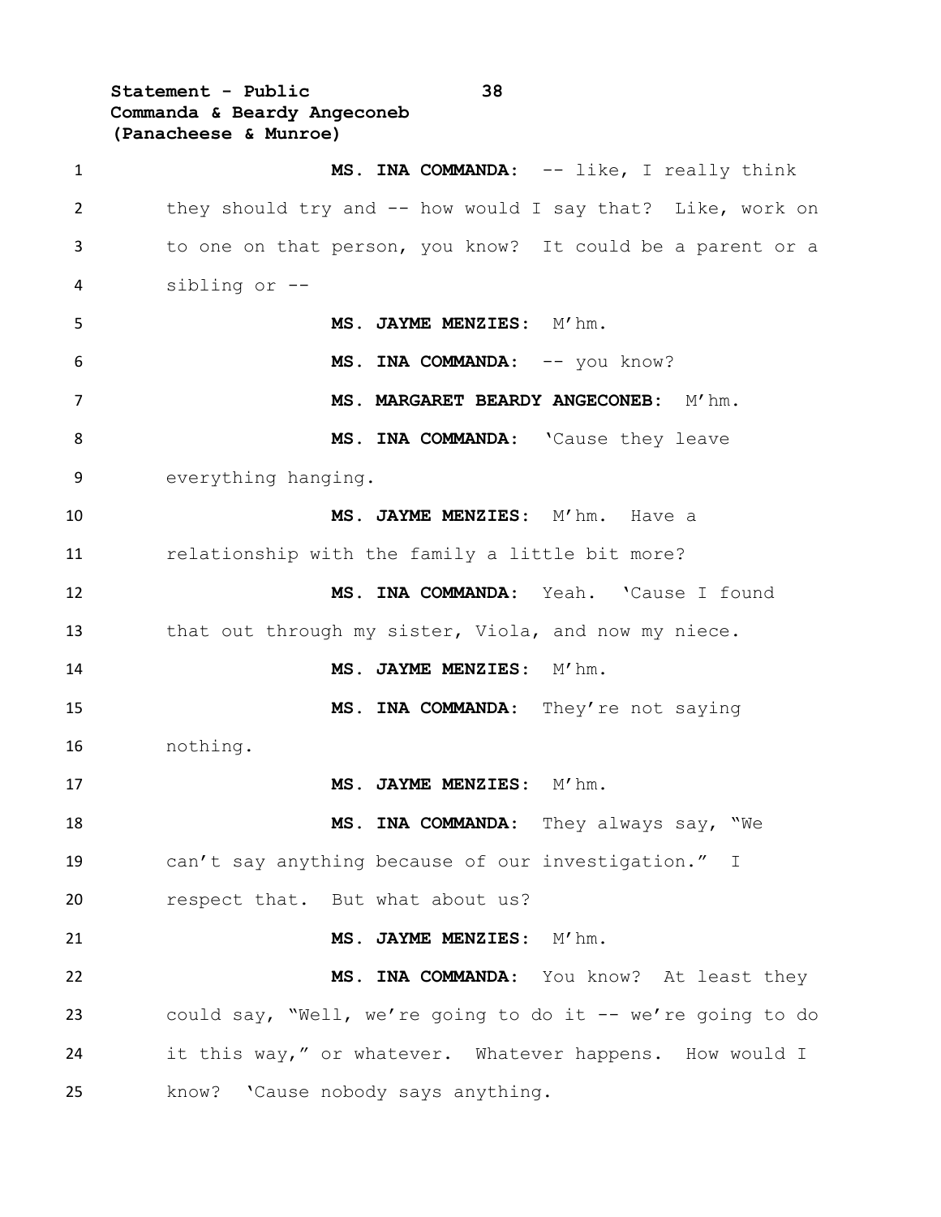**MS. INA COMMANDA:** -- like, I really think they should try and -- how would I say that? Like, work on to one on that person, you know? It could be a parent or a sibling or --

**MS. JAYME MENZIES:** M'hm.

**MS. INA COMMANDA:** -- you know?

**MS. MARGARET BEARDY ANGECONEB:** M'hm.

**MS. INA COMMANDA:** 'Cause they leave everything hanging.

**MS. JAYME MENZIES:** M'hm. Have a relationship with the family a little bit more?

**MS. INA COMMANDA:** Yeah. 'Cause I found that out through my sister, Viola, and now my niece.

**MS. JAYME MENZIES:** M'hm.

**MS. INA COMMANDA:** They're not saying nothing.

**MS. JAYME MENZIES:** M'hm.

**MS. INA COMMANDA:** They always say, "We can't say anything because of our investigation." I respect that. But what about us?

**MS. JAYME MENZIES:** M'hm.

**MS. INA COMMANDA:** You know? At least they could say, "Well, we're going to do it -- we're going to do it this way," or whatever. Whatever happens. How would I know? 'Cause nobody says anything.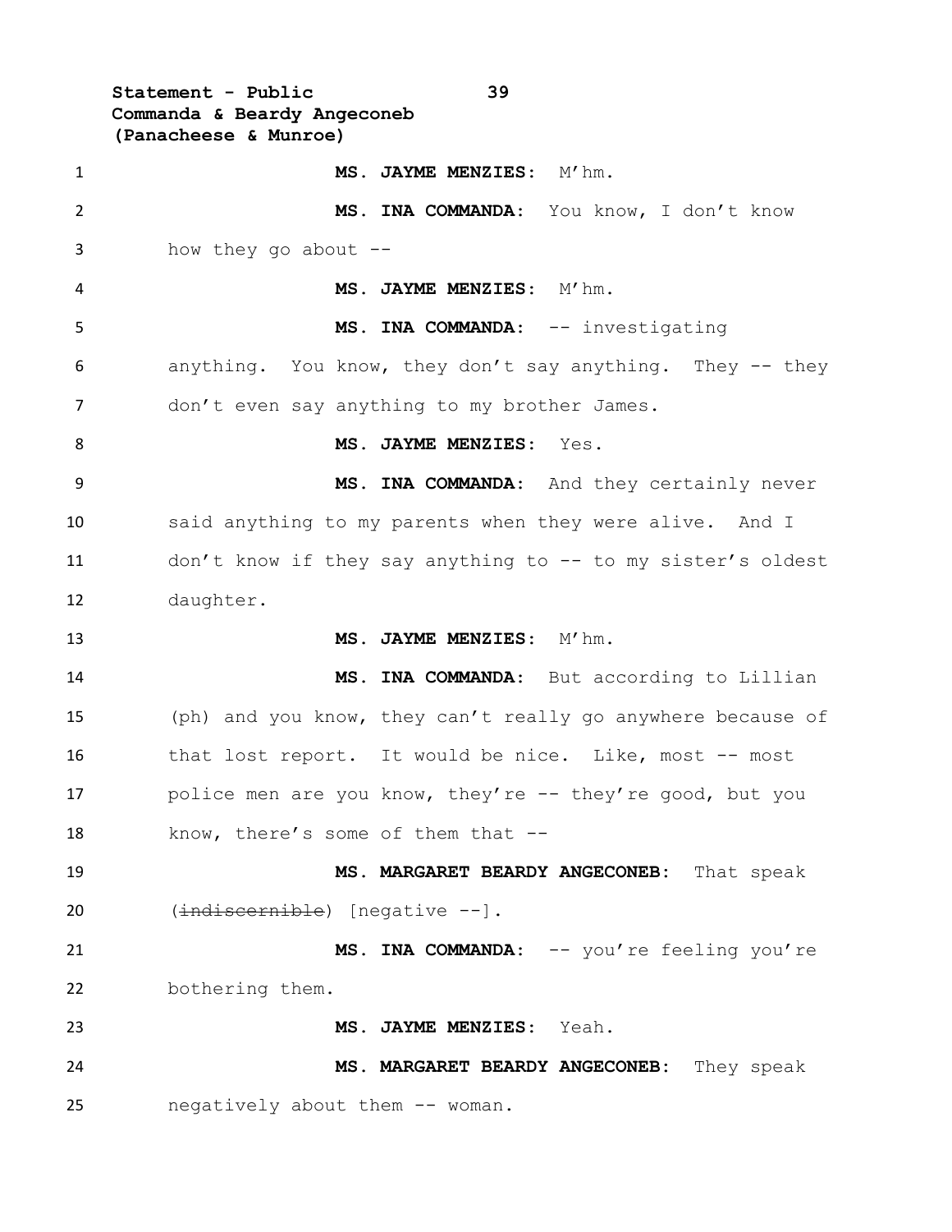**MS. JAYME MENZIES:** M'hm.

**MS. INA COMMANDA:** You know, I don't know how they go about --

**MS. JAYME MENZIES:** M'hm.

**MS. INA COMMANDA:** -- investigating anything. You know, they don't say anything. They -- they don't even say anything to my brother James.

**MS. JAYME MENZIES:** Yes.

**MS. INA COMMANDA:** And they certainly never said anything to my parents when they were alive. And I don't know if they say anything to -- to my sister's oldest daughter.

**MS. JAYME MENZIES:** M'hm.

**MS. INA COMMANDA:** But according to Lillian (ph) and you know, they can't really go anywhere because of that lost report. It would be nice. Like, most -- most police men are you know, they're -- they're good, but you know, there's some of them that --

**MS. MARGARET BEARDY ANGECONEB:** That speak (~~indiscernible~~) [negative --].

**MS. INA COMMANDA:** -- you're feeling you're bothering them.

**MS. JAYME MENZIES:** Yeah.

**MS. MARGARET BEARDY ANGECONEB:** They speak negatively about them -- woman.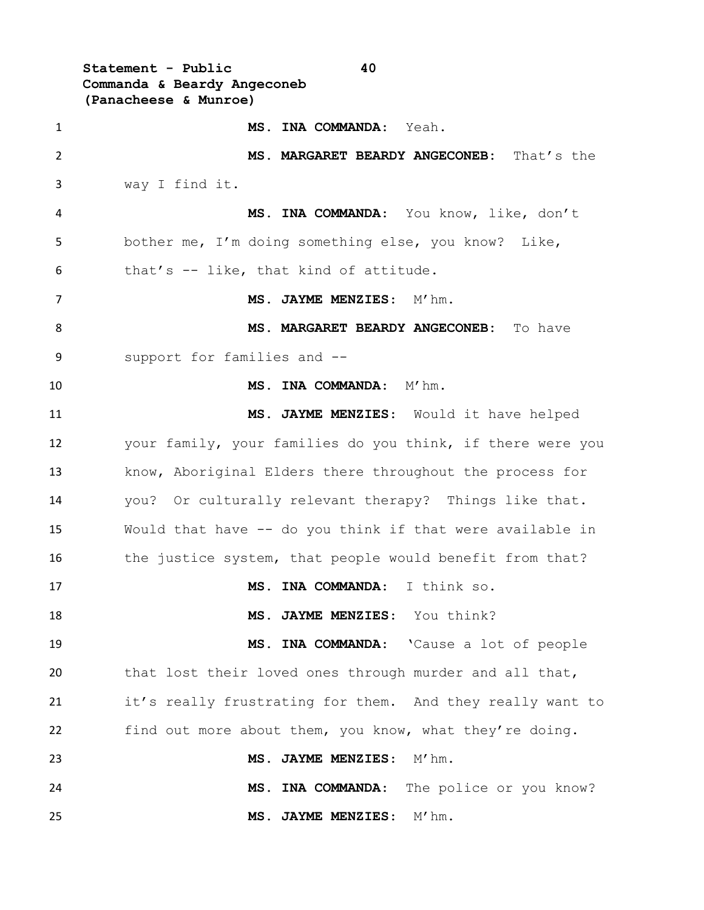**MS. INA COMMANDA:** Yeah.

**MS. MARGARET BEARDY ANGECONEB:** That's the way I find it.

**MS. INA COMMANDA:** You know, like, don't bother me, I'm doing something else, you know? Like, that's -- like, that kind of attitude.

**MS. JAYME MENZIES:** M'hm.

**MS. MARGARET BEARDY ANGECONEB:** To have support for families and --

**MS. INA COMMANDA:** M'hm.

**MS. JAYME MENZIES:** Would it have helped your family, your families do you think, if there were you know, Aboriginal Elders there throughout the process for you? Or culturally relevant therapy? Things like that. Would that have -- do you think if that were available in the justice system, that people would benefit from that?

**MS. INA COMMANDA:** I think so.

**MS. JAYME MENZIES:** You think?

**MS. INA COMMANDA:** 'Cause a lot of people that lost their loved ones through murder and all that, it's really frustrating for them. And they really want to find out more about them, you know, what they're doing.

**MS. JAYME MENZIES:** M'hm.

**MS. INA COMMANDA:** The police or you know?

**MS. JAYME MENZIES:** M'hm.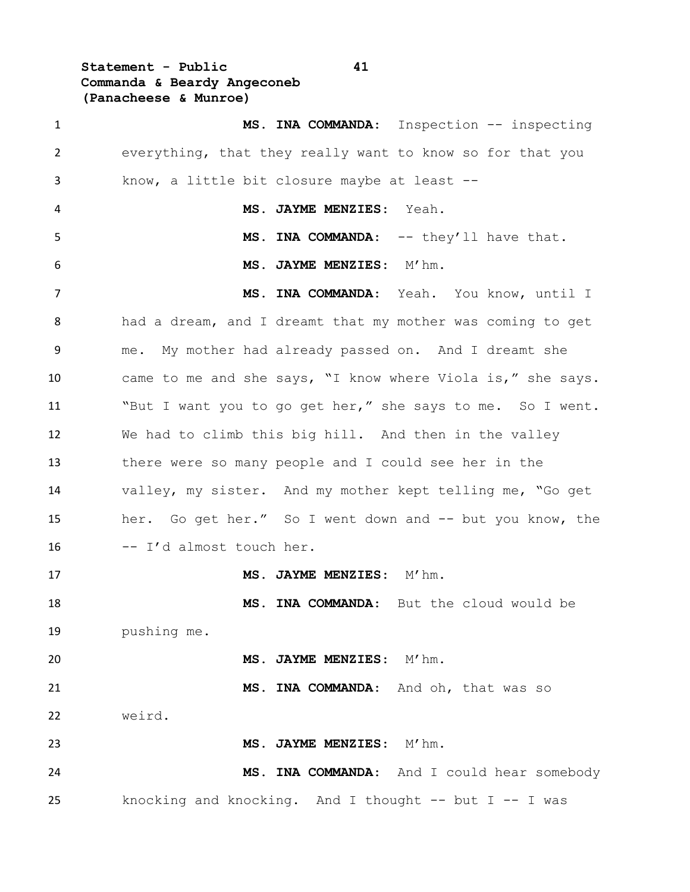**MS. INA COMMANDA:** Inspection -- inspecting everything, that they really want to know so for that you know, a little bit closure maybe at least --

**MS. JAYME MENZIES:** Yeah.

**MS. INA COMMANDA:** -- they'll have that.

**MS. JAYME MENZIES:** M'hm.

**MS. INA COMMANDA:** Yeah. You know, until I had a dream, and I dreamt that my mother was coming to get me. My mother had already passed on. And I dreamt she came to me and she says, "I know where Viola is," she says. "But I want you to go get her," she says to me. So I went. We had to climb this big hill. And then in the valley there were so many people and I could see her in the valley, my sister. And my mother kept telling me, "Go get her. Go get her." So I went down and -- but you know, the -- I'd almost touch her.

**MS. JAYME MENZIES:** M'hm.

**MS. INA COMMANDA:** But the cloud would be pushing me.

**MS. JAYME MENZIES:** M'hm.

**MS. INA COMMANDA:** And oh, that was so weird.

**MS. JAYME MENZIES:** M'hm.

**MS. INA COMMANDA:** And I could hear somebody knocking and knocking. And I thought -- but I -- I was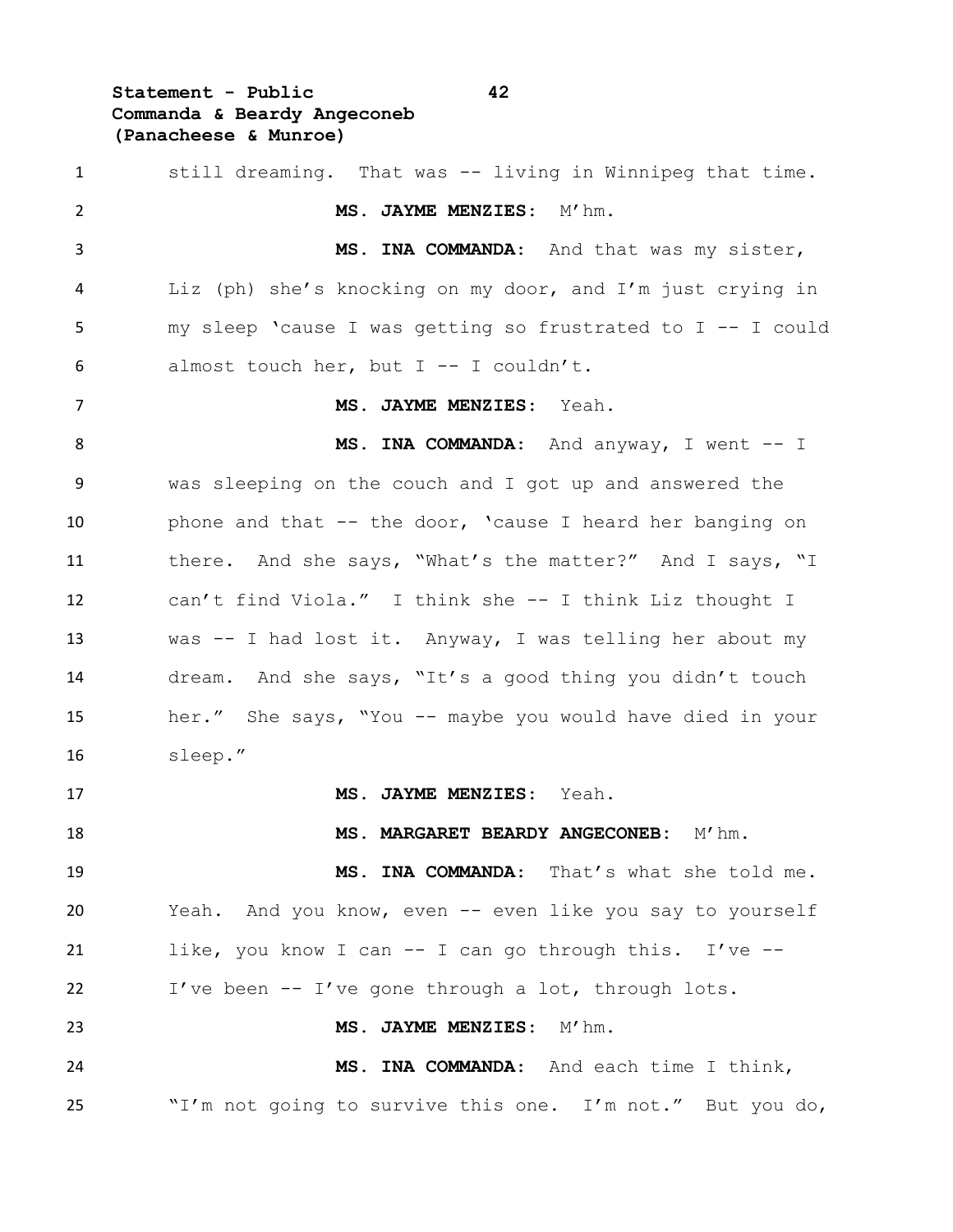still dreaming. That was -- living in Winnipeg that time.

**MS. JAYME MENZIES:** M'hm.

**MS. INA COMMANDA:** And that was my sister, Liz (ph) she's knocking on my door, and I'm just crying in my sleep 'cause I was getting so frustrated to I -- I could almost touch her, but I -- I couldn't.

**MS. JAYME MENZIES:** Yeah.

**MS. INA COMMANDA:** And anyway, I went -- I was sleeping on the couch and I got up and answered the phone and that -- the door, 'cause I heard her banging on there. And she says, "What's the matter?" And I says, "I can't find Viola." I think she -- I think Liz thought I was -- I had lost it. Anyway, I was telling her about my dream. And she says, "It's a good thing you didn't touch her." She says, "You -- maybe you would have died in your sleep."

**MS. JAYME MENZIES:** Yeah.

**MS. MARGARET BEARDY ANGECONEB:** M'hm.

**MS. INA COMMANDA:** That's what she told me. Yeah. And you know, even -- even like you say to yourself like, you know I can -- I can go through this. I've -- I've been -- I've gone through a lot, through lots.

**MS. JAYME MENZIES:** M'hm.

**MS. INA COMMANDA:** And each time I think, "I'm not going to survive this one. I'm not." But you do,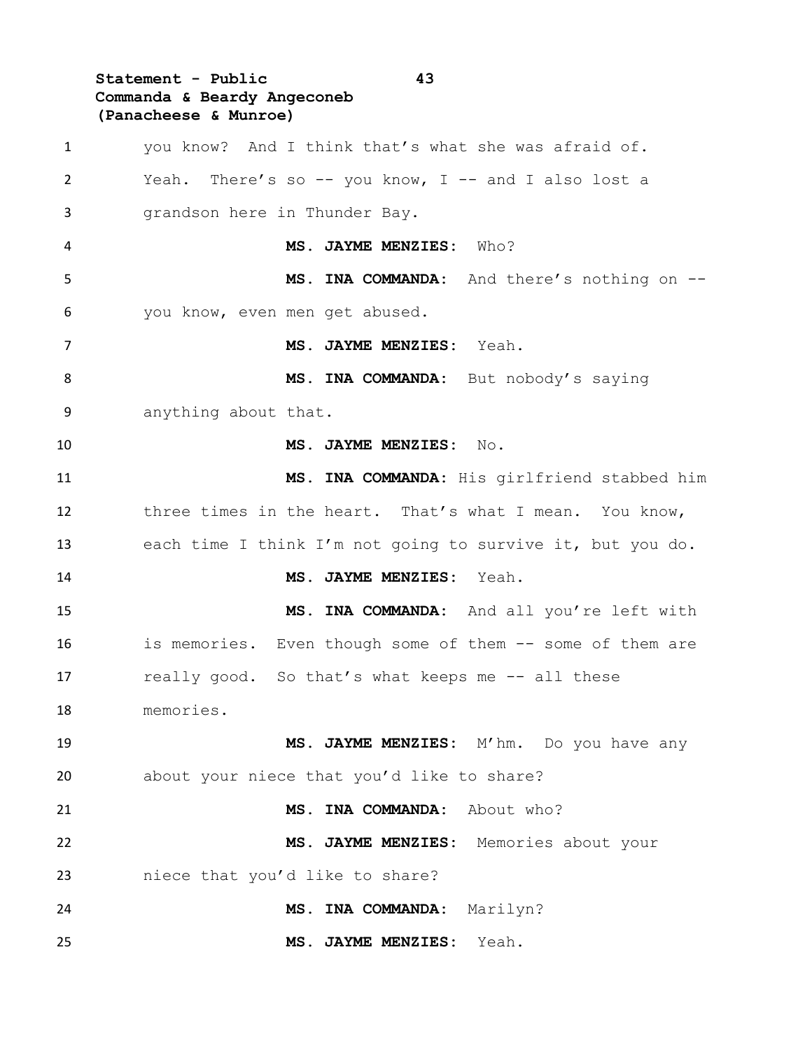you know? And I think that's what she was afraid of. Yeah. There's so -- you know, I -- and I also lost a grandson here in Thunder Bay.

**MS. JAYME MENZIES:** Who?

**MS. INA COMMANDA:** And there's nothing on -- you know, even men get abused.

**MS. JAYME MENZIES:** Yeah.

**MS. INA COMMANDA:** But nobody's saying anything about that.

**MS. JAYME MENZIES:** No.

**MS. INA COMMANDA:** His girlfriend stabbed him three times in the heart. That's what I mean. You know, each time I think I'm not going to survive it, but you do.

**MS. JAYME MENZIES:** Yeah.

**MS. INA COMMANDA:** And all you're left with is memories. Even though some of them -- some of them are really good. So that's what keeps me -- all these memories.

**MS. JAYME MENZIES:** M'hm. Do you have any about your niece that you'd like to share?

**MS. INA COMMANDA:** About who?

**MS. JAYME MENZIES:** Memories about your niece that you'd like to share?

**MS. INA COMMANDA:** Marilyn?

**MS. JAYME MENZIES:** Yeah.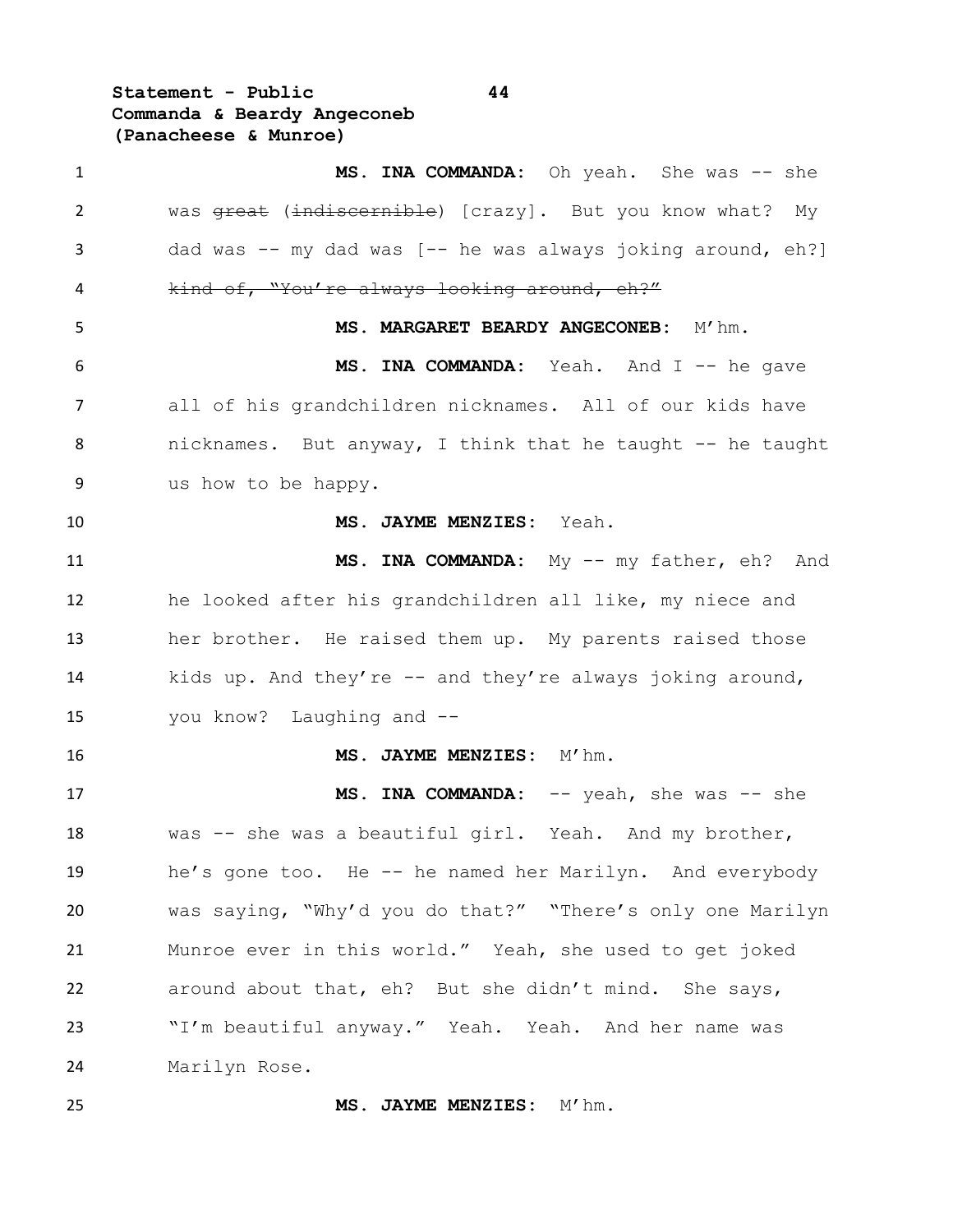**MS. INA COMMANDA:** Oh yeah. She was -- she was ~~great~~ (~~indiscernible~~) [crazy]. But you know what? My dad was -- my dad was [-- he was always joking around, eh?] ~~kind of, "You're always looking around, eh?"~~

**MS. MARGARET BEARDY ANGECONEB:** M'hm.

**MS. INA COMMANDA:** Yeah. And I -- he gave all of his grandchildren nicknames. All of our kids have nicknames. But anyway, I think that he taught -- he taught us how to be happy.

**MS. JAYME MENZIES:** Yeah.

**MS. INA COMMANDA:** My -- my father, eh? And he looked after his grandchildren all like, my niece and her brother. He raised them up. My parents raised those kids up. And they're -- and they're always joking around, you know? Laughing and --

**MS. JAYME MENZIES:** M'hm.

**MS. INA COMMANDA:** -- yeah, she was -- she was -- she was a beautiful girl. Yeah. And my brother, he's gone too. He -- he named her Marilyn. And everybody was saying, "Why'd you do that?" "There's only one Marilyn Munroe ever in this world." Yeah, she used to get joked around about that, eh? But she didn't mind. She says, "I'm beautiful anyway." Yeah. Yeah. And her name was Marilyn Rose.

**MS. JAYME MENZIES:** M'hm.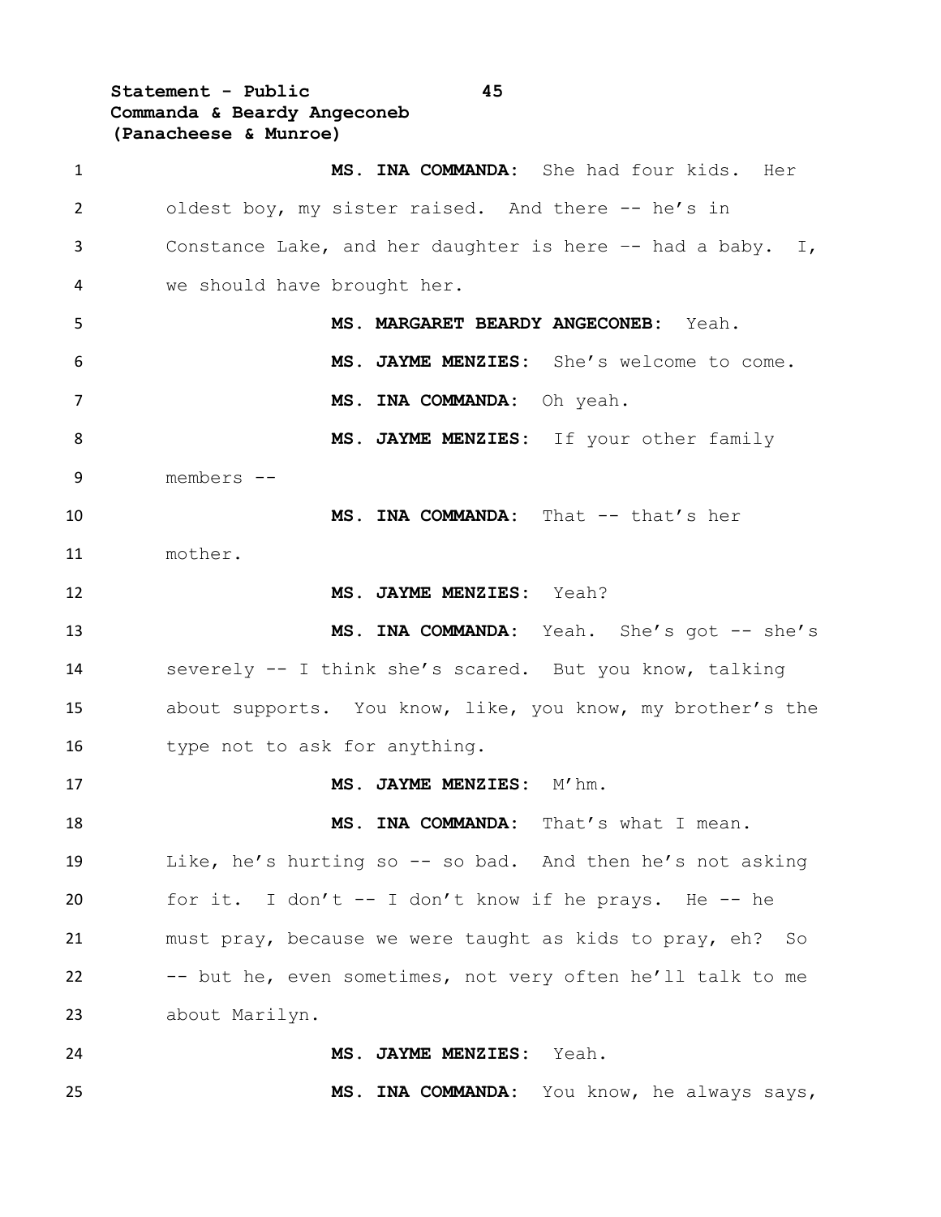**MS. INA COMMANDA:** She had four kids. Her oldest boy, my sister raised. And there -- he's in Constance Lake, and her daughter is here –- had a baby. I, we should have brought her.

**MS. MARGARET BEARDY ANGECONEB:** Yeah.

**MS. JAYME MENZIES:** She's welcome to come.

**MS. INA COMMANDA:** Oh yeah.

**MS. JAYME MENZIES:** If your other family members --

**MS. INA COMMANDA:** That -- that's her mother.

**MS. JAYME MENZIES:** Yeah?

**MS. INA COMMANDA:** Yeah. She's got -- she's severely -- I think she's scared. But you know, talking about supports. You know, like, you know, my brother's the type not to ask for anything.

**MS. JAYME MENZIES:** M'hm.

**MS. INA COMMANDA:** That's what I mean. Like, he's hurting so -- so bad. And then he's not asking for it. I don't -- I don't know if he prays. He -- he must pray, because we were taught as kids to pray, eh? So -- but he, even sometimes, not very often he'll talk to me about Marilyn.

**MS. JAYME MENZIES:** Yeah.

**MS. INA COMMANDA:** You know, he always says,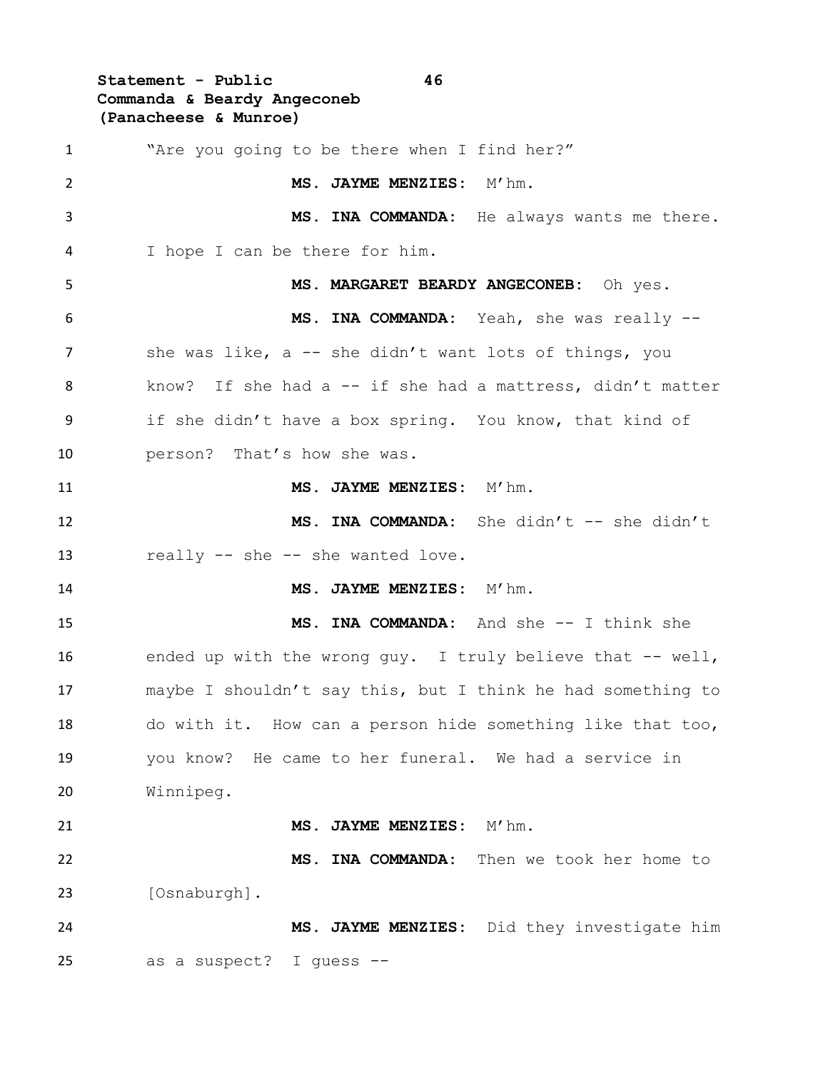"Are you going to be there when I find her?"

**MS. JAYME MENZIES:** M'hm.

**MS. INA COMMANDA:** He always wants me there. I hope I can be there for him.

**MS. MARGARET BEARDY ANGECONEB:** Oh yes.

**MS. INA COMMANDA:** Yeah, she was really -- she was like, a -- she didn't want lots of things, you know? If she had a -- if she had a mattress, didn't matter if she didn't have a box spring. You know, that kind of person? That's how she was.

**MS. JAYME MENZIES:** M'hm.

**MS. INA COMMANDA:** She didn't -- she didn't really -- she -- she wanted love.

**MS. JAYME MENZIES:** M'hm.

**MS. INA COMMANDA:** And she -- I think she ended up with the wrong guy. I truly believe that -- well, maybe I shouldn't say this, but I think he had something to do with it. How can a person hide something like that too, you know? He came to her funeral. We had a service in Winnipeg.

**MS. JAYME MENZIES:** M'hm.

**MS. INA COMMANDA:** Then we took her home to [Osnaburgh].

**MS. JAYME MENZIES:** Did they investigate him as a suspect? I guess --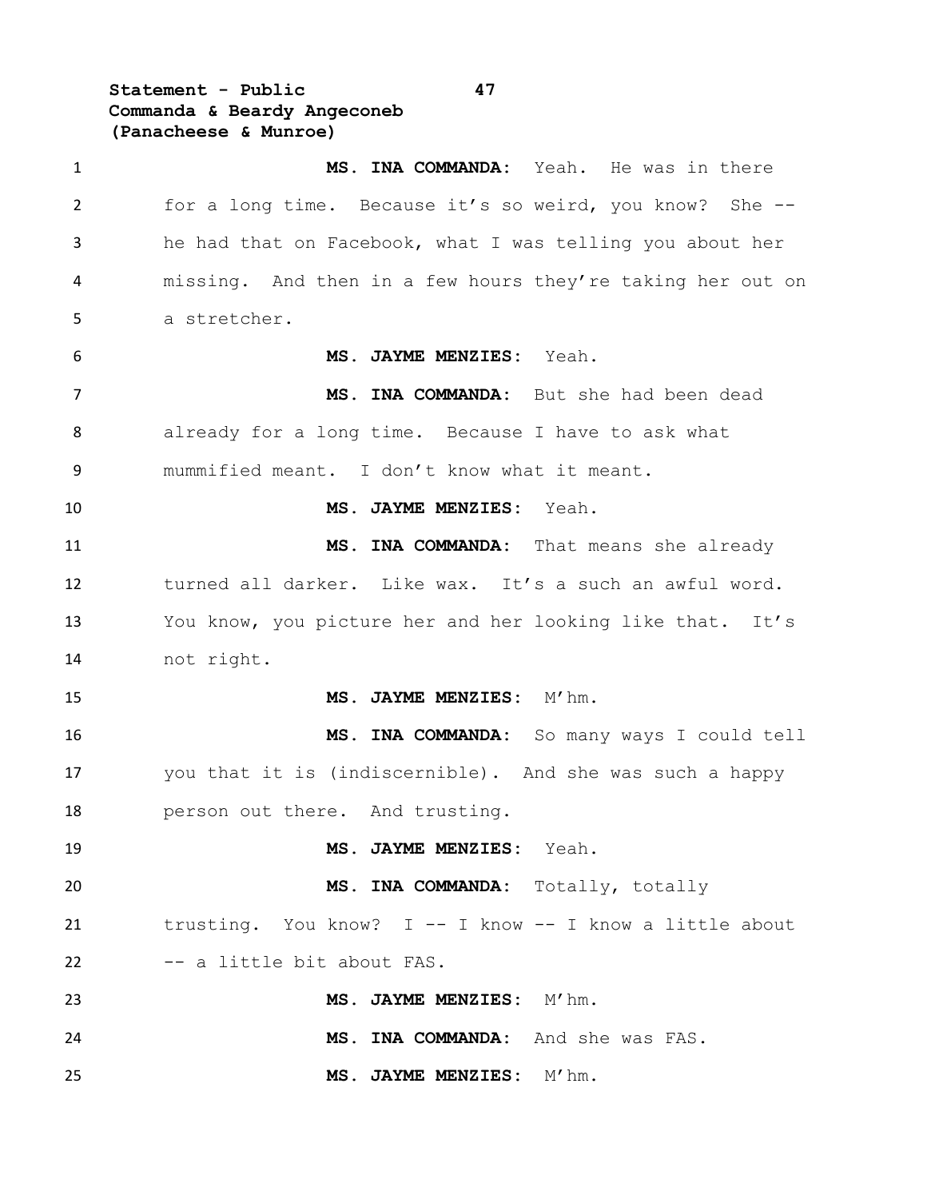**MS. INA COMMANDA:** Yeah. He was in there for a long time. Because it's so weird, you know? She -- he had that on Facebook, what I was telling you about her missing. And then in a few hours they're taking her out on a stretcher.

**MS. JAYME MENZIES:** Yeah.

**MS. INA COMMANDA:** But she had been dead already for a long time. Because I have to ask what mummified meant. I don't know what it meant.

**MS. JAYME MENZIES:** Yeah.

**MS. INA COMMANDA:** That means she already turned all darker. Like wax. It's a such an awful word. You know, you picture her and her looking like that. It's not right.

**MS. JAYME MENZIES:** M'hm.

**MS. INA COMMANDA:** So many ways I could tell you that it is (indiscernible). And she was such a happy person out there. And trusting.

**MS. JAYME MENZIES:** Yeah.

**MS. INA COMMANDA:** Totally, totally trusting. You know? I -- I know -- I know a little about -- a little bit about FAS.

**MS. JAYME MENZIES:** M'hm.

**MS. INA COMMANDA:** And she was FAS.

**MS. JAYME MENZIES:** M'hm.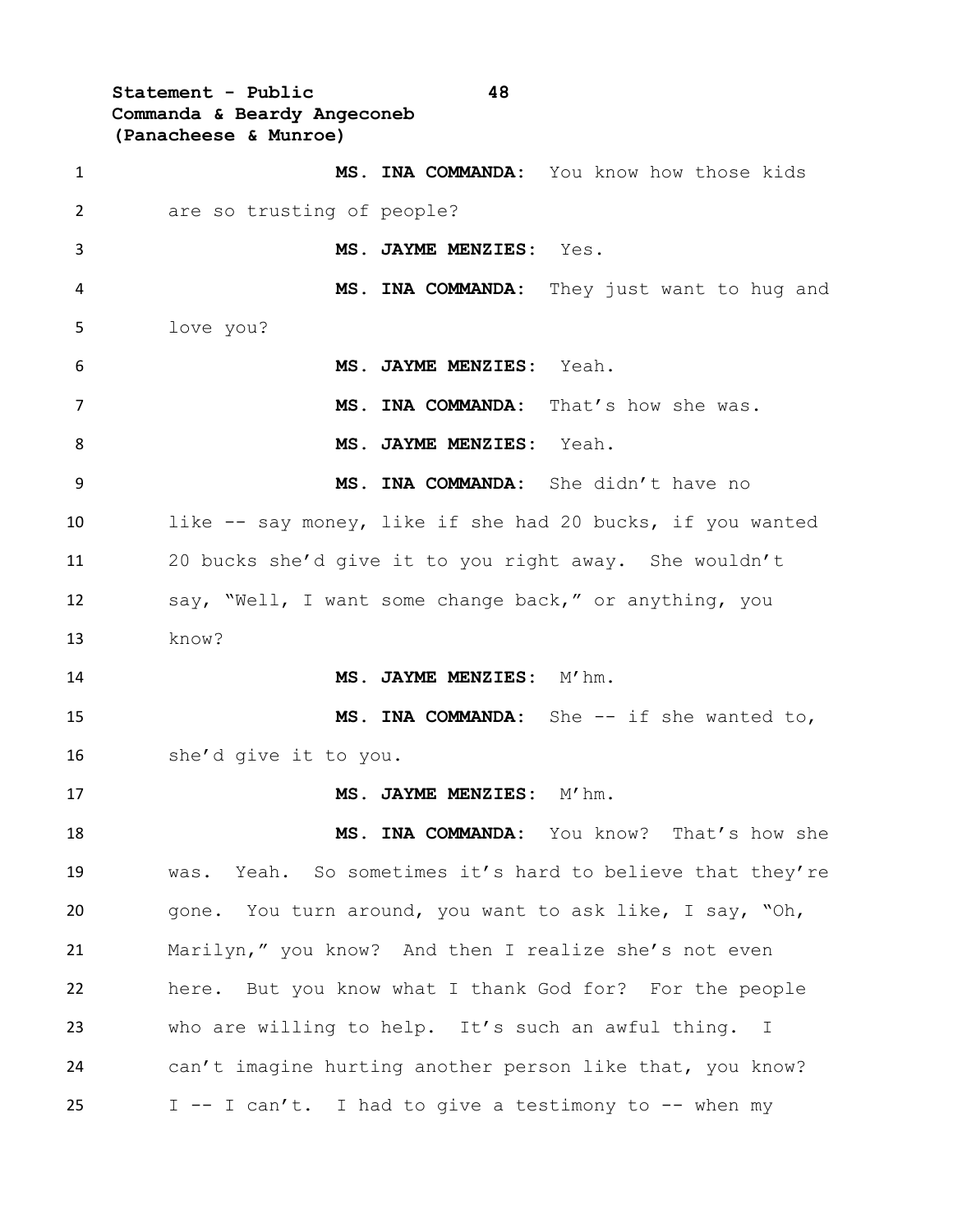**MS. INA COMMANDA:** You know how those kids are so trusting of people?

**MS. JAYME MENZIES:** Yes.

**MS. INA COMMANDA:** They just want to hug and love you?

**MS. JAYME MENZIES:** Yeah.

**MS. INA COMMANDA:** That's how she was.

**MS. JAYME MENZIES:** Yeah.

**MS. INA COMMANDA:** She didn't have no like -- say money, like if she had 20 bucks, if you wanted 20 bucks she'd give it to you right away. She wouldn't say, "Well, I want some change back," or anything, you know?

**MS. JAYME MENZIES:** M'hm.

**MS. INA COMMANDA:** She -- if she wanted to, she'd give it to you.

**MS. JAYME MENZIES:** M'hm.

**MS. INA COMMANDA:** You know? That's how she was. Yeah. So sometimes it's hard to believe that they're gone. You turn around, you want to ask like, I say, "Oh, Marilyn," you know? And then I realize she's not even here. But you know what I thank God for? For the people who are willing to help. It's such an awful thing. I can't imagine hurting another person like that, you know? I -- I can't. I had to give a testimony to -- when my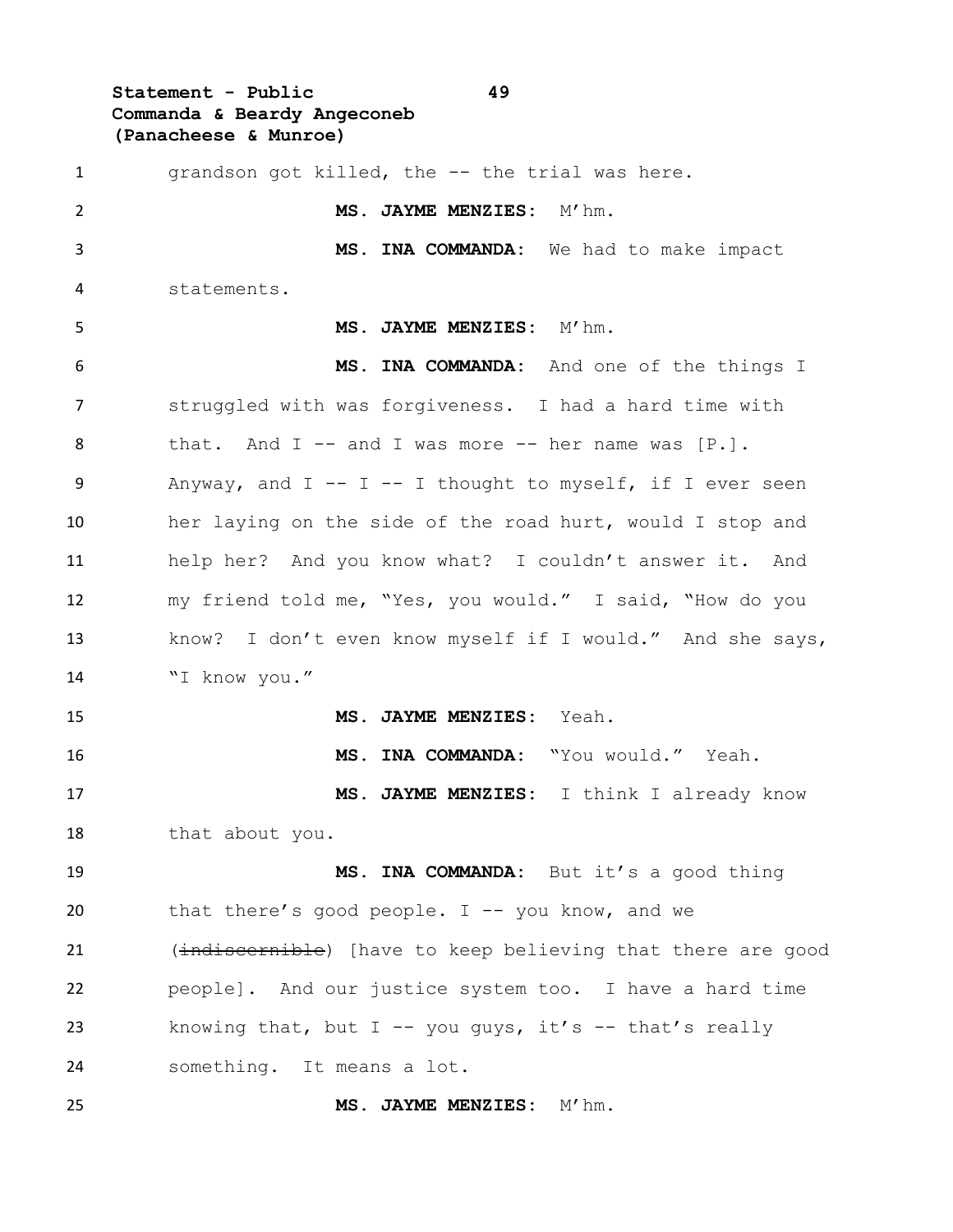grandson got killed, the -- the trial was here.

**MS. JAYME MENZIES:** M'hm.

**MS. INA COMMANDA:** We had to make impact statements.

**MS. JAYME MENZIES:** M'hm.

**MS. INA COMMANDA:** And one of the things I struggled with was forgiveness. I had a hard time with that. And I -- and I was more -- her name was [P.]. Anyway, and I -- I -- I thought to myself, if I ever seen her laying on the side of the road hurt, would I stop and help her? And you know what? I couldn't answer it. And my friend told me, "Yes, you would." I said, "How do you know? I don't even know myself if I would." And she says, "I know you."

**MS. JAYME MENZIES:** Yeah.

**MS. INA COMMANDA:** "You would." Yeah.

**MS. JAYME MENZIES:** I think I already know that about you.

**MS. INA COMMANDA:** But it's a good thing that there's good people. I -- you know, and we (~~indiscernible~~) [have to keep believing that there are good people]. And our justice system too. I have a hard time knowing that, but I -- you guys, it's -- that's really something. It means a lot.

**MS. JAYME MENZIES:** M'hm.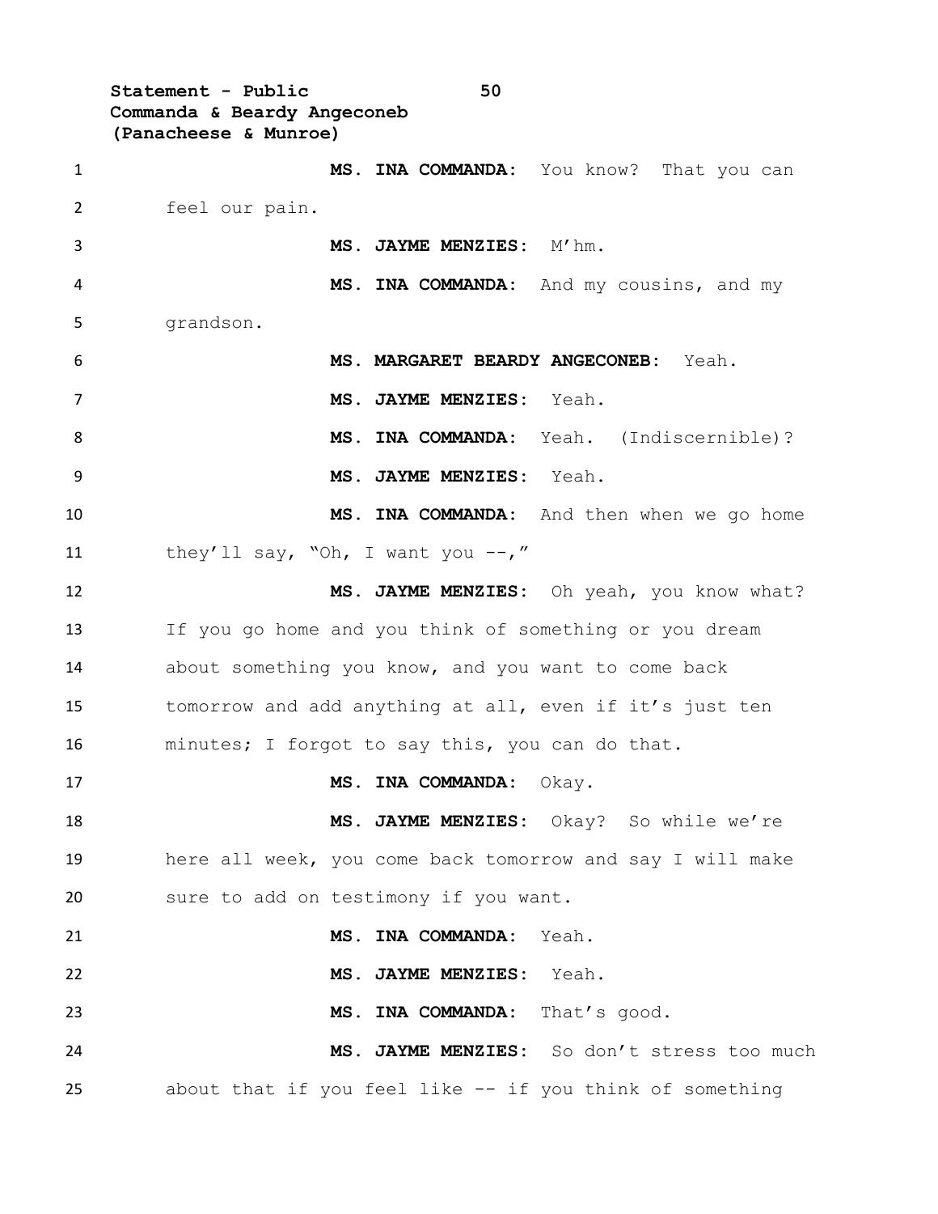**MS. INA COMMANDA:** You know? That you can feel our pain.

**MS. JAYME MENZIES:** M'hm.

**MS. INA COMMANDA:** And my cousins, and my grandson.

**MS. MARGARET BEARDY ANGECONEB:** Yeah.

**MS. JAYME MENZIES:** Yeah.

**MS. INA COMMANDA:** Yeah. (Indiscernible)?

**MS. JAYME MENZIES:** Yeah.

**MS. INA COMMANDA:** And then when we go home they'll say, "Oh, I want you --,"

**MS. JAYME MENZIES:** Oh yeah, you know what? If you go home and you think of something or you dream about something you know, and you want to come back tomorrow and add anything at all, even if it's just ten minutes; I forgot to say this, you can do that.

**MS. INA COMMANDA:** Okay.

**MS. JAYME MENZIES:** Okay? So while we're here all week, you come back tomorrow and say I will make sure to add on testimony if you want.

**MS. INA COMMANDA:** Yeah.

**MS. JAYME MENZIES:** Yeah.

**MS. INA COMMANDA:** That's good.

**MS. JAYME MENZIES:** So don't stress too much about that if you feel like -- if you think of something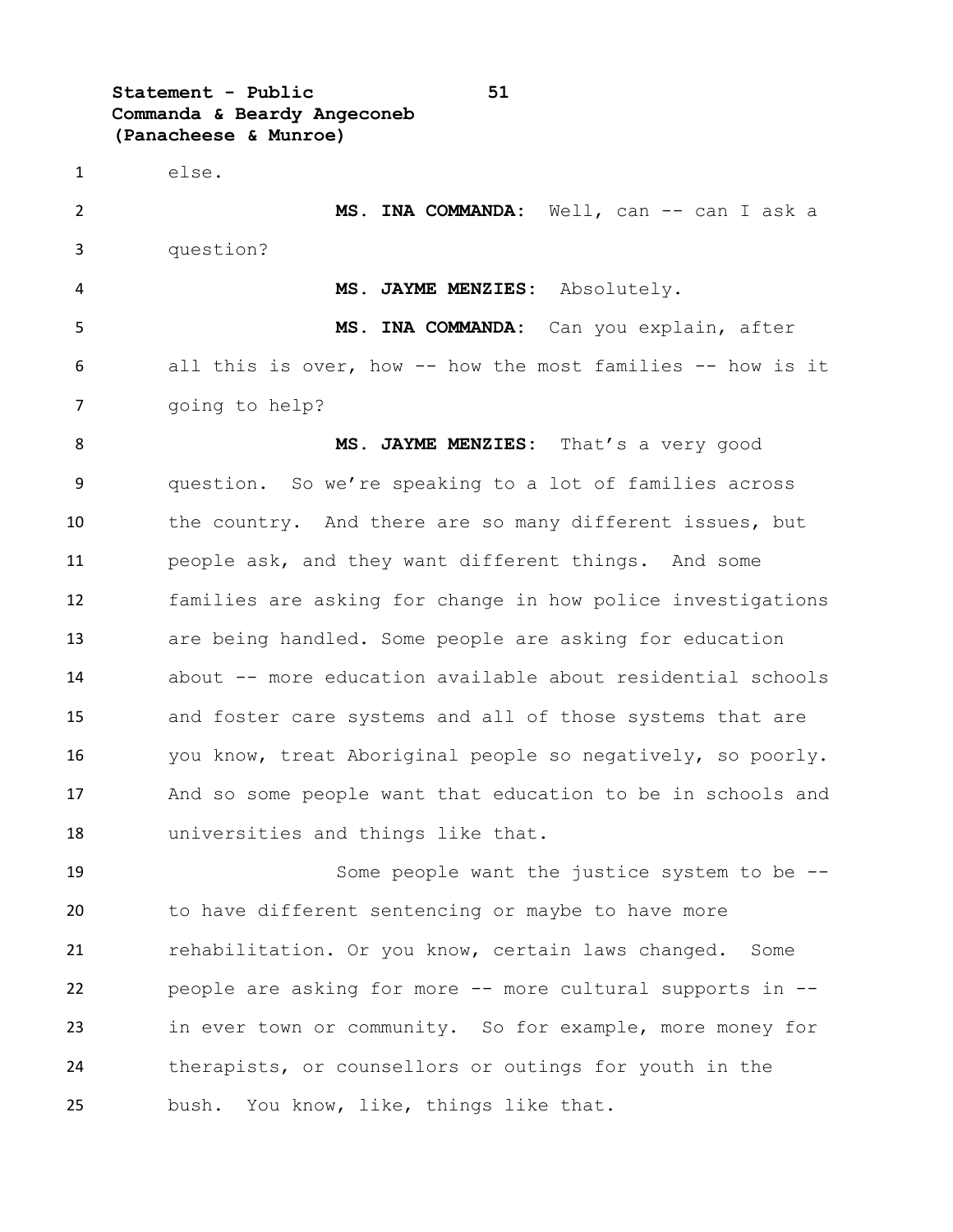else.

**MS. INA COMMANDA:** Well, can -- can I ask a question?

**MS. JAYME MENZIES:** Absolutely.

**MS. INA COMMANDA:** Can you explain, after all this is over, how -- how the most families -- how is it going to help?

**MS. JAYME MENZIES:** That's a very good question. So we're speaking to a lot of families across the country. And there are so many different issues, but people ask, and they want different things. And some families are asking for change in how police investigations are being handled. Some people are asking for education about -- more education available about residential schools and foster care systems and all of those systems that are you know, treat Aboriginal people so negatively, so poorly. And so some people want that education to be in schools and universities and things like that.

Some people want the justice system to be -- to have different sentencing or maybe to have more rehabilitation. Or you know, certain laws changed. Some people are asking for more -- more cultural supports in -- in ever town or community. So for example, more money for therapists, or counsellors or outings for youth in the bush. You know, like, things like that.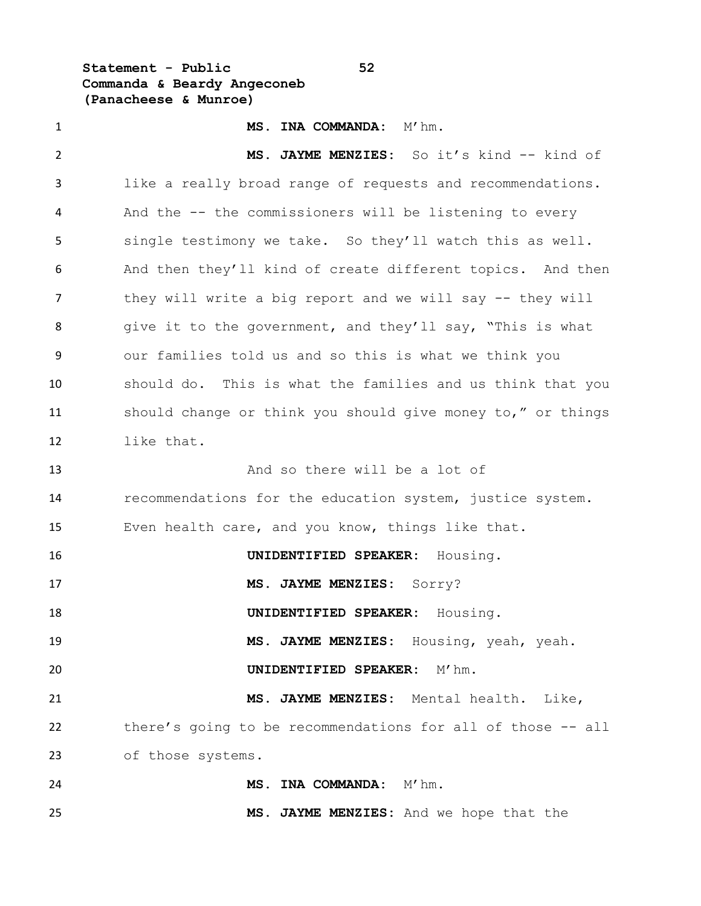**MS. INA COMMANDA:** M'hm.

**MS. JAYME MENZIES:** So it's kind -- kind of like a really broad range of requests and recommendations. And the -- the commissioners will be listening to every single testimony we take. So they'll watch this as well. And then they'll kind of create different topics. And then they will write a big report and we will say -- they will give it to the government, and they'll say, "This is what our families told us and so this is what we think you should do. This is what the families and us think that you should change or think you should give money to," or things like that.

And so there will be a lot of recommendations for the education system, justice system. Even health care, and you know, things like that.

**UNIDENTIFIED SPEAKER:** Housing.

**MS. JAYME MENZIES:** Sorry?

**UNIDENTIFIED SPEAKER:** Housing.

**MS. JAYME MENZIES:** Housing, yeah, yeah.

**UNIDENTIFIED SPEAKER:** M'hm.

**MS. JAYME MENZIES:** Mental health. Like, there's going to be recommendations for all of those -- all of those systems.

**MS. INA COMMANDA:** M'hm.

**MS. JAYME MENZIES:** And we hope that the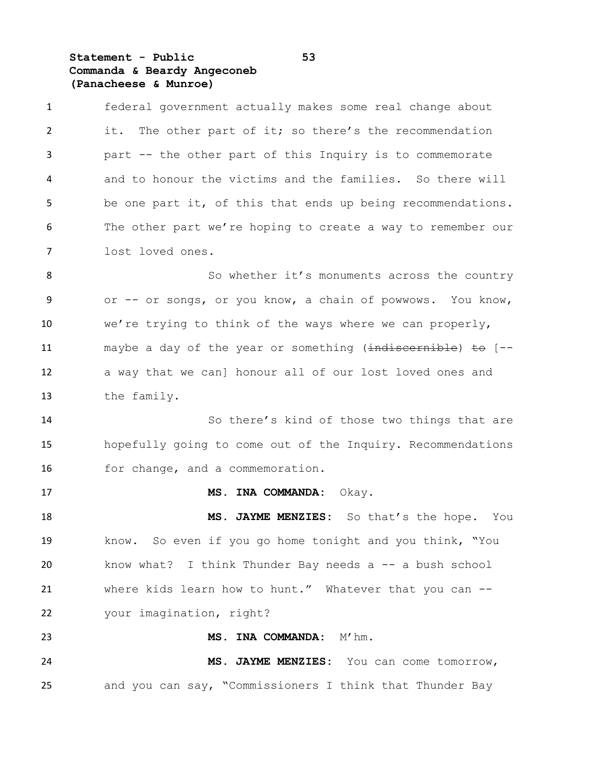federal government actually makes some real change about it. The other part of it; so there's the recommendation part -- the other part of this Inquiry is to commemorate and to honour the victims and the families. So there will be one part it, of this that ends up being recommendations. The other part we're hoping to create a way to remember our lost loved ones.

So whether it's monuments across the country or -- or songs, or you know, a chain of powwows. You know, we're trying to think of the ways where we can properly, maybe a day of the year or something (~~indiscernible~~) ~~to~~ [-- a way that we can] honour all of our lost loved ones and the family.

So there's kind of those two things that are hopefully going to come out of the Inquiry. Recommendations for change, and a commemoration.

**MS. INA COMMANDA:** Okay.

**MS. JAYME MENZIES:** So that's the hope. You know. So even if you go home tonight and you think, "You know what? I think Thunder Bay needs a -- a bush school where kids learn how to hunt." Whatever that you can -- your imagination, right?

**MS. INA COMMANDA:** M'hm.

**MS. JAYME MENZIES:** You can come tomorrow, and you can say, "Commissioners I think that Thunder Bay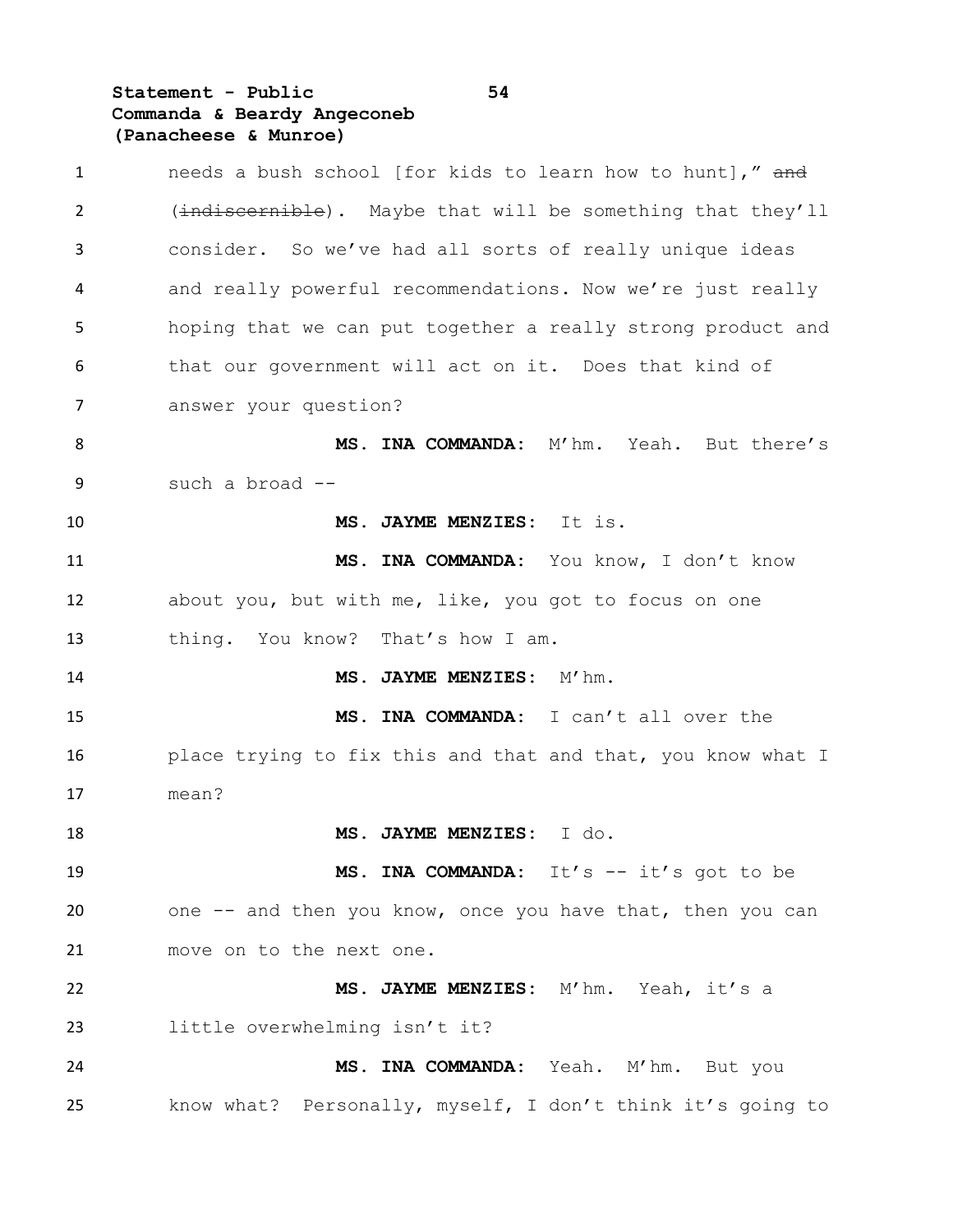needs a bush school [for kids to learn how to hunt]," ~~and~~ (~~indiscernible~~). Maybe that will be something that they'll consider. So we've had all sorts of really unique ideas and really powerful recommendations. Now we're just really hoping that we can put together a really strong product and that our government will act on it. Does that kind of answer your question?

**MS. INA COMMANDA:** M'hm. Yeah. But there's such a broad --

**MS. JAYME MENZIES:** It is.

**MS. INA COMMANDA:** You know, I don't know about you, but with me, like, you got to focus on one thing. You know? That's how I am.

**MS. JAYME MENZIES:** M'hm.

**MS. INA COMMANDA:** I can't all over the place trying to fix this and that and that, you know what I mean?

**MS. JAYME MENZIES:** I do.

**MS. INA COMMANDA:** It's -- it's got to be one -- and then you know, once you have that, then you can move on to the next one.

**MS. JAYME MENZIES:** M'hm. Yeah, it's a little overwhelming isn't it?

**MS. INA COMMANDA:** Yeah. M'hm. But you know what? Personally, myself, I don't think it's going to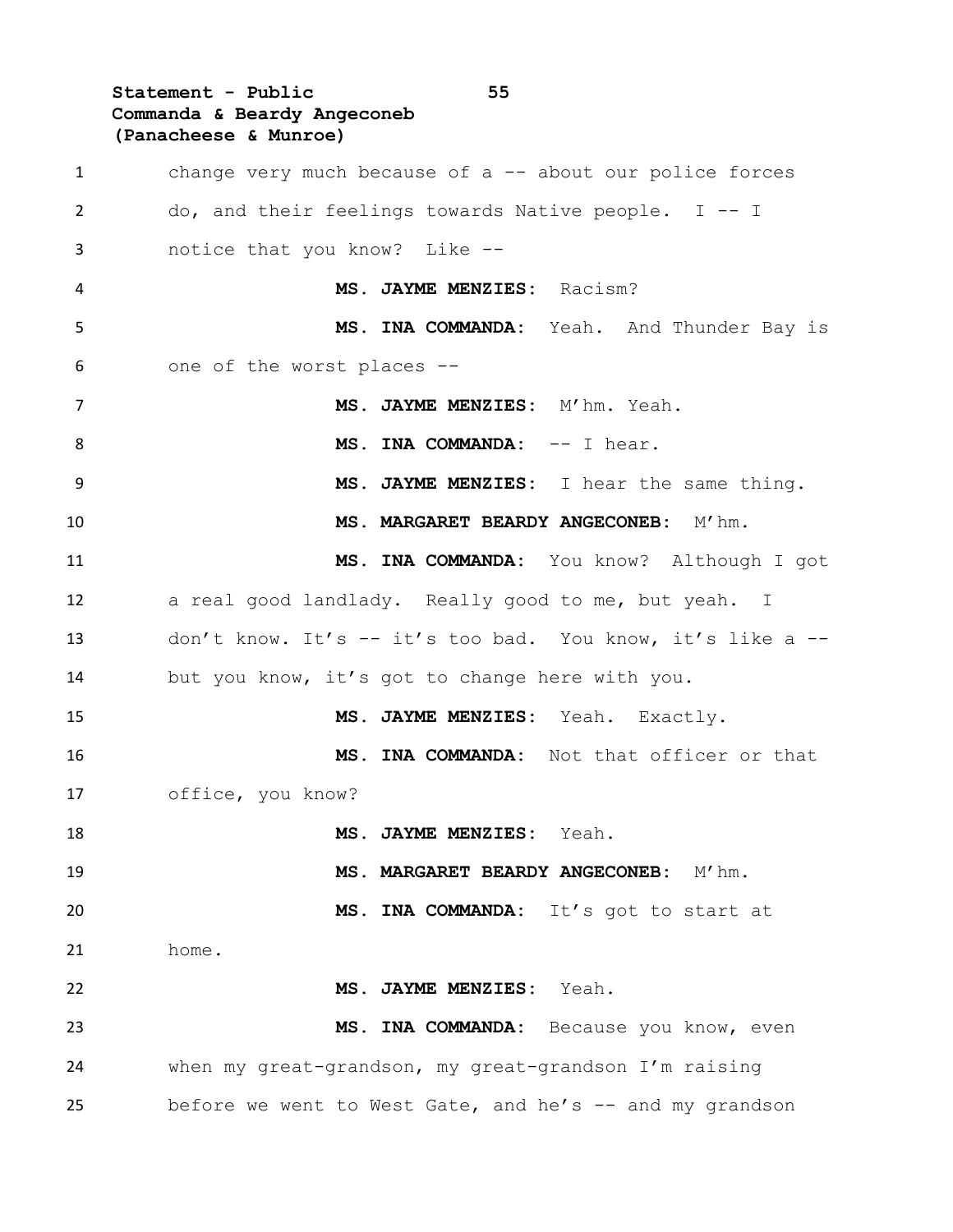change very much because of a -- about our police forces do, and their feelings towards Native people. I -- I notice that you know? Like --

**MS. JAYME MENZIES:** Racism?

**MS. INA COMMANDA:** Yeah. And Thunder Bay is one of the worst places --

**MS. JAYME MENZIES:** M'hm. Yeah.

**MS. INA COMMANDA:** -- I hear.

**MS. JAYME MENZIES:** I hear the same thing.

**MS. MARGARET BEARDY ANGECONEB:** M'hm.

**MS. INA COMMANDA:** You know? Although I got a real good landlady. Really good to me, but yeah. I don't know. It's -- it's too bad. You know, it's like a -- but you know, it's got to change here with you.

**MS. JAYME MENZIES:** Yeah. Exactly.

**MS. INA COMMANDA:** Not that officer or that office, you know?

**MS. JAYME MENZIES:** Yeah.

**MS. MARGARET BEARDY ANGECONEB:** M'hm.

**MS. INA COMMANDA:** It's got to start at home.

**MS. JAYME MENZIES:** Yeah.

**MS. INA COMMANDA:** Because you know, even when my great-grandson, my great-grandson I'm raising before we went to West Gate, and he's -- and my grandson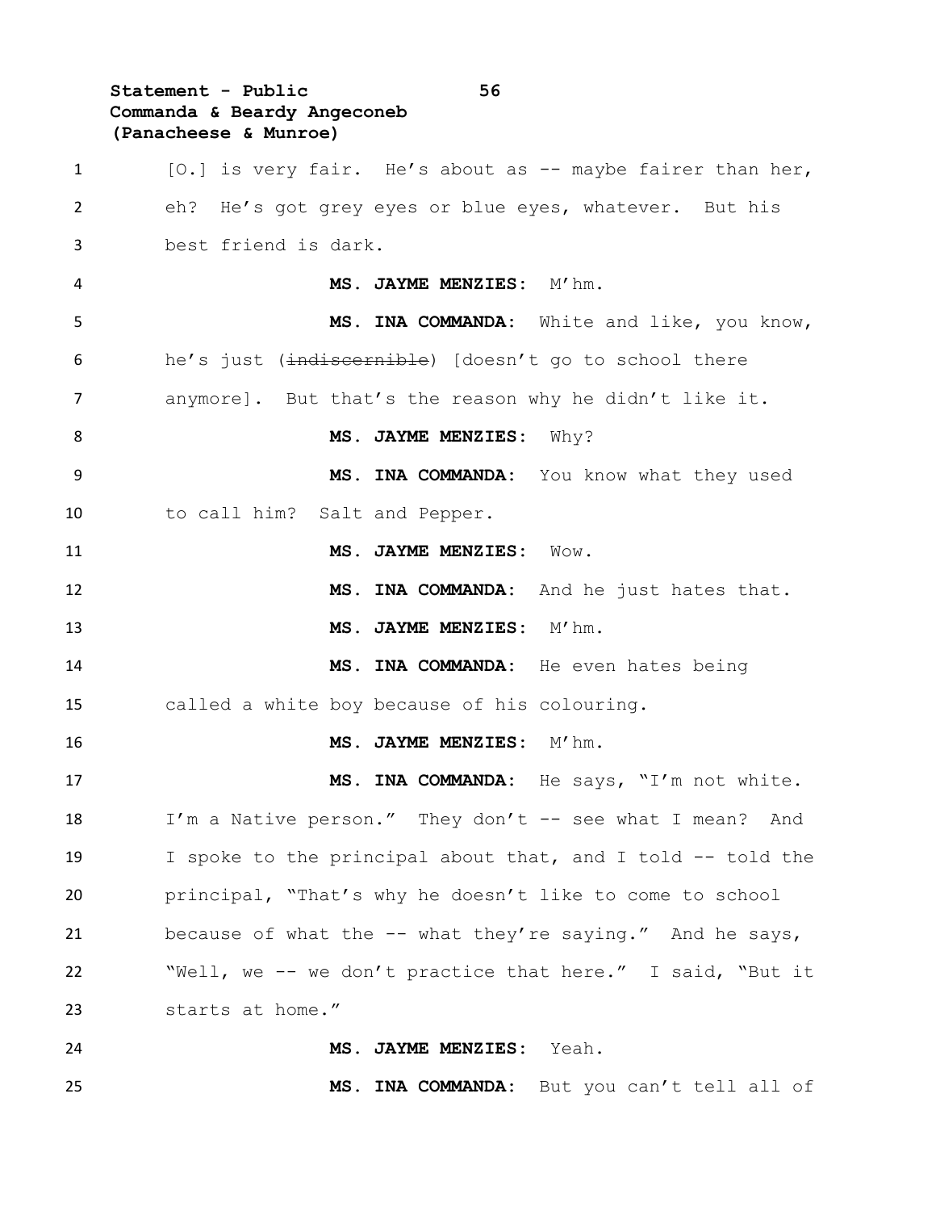[O.] is very fair. He's about as -- maybe fairer than her, eh? He's got grey eyes or blue eyes, whatever. But his best friend is dark.

**MS. JAYME MENZIES:** M'hm.

**MS. INA COMMANDA:** White and like, you know, he's just (~~indiscernible~~) [doesn't go to school there anymore]. But that's the reason why he didn't like it.

**MS. JAYME MENZIES:** Why?

**MS. INA COMMANDA:** You know what they used to call him? Salt and Pepper.

**MS. JAYME MENZIES:** Wow.

**MS. INA COMMANDA:** And he just hates that.

**MS. JAYME MENZIES:** M'hm.

**MS. INA COMMANDA:** He even hates being called a white boy because of his colouring.

**MS. JAYME MENZIES:** M'hm.

**MS. INA COMMANDA:** He says, "I'm not white. I'm a Native person." They don't -- see what I mean? And I spoke to the principal about that, and I told -- told the principal, "That's why he doesn't like to come to school because of what the -- what they're saying." And he says, "Well, we -- we don't practice that here." I said, "But it starts at home."

**MS. JAYME MENZIES:** Yeah.

**MS. INA COMMANDA:** But you can't tell all of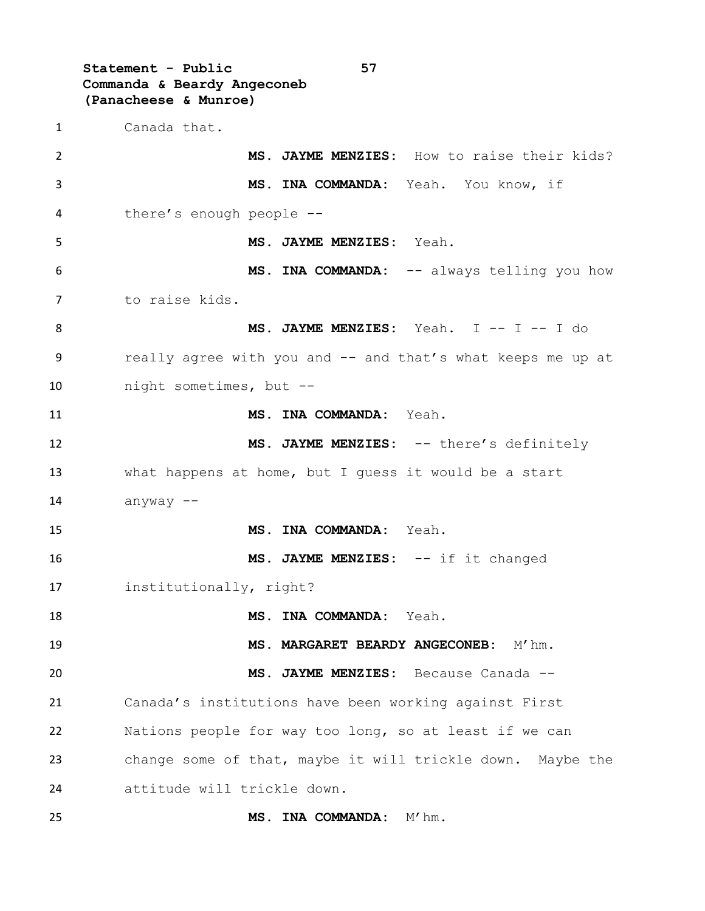Canada that.

**MS. JAYME MENZIES:** How to raise their kids?

**MS. INA COMMANDA:** Yeah. You know, if there's enough people --

**MS. JAYME MENZIES:** Yeah.

**MS. INA COMMANDA:** -- always telling you how to raise kids.

**MS. JAYME MENZIES:** Yeah. I -- I -- I do really agree with you and -- and that's what keeps me up at night sometimes, but --

**MS. INA COMMANDA:** Yeah.

**MS. JAYME MENZIES:** -- there's definitely what happens at home, but I guess it would be a start anyway --

**MS. INA COMMANDA:** Yeah.

**MS. JAYME MENZIES:** -- if it changed institutionally, right?

**MS. INA COMMANDA:** Yeah.

**MS. MARGARET BEARDY ANGECONEB:** M'hm.

**MS. JAYME MENZIES:** Because Canada -- Canada's institutions have been working against First Nations people for way too long, so at least if we can change some of that, maybe it will trickle down. Maybe the attitude will trickle down.

**MS. INA COMMANDA:** M'hm.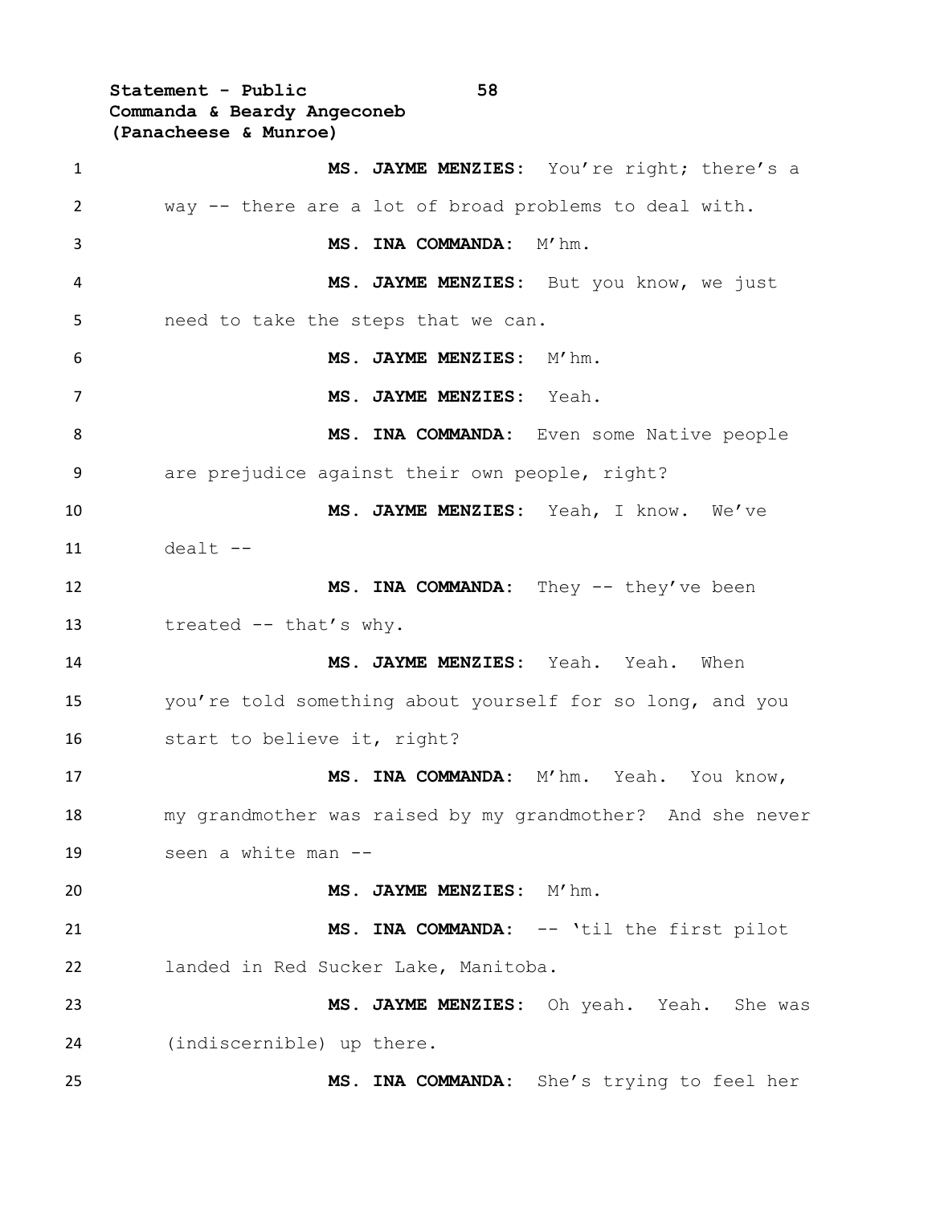**MS. JAYME MENZIES:** You're right; there's a way -- there are a lot of broad problems to deal with.

**MS. INA COMMANDA:** M'hm.

**MS. JAYME MENZIES:** But you know, we just need to take the steps that we can.

**MS. JAYME MENZIES:** M'hm.

**MS. JAYME MENZIES:** Yeah.

**MS. INA COMMANDA:** Even some Native people are prejudice against their own people, right?

**MS. JAYME MENZIES:** Yeah, I know. We've dealt --

**MS. INA COMMANDA:** They -- they've been treated -- that's why.

**MS. JAYME MENZIES:** Yeah. Yeah. When you're told something about yourself for so long, and you start to believe it, right?

**MS. INA COMMANDA:** M'hm. Yeah. You know, my grandmother was raised by my grandmother? And she never seen a white man --

**MS. JAYME MENZIES:** M'hm.

**MS. INA COMMANDA:** -- 'til the first pilot landed in Red Sucker Lake, Manitoba.

**MS. JAYME MENZIES:** Oh yeah. Yeah. She was (indiscernible) up there.

**MS. INA COMMANDA:** She's trying to feel her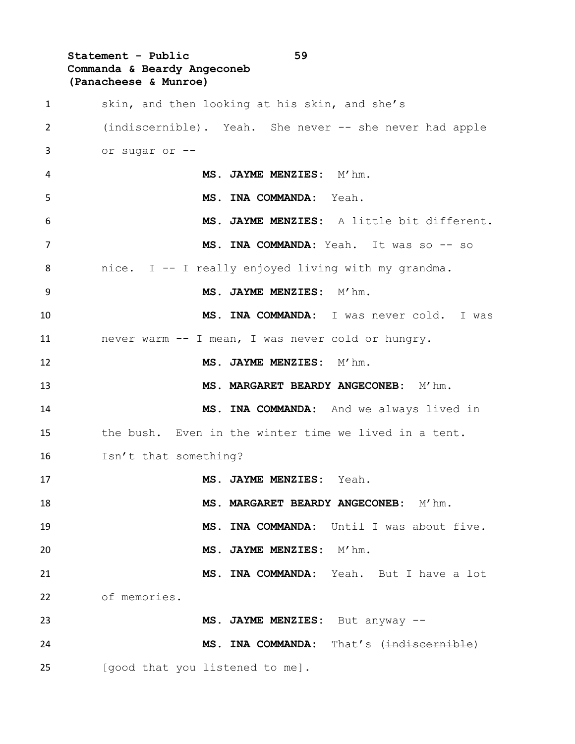skin, and then looking at his skin, and she's (indiscernible). Yeah. She never -- she never had apple or sugar or --

**MS. JAYME MENZIES:** M'hm.

**MS. INA COMMANDA:** Yeah.

**MS. JAYME MENZIES:** A little bit different.

**MS. INA COMMANDA:** Yeah. It was so -- so nice. I -- I really enjoyed living with my grandma.

**MS. JAYME MENZIES:** M'hm.

**MS. INA COMMANDA:** I was never cold. I was never warm -- I mean, I was never cold or hungry.

**MS. JAYME MENZIES:** M'hm.

**MS. MARGARET BEARDY ANGECONEB:** M'hm.

**MS. INA COMMANDA:** And we always lived in the bush. Even in the winter time we lived in a tent. Isn't that something?

**MS. JAYME MENZIES:** Yeah.

**MS. MARGARET BEARDY ANGECONEB:** M'hm.

**MS. INA COMMANDA:** Until I was about five.

**MS. JAYME MENZIES:** M'hm.

**MS. INA COMMANDA:** Yeah. But I have a lot of memories.

**MS. JAYME MENZIES:** But anyway --

**MS. INA COMMANDA:** That's (~~indiscernible~~) [good that you listened to me].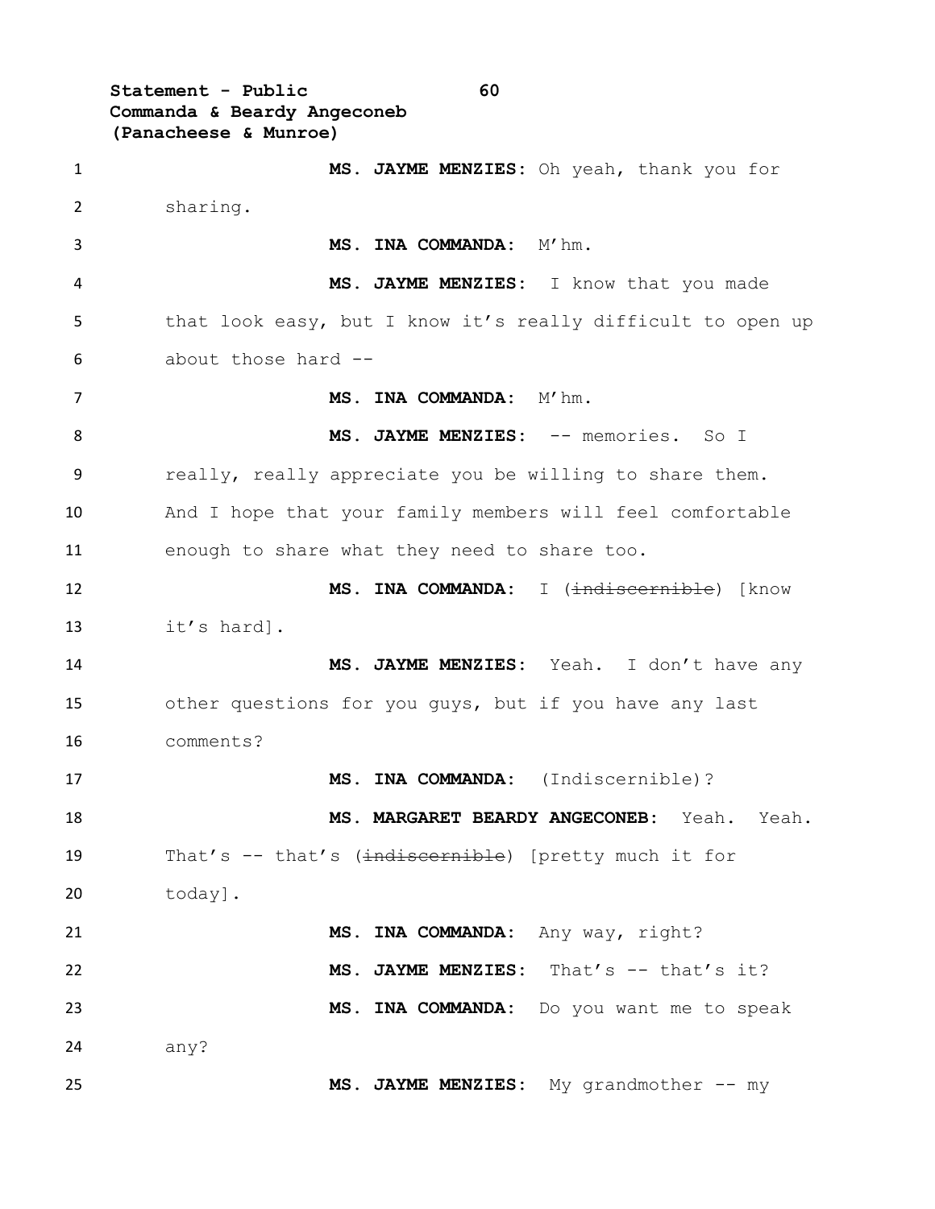**MS. JAYME MENZIES:** Oh yeah, thank you for sharing.

**MS. INA COMMANDA:** M'hm.

**MS. JAYME MENZIES:** I know that you made that look easy, but I know it's really difficult to open up about those hard --

**MS. INA COMMANDA:** M'hm.

**MS. JAYME MENZIES:** -- memories. So I really, really appreciate you be willing to share them. And I hope that your family members will feel comfortable enough to share what they need to share too.

**MS. INA COMMANDA:** I (~~indiscernible~~) [know it's hard].

**MS. JAYME MENZIES:** Yeah. I don't have any other questions for you guys, but if you have any last comments?

**MS. INA COMMANDA:** (Indiscernible)?

**MS. MARGARET BEARDY ANGECONEB:** Yeah. Yeah. That's -- that's (~~indiscernible~~) [pretty much it for today].

**MS. INA COMMANDA:** Any way, right?

**MS. JAYME MENZIES:** That's -- that's it?

**MS. INA COMMANDA:** Do you want me to speak any?

**MS. JAYME MENZIES:** My grandmother -- my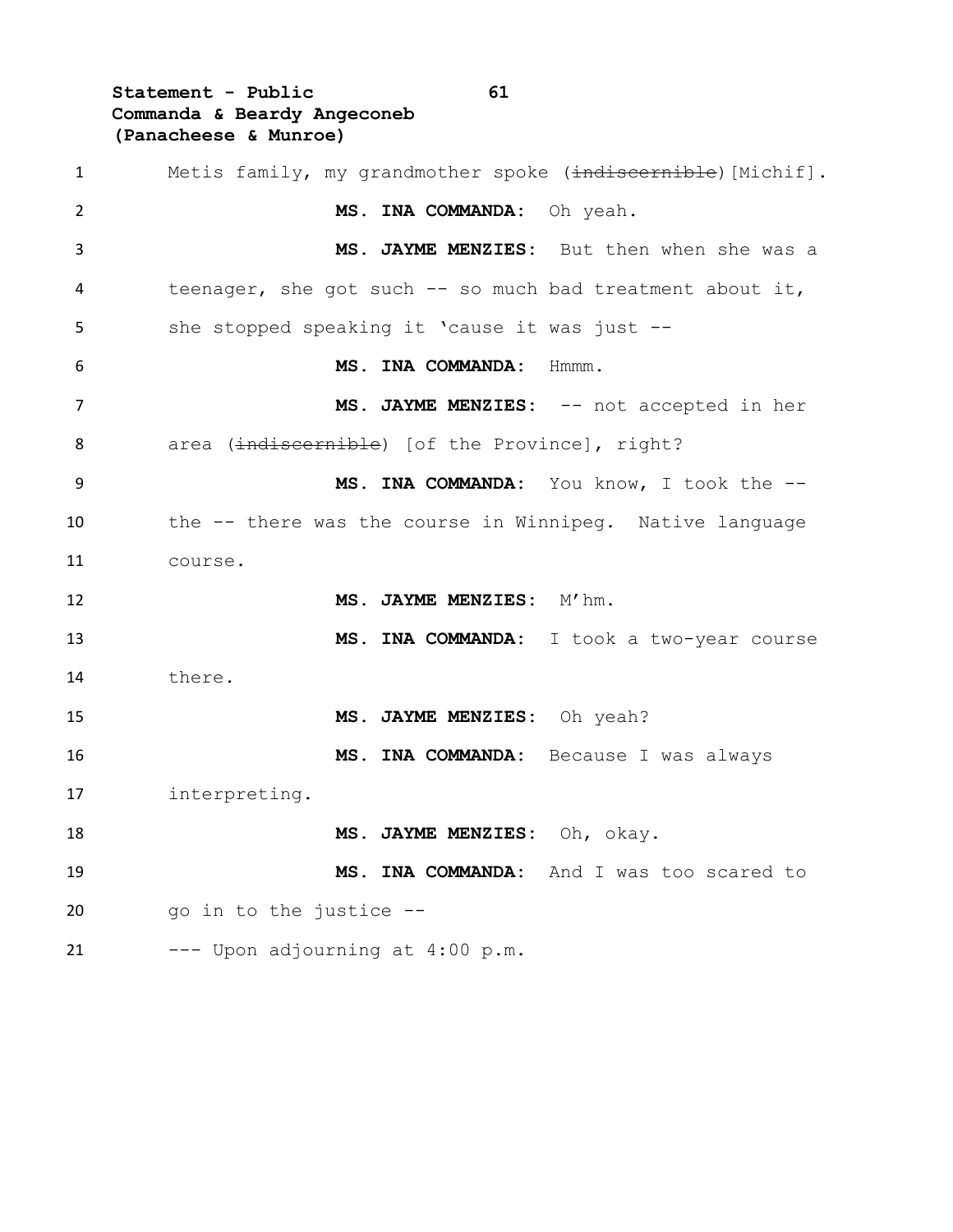Metis family, my grandmother spoke (~~indiscernible~~)[Michif].

**MS. INA COMMANDA:** Oh yeah.

**MS. JAYME MENZIES:** But then when she was a teenager, she got such -- so much bad treatment about it, she stopped speaking it 'cause it was just --

**MS. INA COMMANDA:** Hmmm.

**MS. JAYME MENZIES:** -- not accepted in her area (~~indiscernible~~) [of the Province], right?

**MS. INA COMMANDA:** You know, I took the -- the -- there was the course in Winnipeg. Native language course.

**MS. JAYME MENZIES:** M'hm.

**MS. INA COMMANDA:** I took a two-year course there.

**MS. JAYME MENZIES:** Oh yeah?

**MS. INA COMMANDA:** Because I was always interpreting.

**MS. JAYME MENZIES:** Oh, okay.

**MS. INA COMMANDA:** And I was too scared to go in to the justice --

--- Upon adjourning at 4:00 p.m.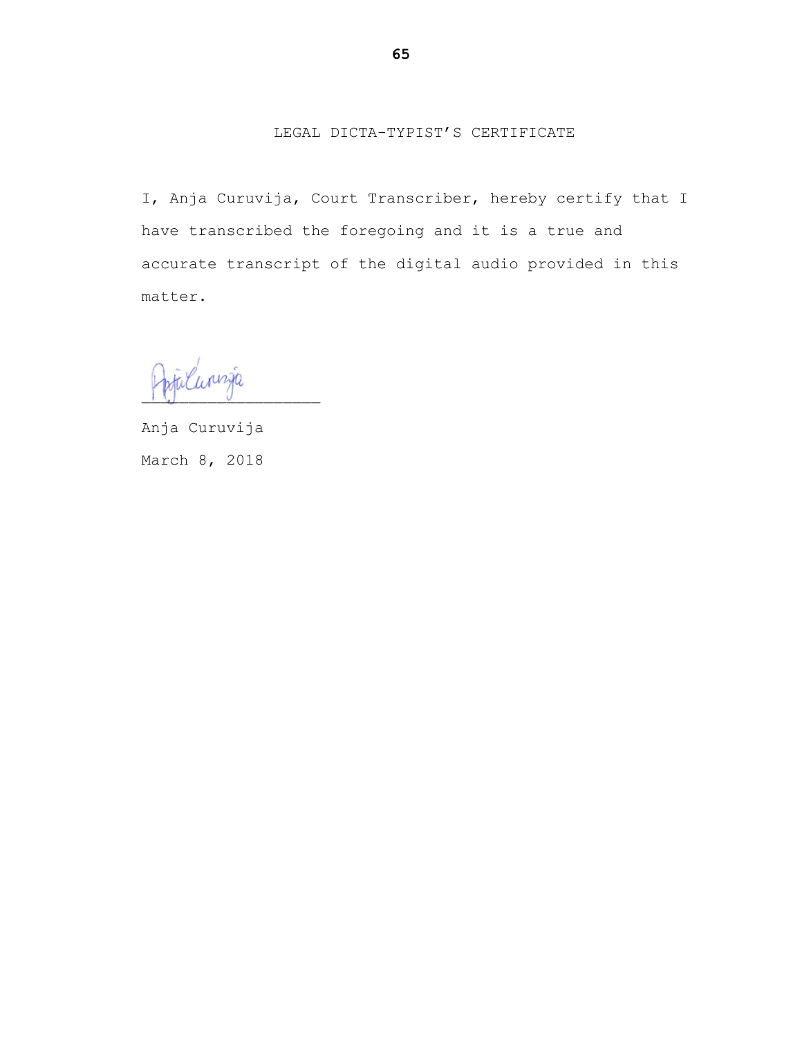LEGAL DICTA-TYPIST'S CERTIFICATE

I, Anja Curuvija, Court Transcriber, hereby certify that I have transcribed the foregoing and it is a true and accurate transcript of the digital audio provided in this matter.

\_\_\_\_\_\_\_\_\_\_\_\_\_\_\_\_\_\_\_

Anja Curuvija

March 8, 2018